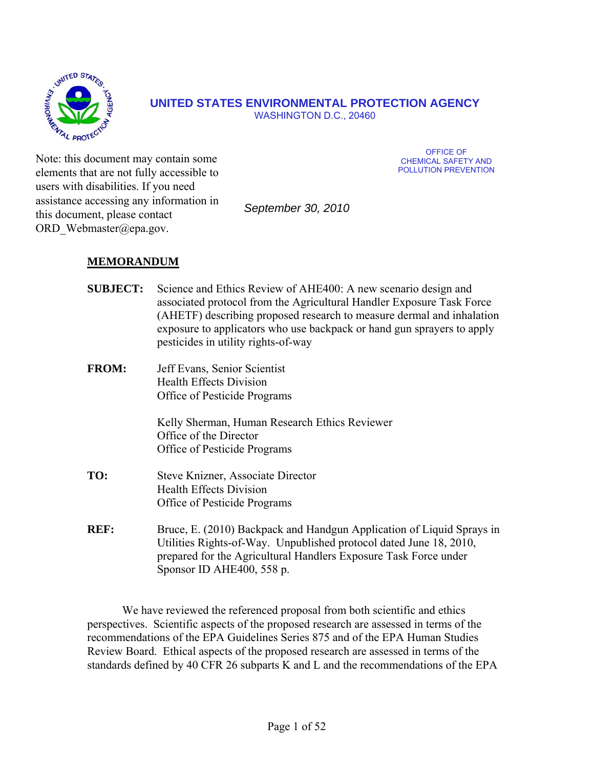**UNITED STATES ENVIRONMENTAL PROTECTION AGENCY**
WASHINGTON D.C., 20460

OFFICE OF
CHEMICAL SAFETY AND
POLLUTION PREVENTION

Note: this document may contain some elements that are not fully accessible to users with disabilities. If you need assistance accessing any information in this document, please contact ORD_Webmaster@epa.gov.

*September 30, 2010*

## MEMORANDUM

**SUBJECT:** Science and Ethics Review of AHE400: A new scenario design and associated protocol from the Agricultural Handler Exposure Task Force (AHETF) describing proposed research to measure dermal and inhalation exposure to applicators who use backpack or hand gun sprayers to apply pesticides in utility rights-of-way

**FROM:** Jeff Evans, Senior Scientist
Health Effects Division
Office of Pesticide Programs

Kelly Sherman, Human Research Ethics Reviewer
Office of the Director
Office of Pesticide Programs

**TO:** Steve Knizner, Associate Director
Health Effects Division
Office of Pesticide Programs

**REF:** Bruce, E. (2010) Backpack and Handgun Application of Liquid Sprays in Utilities Rights-of-Way. Unpublished protocol dated June 18, 2010, prepared for the Agricultural Handlers Exposure Task Force under Sponsor ID AHE400, 558 p.

We have reviewed the referenced proposal from both scientific and ethics perspectives. Scientific aspects of the proposed research are assessed in terms of the recommendations of the EPA Guidelines Series 875 and of the EPA Human Studies Review Board. Ethical aspects of the proposed research are assessed in terms of the standards defined by 40 CFR 26 subparts K and L and the recommendations of the EPA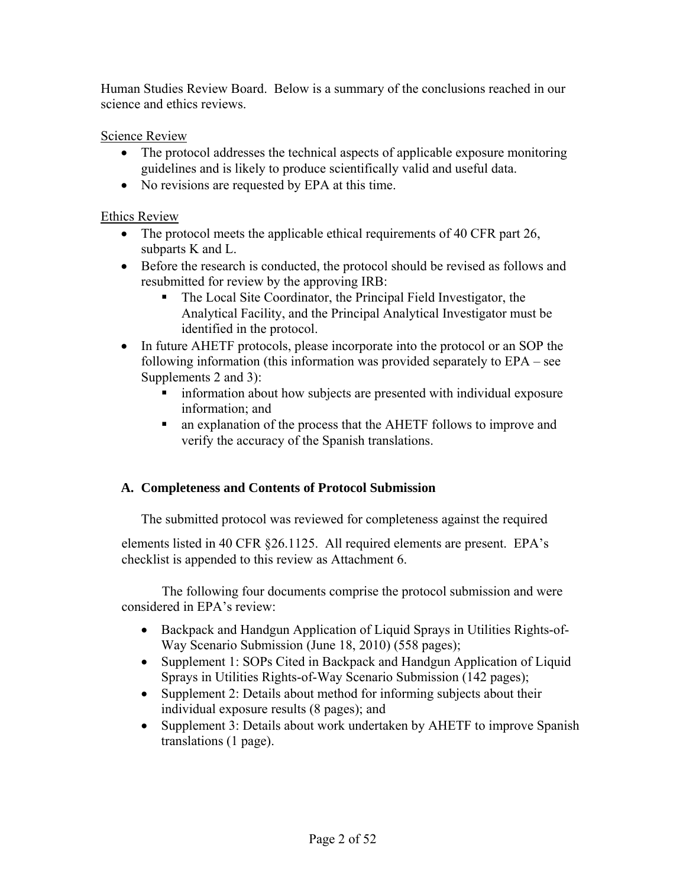Human Studies Review Board. Below is a summary of the conclusions reached in our science and ethics reviews.

<u>Science Review</u>

- The protocol addresses the technical aspects of applicable exposure monitoring guidelines and is likely to produce scientifically valid and useful data.
- No revisions are requested by EPA at this time.

<u>Ethics Review</u>

- The protocol meets the applicable ethical requirements of 40 CFR part 26, subparts K and L.
- Before the research is conducted, the protocol should be revised as follows and resubmitted for review by the approving IRB:
  - The Local Site Coordinator, the Principal Field Investigator, the Analytical Facility, and the Principal Analytical Investigator must be identified in the protocol.
- In future AHETF protocols, please incorporate into the protocol or an SOP the following information (this information was provided separately to EPA – see Supplements 2 and 3):
  - information about how subjects are presented with individual exposure information; and
  - an explanation of the process that the AHETF follows to improve and verify the accuracy of the Spanish translations.

### A. Completeness and Contents of Protocol Submission

The submitted protocol was reviewed for completeness against the required elements listed in 40 CFR §26.1125. All required elements are present. EPA's checklist is appended to this review as Attachment 6.

The following four documents comprise the protocol submission and were considered in EPA's review:

- Backpack and Handgun Application of Liquid Sprays in Utilities Rights-of-Way Scenario Submission (June 18, 2010) (558 pages);
- Supplement 1: SOPs Cited in Backpack and Handgun Application of Liquid Sprays in Utilities Rights-of-Way Scenario Submission (142 pages);
- Supplement 2: Details about method for informing subjects about their individual exposure results (8 pages); and
- Supplement 3: Details about work undertaken by AHETF to improve Spanish translations (1 page).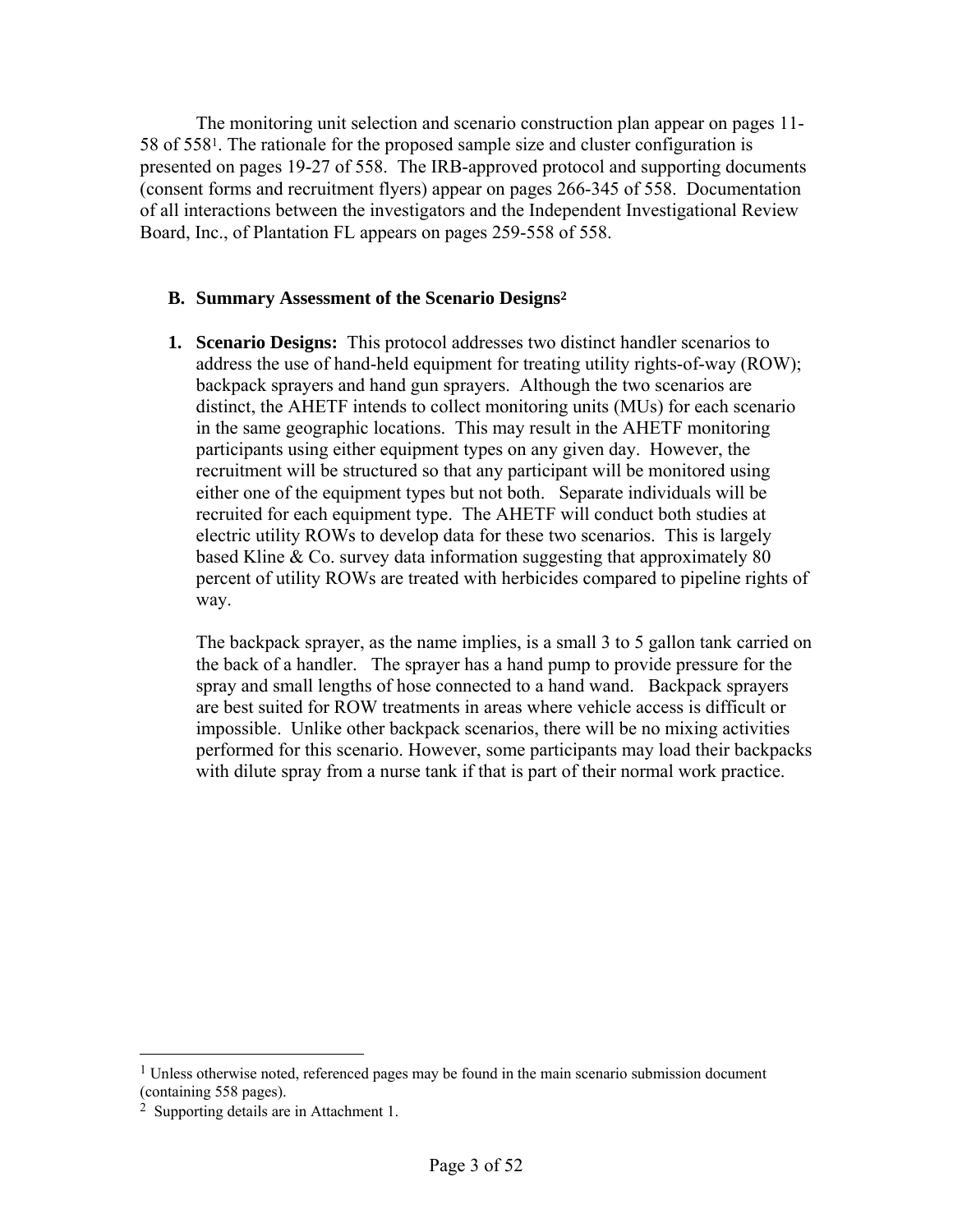The monitoring unit selection and scenario construction plan appear on pages 11-58 of 558[1]. The rationale for the proposed sample size and cluster configuration is presented on pages 19-27 of 558. The IRB-approved protocol and supporting documents (consent forms and recruitment flyers) appear on pages 266-345 of 558. Documentation of all interactions between the investigators and the Independent Investigational Review Board, Inc., of Plantation FL appears on pages 259-558 of 558.

## B. Summary Assessment of the Scenario Designs[2]

1. **Scenario Designs:** This protocol addresses two distinct handler scenarios to address the use of hand-held equipment for treating utility rights-of-way (ROW); backpack sprayers and hand gun sprayers. Although the two scenarios are distinct, the AHETF intends to collect monitoring units (MUs) for each scenario in the same geographic locations. This may result in the AHETF monitoring participants using either equipment types on any given day. However, the recruitment will be structured so that any participant will be monitored using either one of the equipment types but not both. Separate individuals will be recruited for each equipment type. The AHETF will conduct both studies at electric utility ROWs to develop data for these two scenarios. This is largely based Kline & Co. survey data information suggesting that approximately 80 percent of utility ROWs are treated with herbicides compared to pipeline rights of way.

   The backpack sprayer, as the name implies, is a small 3 to 5 gallon tank carried on the back of a handler. The sprayer has a hand pump to provide pressure for the spray and small lengths of hose connected to a hand wand. Backpack sprayers are best suited for ROW treatments in areas where vehicle access is difficult or impossible. Unlike other backpack scenarios, there will be no mixing activities performed for this scenario. However, some participants may load their backpacks with dilute spray from a nurse tank if that is part of their normal work practice.

---

[1] Unless otherwise noted, referenced pages may be found in the main scenario submission document (containing 558 pages).

[2] Supporting details are in Attachment 1.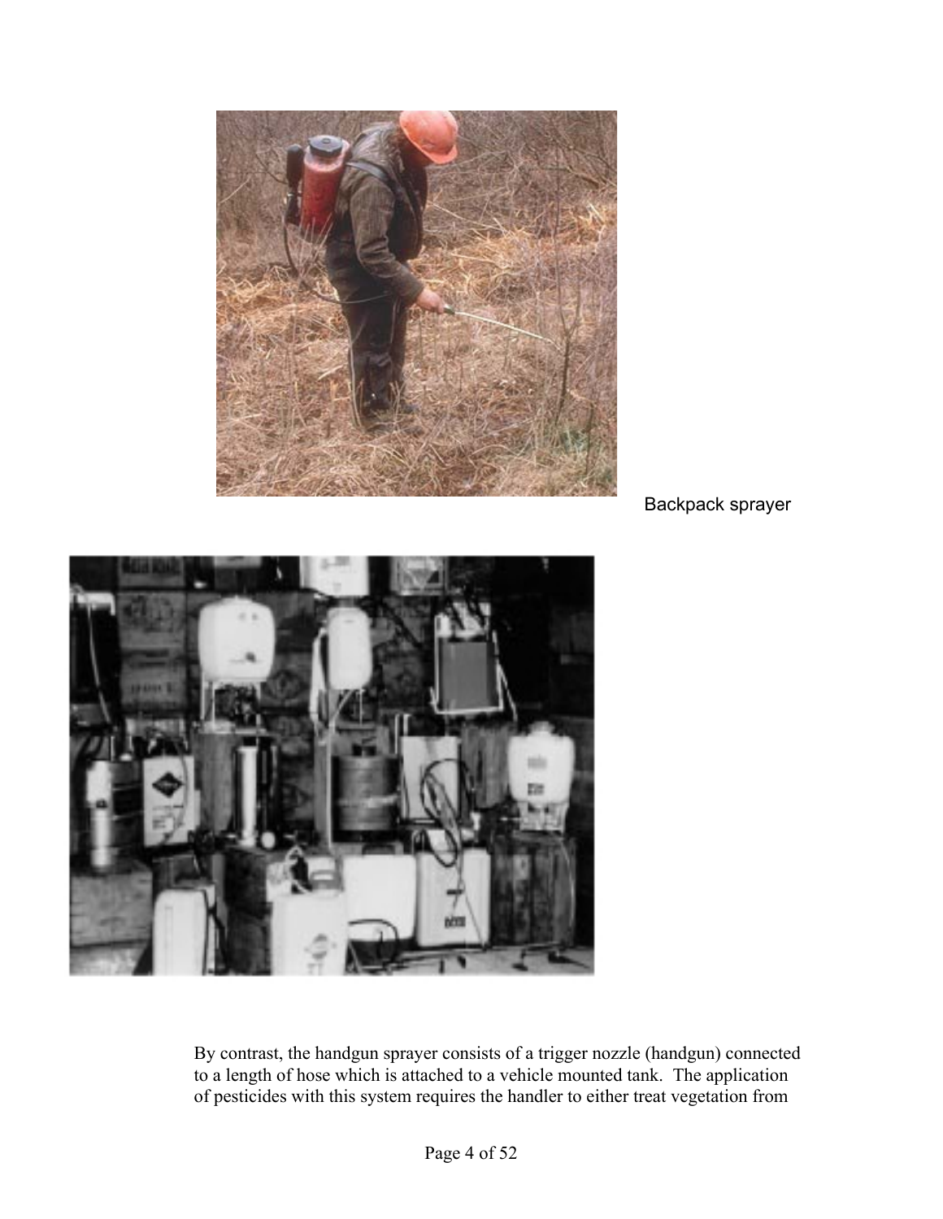Backpack sprayer

By contrast, the handgun sprayer consists of a trigger nozzle (handgun) connected to a length of hose which is attached to a vehicle mounted tank. The application of pesticides with this system requires the handler to either treat vegetation from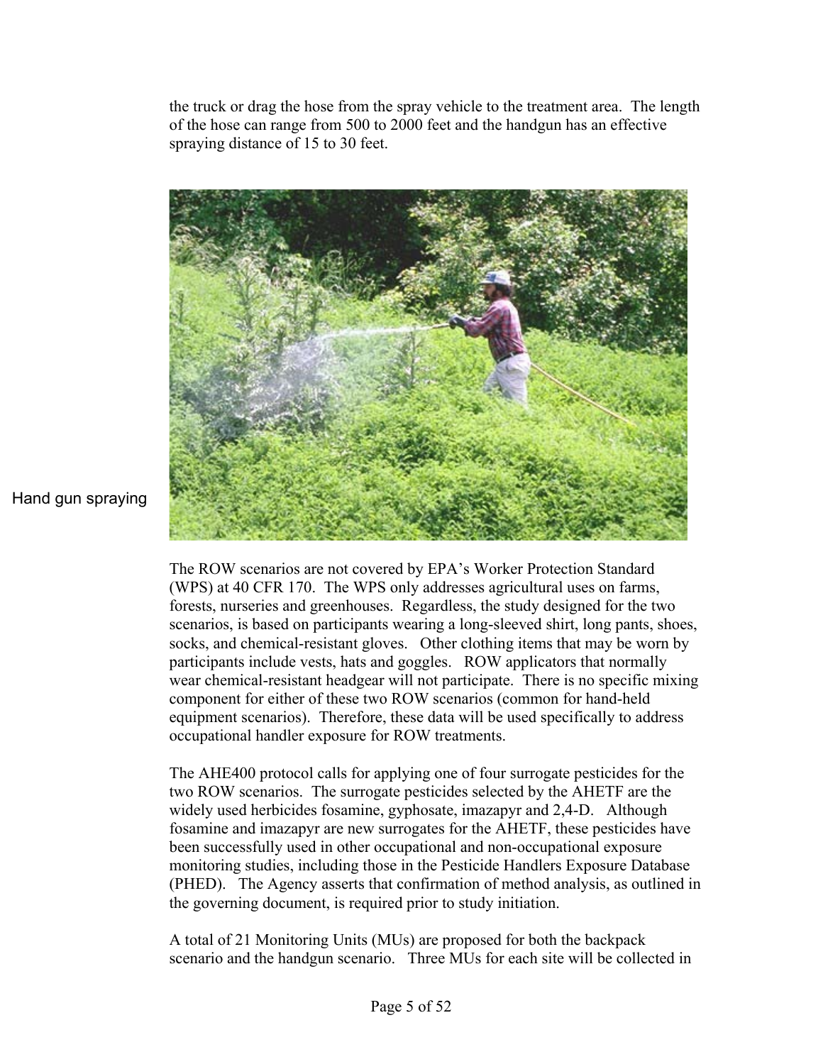the truck or drag the hose from the spray vehicle to the treatment area. The length of the hose can range from 500 to 2000 feet and the handgun has an effective spraying distance of 15 to 30 feet.

Hand gun spraying

The ROW scenarios are not covered by EPA's Worker Protection Standard (WPS) at 40 CFR 170. The WPS only addresses agricultural uses on farms, forests, nurseries and greenhouses. Regardless, the study designed for the two scenarios, is based on participants wearing a long-sleeved shirt, long pants, shoes, socks, and chemical-resistant gloves. Other clothing items that may be worn by participants include vests, hats and goggles. ROW applicators that normally wear chemical-resistant headgear will not participate. There is no specific mixing component for either of these two ROW scenarios (common for hand-held equipment scenarios). Therefore, these data will be used specifically to address occupational handler exposure for ROW treatments.

The AHE400 protocol calls for applying one of four surrogate pesticides for the two ROW scenarios. The surrogate pesticides selected by the AHETF are the widely used herbicides fosamine, gyphosate, imazapyr and 2,4-D. Although fosamine and imazapyr are new surrogates for the AHETF, these pesticides have been successfully used in other occupational and non-occupational exposure monitoring studies, including those in the Pesticide Handlers Exposure Database (PHED). The Agency asserts that confirmation of method analysis, as outlined in the governing document, is required prior to study initiation.

A total of 21 Monitoring Units (MUs) are proposed for both the backpack scenario and the handgun scenario. Three MUs for each site will be collected in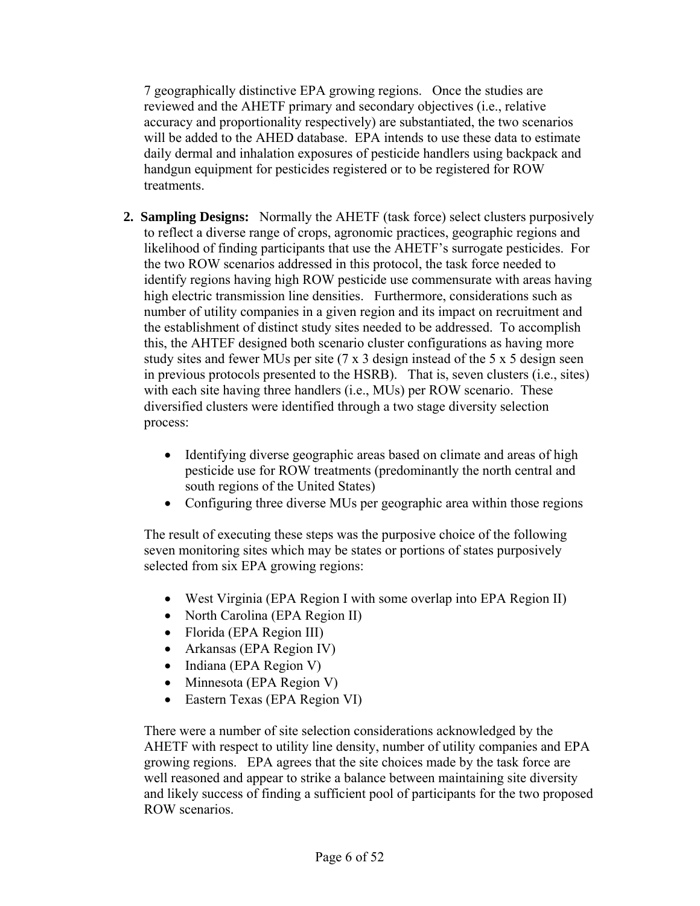7 geographically distinctive EPA growing regions. Once the studies are reviewed and the AHETF primary and secondary objectives (i.e., relative accuracy and proportionality respectively) are substantiated, the two scenarios will be added to the AHED database. EPA intends to use these data to estimate daily dermal and inhalation exposures of pesticide handlers using backpack and handgun equipment for pesticides registered or to be registered for ROW treatments.

2. **Sampling Designs:** Normally the AHETF (task force) select clusters purposively to reflect a diverse range of crops, agronomic practices, geographic regions and likelihood of finding participants that use the AHETF's surrogate pesticides. For the two ROW scenarios addressed in this protocol, the task force needed to identify regions having high ROW pesticide use commensurate with areas having high electric transmission line densities. Furthermore, considerations such as number of utility companies in a given region and its impact on recruitment and the establishment of distinct study sites needed to be addressed. To accomplish this, the AHTEF designed both scenario cluster configurations as having more study sites and fewer MUs per site (7 x 3 design instead of the 5 x 5 design seen in previous protocols presented to the HSRB). That is, seven clusters (i.e., sites) with each site having three handlers (i.e., MUs) per ROW scenario. These diversified clusters were identified through a two stage diversity selection process:

   - Identifying diverse geographic areas based on climate and areas of high pesticide use for ROW treatments (predominantly the north central and south regions of the United States)
   - Configuring three diverse MUs per geographic area within those regions

   The result of executing these steps was the purposive choice of the following seven monitoring sites which may be states or portions of states purposively selected from six EPA growing regions:

   - West Virginia (EPA Region I with some overlap into EPA Region II)
   - North Carolina (EPA Region II)
   - Florida (EPA Region III)
   - Arkansas (EPA Region IV)
   - Indiana (EPA Region V)
   - Minnesota (EPA Region V)
   - Eastern Texas (EPA Region VI)

   There were a number of site selection considerations acknowledged by the AHETF with respect to utility line density, number of utility companies and EPA growing regions. EPA agrees that the site choices made by the task force are well reasoned and appear to strike a balance between maintaining site diversity and likely success of finding a sufficient pool of participants for the two proposed ROW scenarios.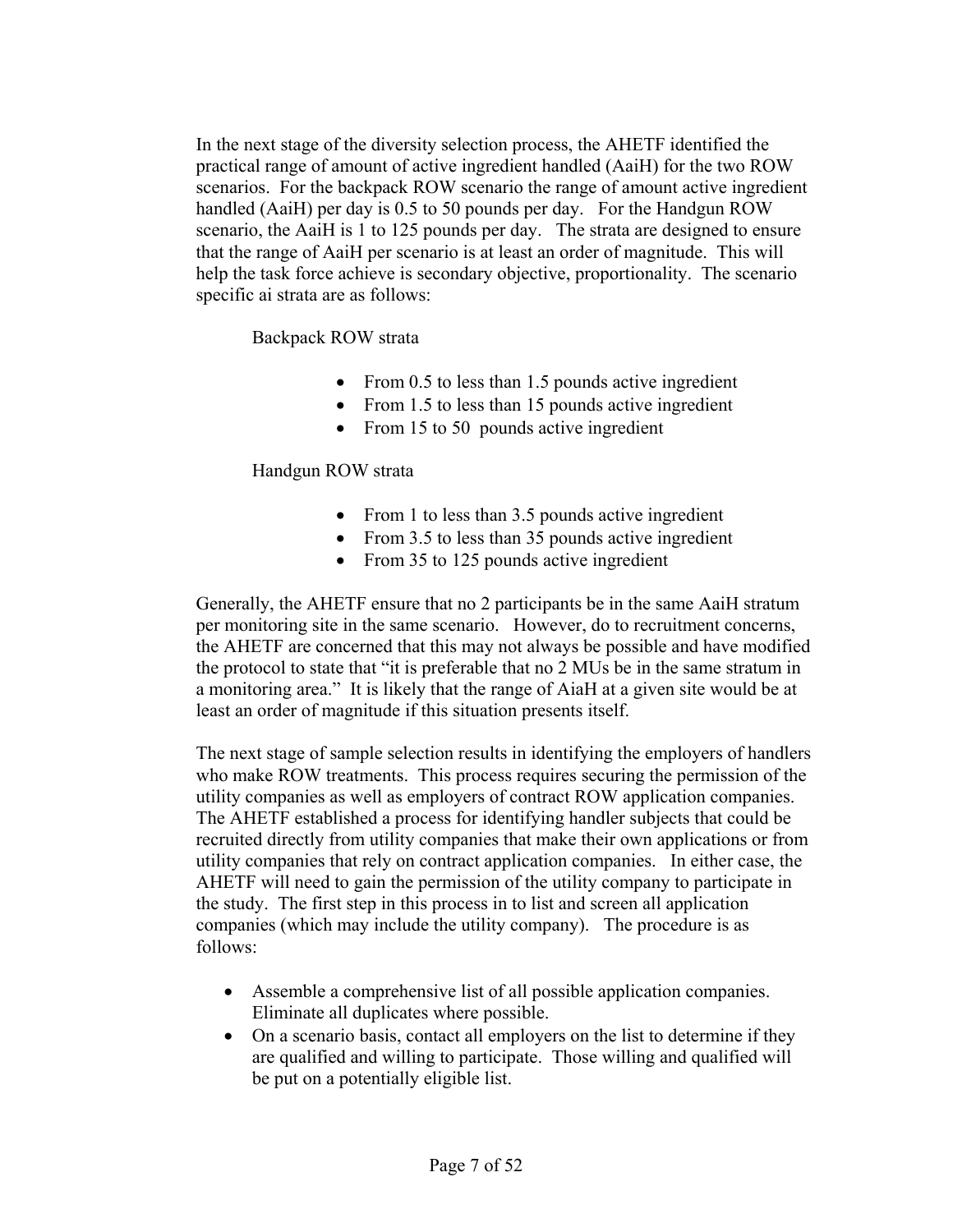In the next stage of the diversity selection process, the AHETF identified the practical range of amount of active ingredient handled (AaiH) for the two ROW scenarios. For the backpack ROW scenario the range of amount active ingredient handled (AaiH) per day is 0.5 to 50 pounds per day. For the Handgun ROW scenario, the AaiH is 1 to 125 pounds per day. The strata are designed to ensure that the range of AaiH per scenario is at least an order of magnitude. This will help the task force achieve is secondary objective, proportionality. The scenario specific ai strata are as follows:

Backpack ROW strata

- From 0.5 to less than 1.5 pounds active ingredient
- From 1.5 to less than 15 pounds active ingredient
- From 15 to 50 pounds active ingredient

Handgun ROW strata

- From 1 to less than 3.5 pounds active ingredient
- From 3.5 to less than 35 pounds active ingredient
- From 35 to 125 pounds active ingredient

Generally, the AHETF ensure that no 2 participants be in the same AaiH stratum per monitoring site in the same scenario. However, do to recruitment concerns, the AHETF are concerned that this may not always be possible and have modified the protocol to state that "it is preferable that no 2 MUs be in the same stratum in a monitoring area." It is likely that the range of AiaH at a given site would be at least an order of magnitude if this situation presents itself.

The next stage of sample selection results in identifying the employers of handlers who make ROW treatments. This process requires securing the permission of the utility companies as well as employers of contract ROW application companies. The AHETF established a process for identifying handler subjects that could be recruited directly from utility companies that make their own applications or from utility companies that rely on contract application companies. In either case, the AHETF will need to gain the permission of the utility company to participate in the study. The first step in this process in to list and screen all application companies (which may include the utility company). The procedure is as follows:

- Assemble a comprehensive list of all possible application companies. Eliminate all duplicates where possible.
- On a scenario basis, contact all employers on the list to determine if they are qualified and willing to participate. Those willing and qualified will be put on a potentially eligible list.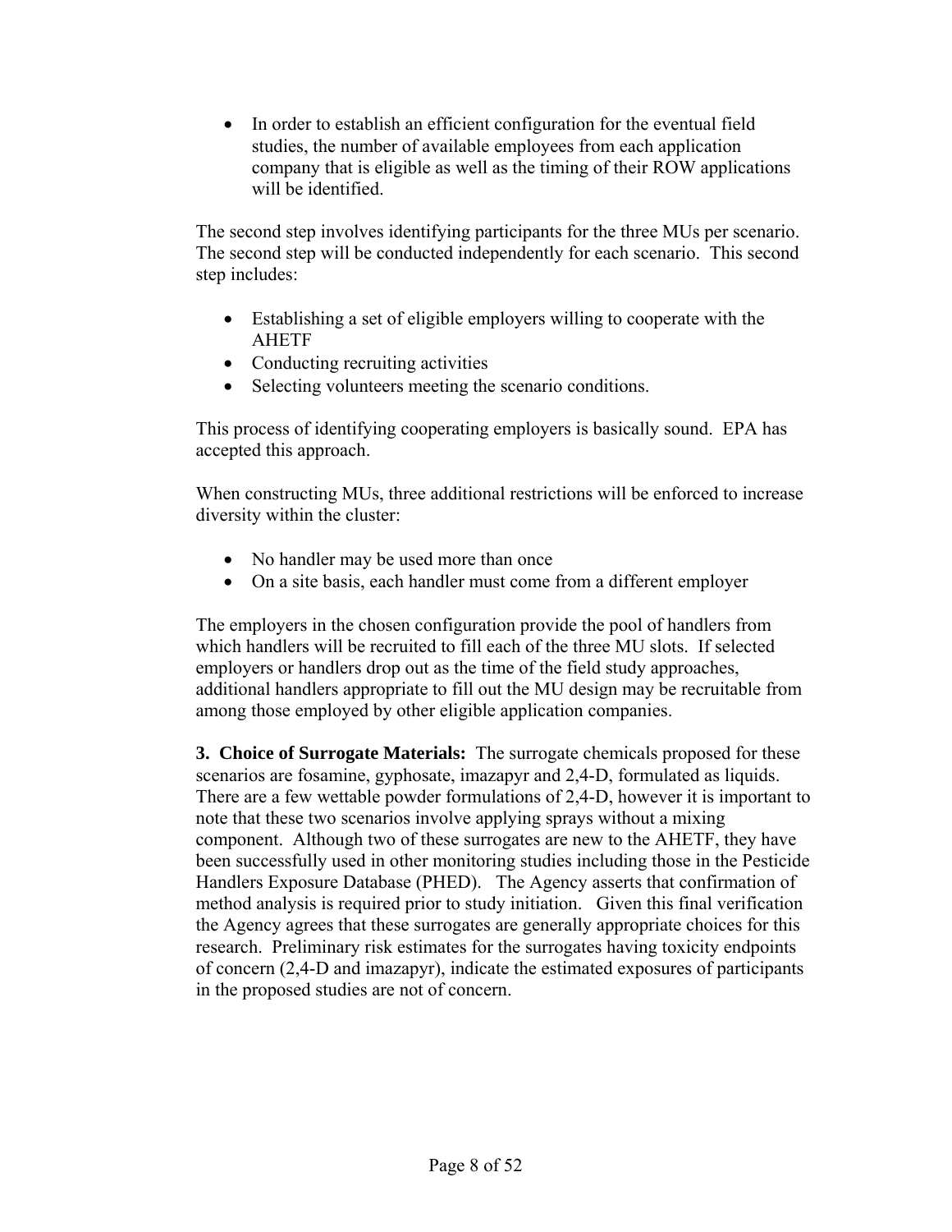- In order to establish an efficient configuration for the eventual field studies, the number of available employees from each application company that is eligible as well as the timing of their ROW applications will be identified.

The second step involves identifying participants for the three MUs per scenario. The second step will be conducted independently for each scenario. This second step includes:

- Establishing a set of eligible employers willing to cooperate with the AHETF
- Conducting recruiting activities
- Selecting volunteers meeting the scenario conditions.

This process of identifying cooperating employers is basically sound. EPA has accepted this approach.

When constructing MUs, three additional restrictions will be enforced to increase diversity within the cluster:

- No handler may be used more than once
- On a site basis, each handler must come from a different employer

The employers in the chosen configuration provide the pool of handlers from which handlers will be recruited to fill each of the three MU slots. If selected employers or handlers drop out as the time of the field study approaches, additional handlers appropriate to fill out the MU design may be recruitable from among those employed by other eligible application companies.

**3. Choice of Surrogate Materials:** The surrogate chemicals proposed for these scenarios are fosamine, gyphosate, imazapyr and 2,4-D, formulated as liquids. There are a few wettable powder formulations of 2,4-D, however it is important to note that these two scenarios involve applying sprays without a mixing component. Although two of these surrogates are new to the AHETF, they have been successfully used in other monitoring studies including those in the Pesticide Handlers Exposure Database (PHED). The Agency asserts that confirmation of method analysis is required prior to study initiation. Given this final verification the Agency agrees that these surrogates are generally appropriate choices for this research. Preliminary risk estimates for the surrogates having toxicity endpoints of concern (2,4-D and imazapyr), indicate the estimated exposures of participants in the proposed studies are not of concern.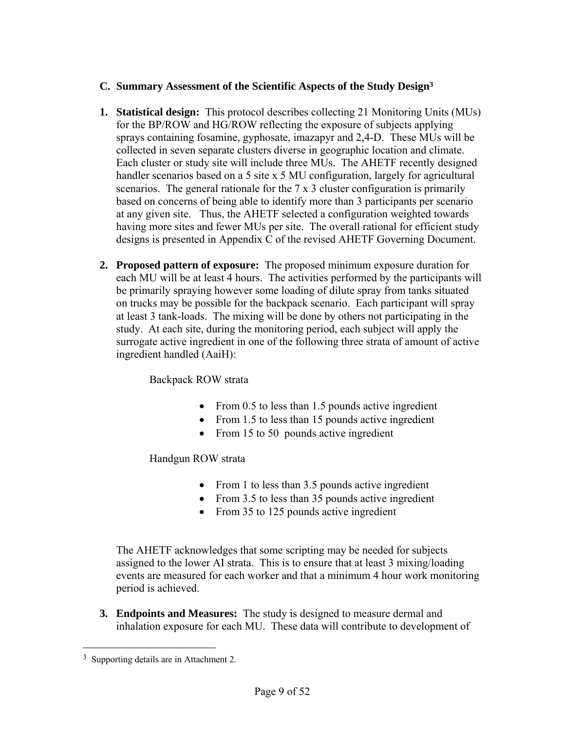## C. Summary Assessment of the Scientific Aspects of the Study Design[3]

1. **Statistical design:** This protocol describes collecting 21 Monitoring Units (MUs) for the BP/ROW and HG/ROW reflecting the exposure of subjects applying sprays containing fosamine, gyphosate, imazapyr and 2,4-D. These MUs will be collected in seven separate clusters diverse in geographic location and climate. Each cluster or study site will include three MUs. The AHETF recently designed handler scenarios based on a 5 site x 5 MU configuration, largely for agricultural scenarios. The general rationale for the 7 x 3 cluster configuration is primarily based on concerns of being able to identify more than 3 participants per scenario at any given site. Thus, the AHETF selected a configuration weighted towards having more sites and fewer MUs per site. The overall rational for efficient study designs is presented in Appendix C of the revised AHETF Governing Document.

2. **Proposed pattern of exposure:** The proposed minimum exposure duration for each MU will be at least 4 hours. The activities performed by the participants will be primarily spraying however some loading of dilute spray from tanks situated on trucks may be possible for the backpack scenario. Each participant will spray at least 3 tank-loads. The mixing will be done by others not participating in the study. At each site, during the monitoring period, each subject will apply the surrogate active ingredient in one of the following three strata of amount of active ingredient handled (AaiH):

   Backpack ROW strata

   - From 0.5 to less than 1.5 pounds active ingredient
   - From 1.5 to less than 15 pounds active ingredient
   - From 15 to 50 pounds active ingredient

   Handgun ROW strata

   - From 1 to less than 3.5 pounds active ingredient
   - From 3.5 to less than 35 pounds active ingredient
   - From 35 to 125 pounds active ingredient

   The AHETF acknowledges that some scripting may be needed for subjects assigned to the lower AI strata. This is to ensure that at least 3 mixing/loading events are measured for each worker and that a minimum 4 hour work monitoring period is achieved.

3. **Endpoints and Measures:** The study is designed to measure dermal and inhalation exposure for each MU. These data will contribute to development of

---

[3] Supporting details are in Attachment 2.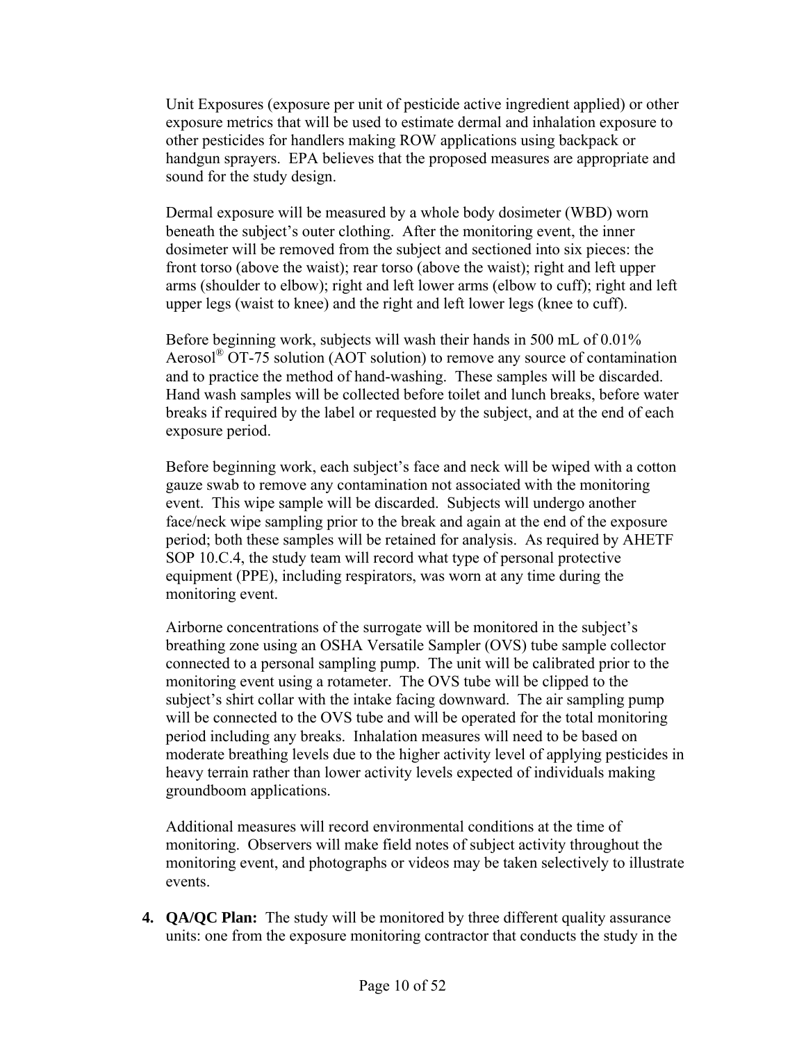Unit Exposures (exposure per unit of pesticide active ingredient applied) or other exposure metrics that will be used to estimate dermal and inhalation exposure to other pesticides for handlers making ROW applications using backpack or handgun sprayers. EPA believes that the proposed measures are appropriate and sound for the study design.

Dermal exposure will be measured by a whole body dosimeter (WBD) worn beneath the subject's outer clothing. After the monitoring event, the inner dosimeter will be removed from the subject and sectioned into six pieces: the front torso (above the waist); rear torso (above the waist); right and left upper arms (shoulder to elbow); right and left lower arms (elbow to cuff); right and left upper legs (waist to knee) and the right and left lower legs (knee to cuff).

Before beginning work, subjects will wash their hands in 500 mL of 0.01% Aerosol® OT-75 solution (AOT solution) to remove any source of contamination and to practice the method of hand-washing. These samples will be discarded. Hand wash samples will be collected before toilet and lunch breaks, before water breaks if required by the label or requested by the subject, and at the end of each exposure period.

Before beginning work, each subject's face and neck will be wiped with a cotton gauze swab to remove any contamination not associated with the monitoring event. This wipe sample will be discarded. Subjects will undergo another face/neck wipe sampling prior to the break and again at the end of the exposure period; both these samples will be retained for analysis. As required by AHETF SOP 10.C.4, the study team will record what type of personal protective equipment (PPE), including respirators, was worn at any time during the monitoring event.

Airborne concentrations of the surrogate will be monitored in the subject's breathing zone using an OSHA Versatile Sampler (OVS) tube sample collector connected to a personal sampling pump. The unit will be calibrated prior to the monitoring event using a rotameter. The OVS tube will be clipped to the subject's shirt collar with the intake facing downward. The air sampling pump will be connected to the OVS tube and will be operated for the total monitoring period including any breaks. Inhalation measures will need to be based on moderate breathing levels due to the higher activity level of applying pesticides in heavy terrain rather than lower activity levels expected of individuals making groundboom applications.

Additional measures will record environmental conditions at the time of monitoring. Observers will make field notes of subject activity throughout the monitoring event, and photographs or videos may be taken selectively to illustrate events.

4. **QA/QC Plan:** The study will be monitored by three different quality assurance units: one from the exposure monitoring contractor that conducts the study in the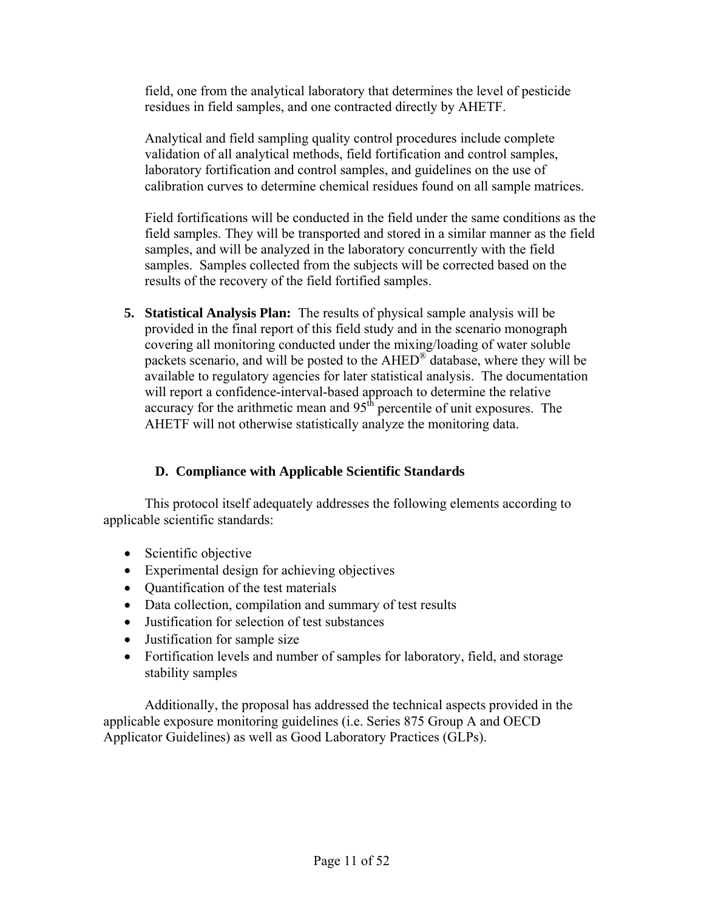field, one from the analytical laboratory that determines the level of pesticide residues in field samples, and one contracted directly by AHETF.

Analytical and field sampling quality control procedures include complete validation of all analytical methods, field fortification and control samples, laboratory fortification and control samples, and guidelines on the use of calibration curves to determine chemical residues found on all sample matrices.

Field fortifications will be conducted in the field under the same conditions as the field samples. They will be transported and stored in a similar manner as the field samples, and will be analyzed in the laboratory concurrently with the field samples. Samples collected from the subjects will be corrected based on the results of the recovery of the field fortified samples.

5. **Statistical Analysis Plan:** The results of physical sample analysis will be provided in the final report of this field study and in the scenario monograph covering all monitoring conducted under the mixing/loading of water soluble packets scenario, and will be posted to the AHED® database, where they will be available to regulatory agencies for later statistical analysis. The documentation will report a confidence-interval-based approach to determine the relative accuracy for the arithmetic mean and 95th percentile of unit exposures. The AHETF will not otherwise statistically analyze the monitoring data.

### D. Compliance with Applicable Scientific Standards

This protocol itself adequately addresses the following elements according to applicable scientific standards:

- Scientific objective
- Experimental design for achieving objectives
- Quantification of the test materials
- Data collection, compilation and summary of test results
- Justification for selection of test substances
- Justification for sample size
- Fortification levels and number of samples for laboratory, field, and storage stability samples

Additionally, the proposal has addressed the technical aspects provided in the applicable exposure monitoring guidelines (i.e. Series 875 Group A and OECD Applicator Guidelines) as well as Good Laboratory Practices (GLPs).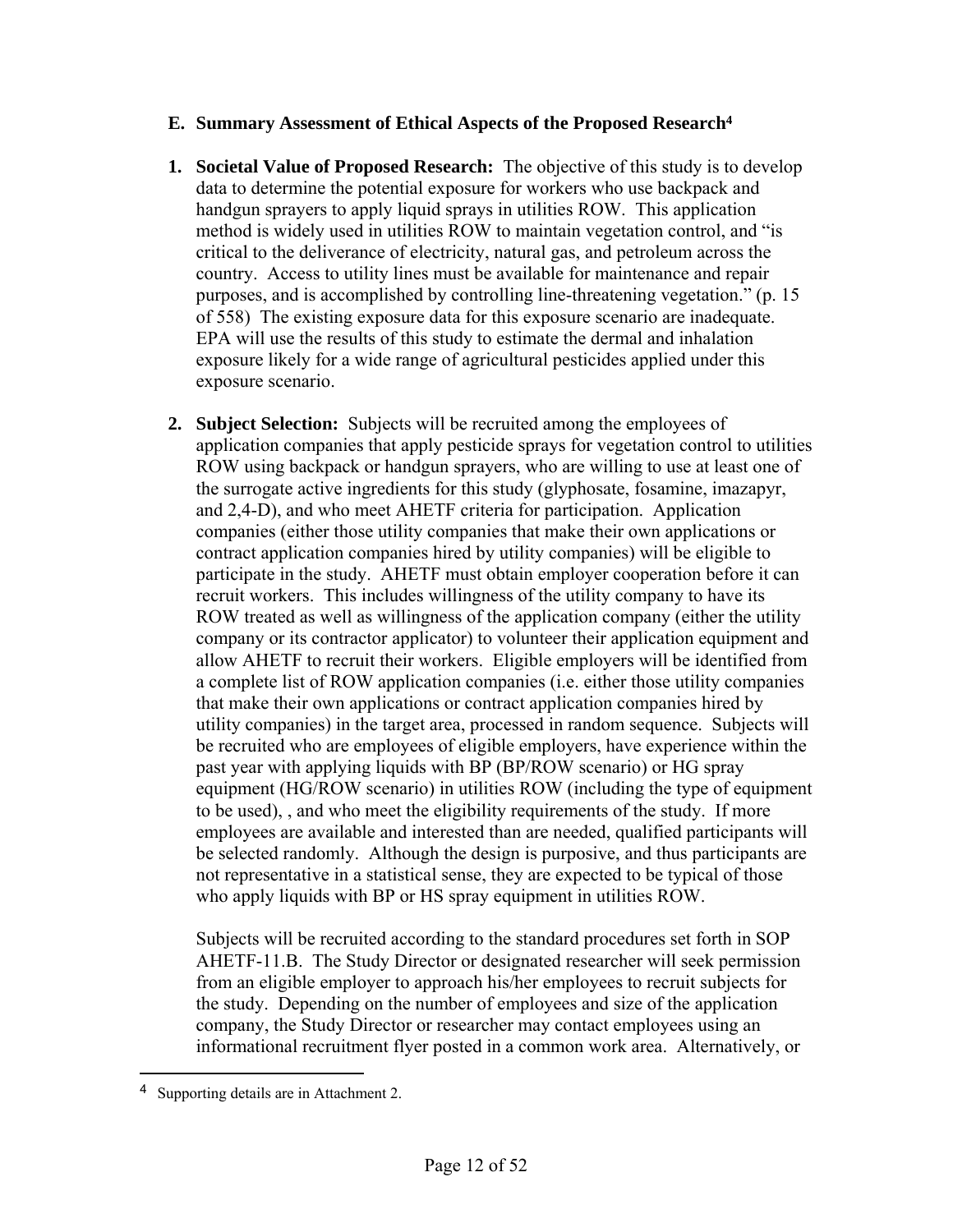## E. Summary Assessment of Ethical Aspects of the Proposed Research[4]

1. **Societal Value of Proposed Research:** The objective of this study is to develop data to determine the potential exposure for workers who use backpack and handgun sprayers to apply liquid sprays in utilities ROW. This application method is widely used in utilities ROW to maintain vegetation control, and "is critical to the deliverance of electricity, natural gas, and petroleum across the country. Access to utility lines must be available for maintenance and repair purposes, and is accomplished by controlling line-threatening vegetation." (p. 15 of 558) The existing exposure data for this exposure scenario are inadequate. EPA will use the results of this study to estimate the dermal and inhalation exposure likely for a wide range of agricultural pesticides applied under this exposure scenario.

2. **Subject Selection:** Subjects will be recruited among the employees of application companies that apply pesticide sprays for vegetation control to utilities ROW using backpack or handgun sprayers, who are willing to use at least one of the surrogate active ingredients for this study (glyphosate, fosamine, imazapyr, and 2,4-D), and who meet AHETF criteria for participation. Application companies (either those utility companies that make their own applications or contract application companies hired by utility companies) will be eligible to participate in the study. AHETF must obtain employer cooperation before it can recruit workers. This includes willingness of the utility company to have its ROW treated as well as willingness of the application company (either the utility company or its contractor applicator) to volunteer their application equipment and allow AHETF to recruit their workers. Eligible employers will be identified from a complete list of ROW application companies (i.e. either those utility companies that make their own applications or contract application companies hired by utility companies) in the target area, processed in random sequence. Subjects will be recruited who are employees of eligible employers, have experience within the past year with applying liquids with BP (BP/ROW scenario) or HG spray equipment (HG/ROW scenario) in utilities ROW (including the type of equipment to be used), , and who meet the eligibility requirements of the study. If more employees are available and interested than are needed, qualified participants will be selected randomly. Although the design is purposive, and thus participants are not representative in a statistical sense, they are expected to be typical of those who apply liquids with BP or HS spray equipment in utilities ROW.

   Subjects will be recruited according to the standard procedures set forth in SOP AHETF-11.B. The Study Director or designated researcher will seek permission from an eligible employer to approach his/her employees to recruit subjects for the study. Depending on the number of employees and size of the application company, the Study Director or researcher may contact employees using an informational recruitment flyer posted in a common work area. Alternatively, or

[4] Supporting details are in Attachment 2.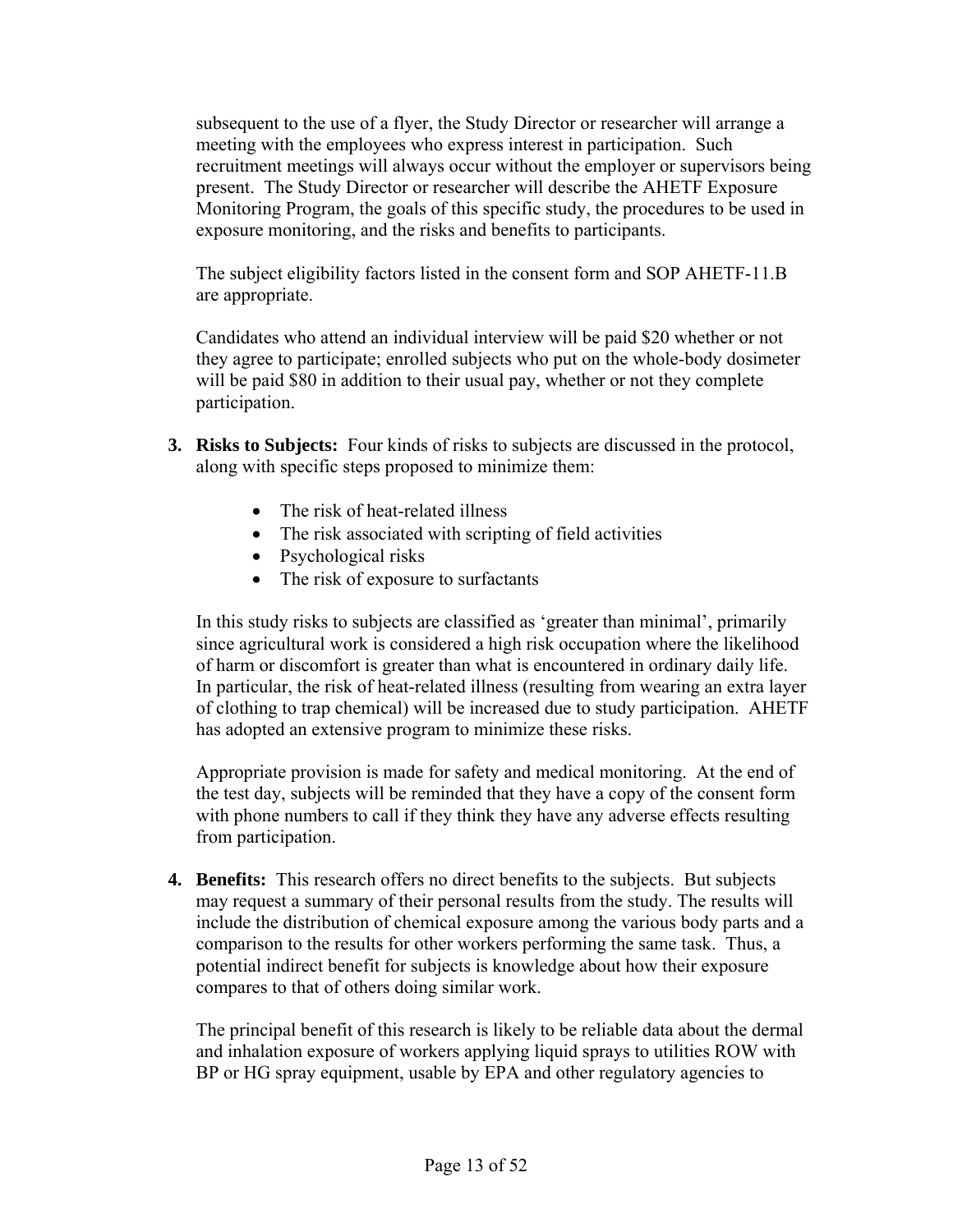subsequent to the use of a flyer, the Study Director or researcher will arrange a meeting with the employees who express interest in participation. Such recruitment meetings will always occur without the employer or supervisors being present. The Study Director or researcher will describe the AHETF Exposure Monitoring Program, the goals of this specific study, the procedures to be used in exposure monitoring, and the risks and benefits to participants.

The subject eligibility factors listed in the consent form and SOP AHETF-11.B are appropriate.

Candidates who attend an individual interview will be paid $20 whether or not they agree to participate; enrolled subjects who put on the whole-body dosimeter will be paid $80 in addition to their usual pay, whether or not they complete participation.

3. **Risks to Subjects:** Four kinds of risks to subjects are discussed in the protocol, along with specific steps proposed to minimize them:

   - The risk of heat-related illness
   - The risk associated with scripting of field activities
   - Psychological risks
   - The risk of exposure to surfactants

   In this study risks to subjects are classified as 'greater than minimal', primarily since agricultural work is considered a high risk occupation where the likelihood of harm or discomfort is greater than what is encountered in ordinary daily life. In particular, the risk of heat-related illness (resulting from wearing an extra layer of clothing to trap chemical) will be increased due to study participation. AHETF has adopted an extensive program to minimize these risks.

   Appropriate provision is made for safety and medical monitoring. At the end of the test day, subjects will be reminded that they have a copy of the consent form with phone numbers to call if they think they have any adverse effects resulting from participation.

4. **Benefits:** This research offers no direct benefits to the subjects. But subjects may request a summary of their personal results from the study. The results will include the distribution of chemical exposure among the various body parts and a comparison to the results for other workers performing the same task. Thus, a potential indirect benefit for subjects is knowledge about how their exposure compares to that of others doing similar work.

   The principal benefit of this research is likely to be reliable data about the dermal and inhalation exposure of workers applying liquid sprays to utilities ROW with BP or HG spray equipment, usable by EPA and other regulatory agencies to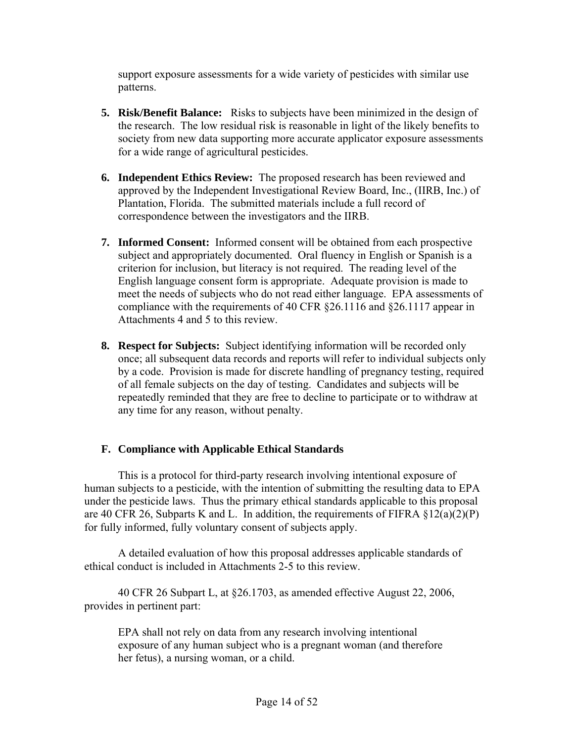support exposure assessments for a wide variety of pesticides with similar use patterns.

5. **Risk/Benefit Balance:** Risks to subjects have been minimized in the design of the research. The low residual risk is reasonable in light of the likely benefits to society from new data supporting more accurate applicator exposure assessments for a wide range of agricultural pesticides.

6. **Independent Ethics Review:** The proposed research has been reviewed and approved by the Independent Investigational Review Board, Inc., (IIRB, Inc.) of Plantation, Florida. The submitted materials include a full record of correspondence between the investigators and the IIRB.

7. **Informed Consent:** Informed consent will be obtained from each prospective subject and appropriately documented. Oral fluency in English or Spanish is a criterion for inclusion, but literacy is not required. The reading level of the English language consent form is appropriate. Adequate provision is made to meet the needs of subjects who do not read either language. EPA assessments of compliance with the requirements of 40 CFR §26.1116 and §26.1117 appear in Attachments 4 and 5 to this review.

8. **Respect for Subjects:** Subject identifying information will be recorded only once; all subsequent data records and reports will refer to individual subjects only by a code. Provision is made for discrete handling of pregnancy testing, required of all female subjects on the day of testing. Candidates and subjects will be repeatedly reminded that they are free to decline to participate or to withdraw at any time for any reason, without penalty.

## F. Compliance with Applicable Ethical Standards

This is a protocol for third-party research involving intentional exposure of human subjects to a pesticide, with the intention of submitting the resulting data to EPA under the pesticide laws. Thus the primary ethical standards applicable to this proposal are 40 CFR 26, Subparts K and L. In addition, the requirements of FIFRA §12(a)(2)(P) for fully informed, fully voluntary consent of subjects apply.

A detailed evaluation of how this proposal addresses applicable standards of ethical conduct is included in Attachments 2-5 to this review.

40 CFR 26 Subpart L, at §26.1703, as amended effective August 22, 2006, provides in pertinent part:

> EPA shall not rely on data from any research involving intentional exposure of any human subject who is a pregnant woman (and therefore her fetus), a nursing woman, or a child.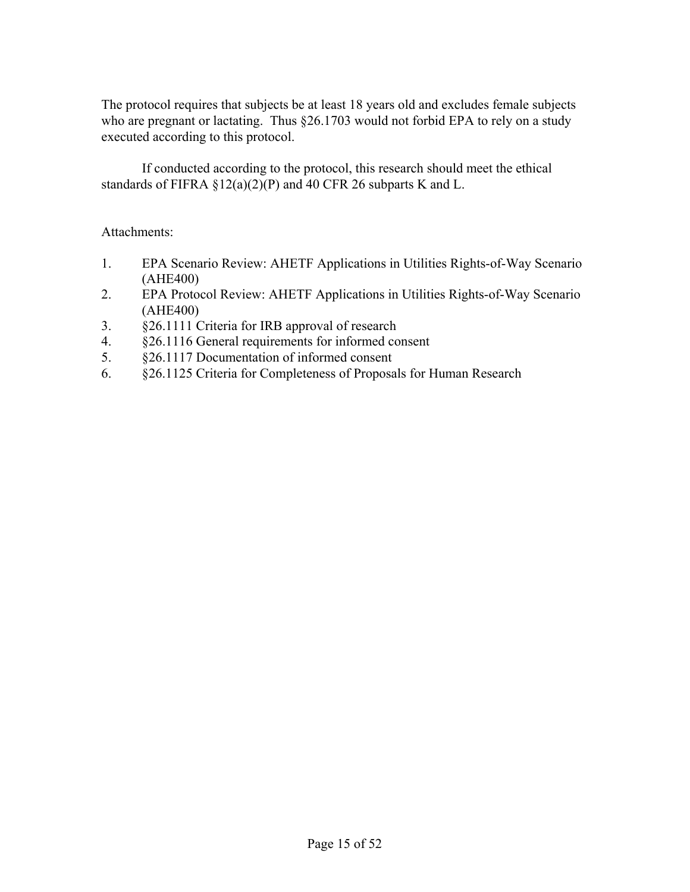The protocol requires that subjects be at least 18 years old and excludes female subjects who are pregnant or lactating. Thus §26.1703 would not forbid EPA to rely on a study executed according to this protocol.

If conducted according to the protocol, this research should meet the ethical standards of FIFRA §12(a)(2)(P) and 40 CFR 26 subparts K and L.

Attachments:

1. EPA Scenario Review: AHETF Applications in Utilities Rights-of-Way Scenario (AHE400)
2. EPA Protocol Review: AHETF Applications in Utilities Rights-of-Way Scenario (AHE400)
3. §26.1111 Criteria for IRB approval of research
4. §26.1116 General requirements for informed consent
5. §26.1117 Documentation of informed consent
6. §26.1125 Criteria for Completeness of Proposals for Human Research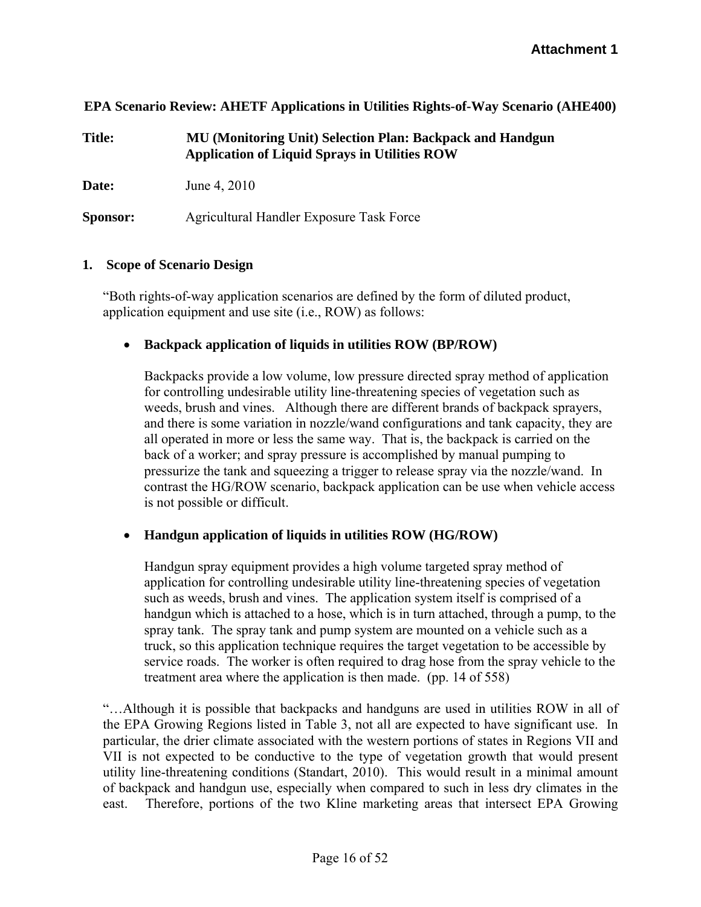**Attachment 1**

**EPA Scenario Review: AHETF Applications in Utilities Rights-of-Way Scenario (AHE400)**

**Title:** **MU (Monitoring Unit) Selection Plan: Backpack and Handgun Application of Liquid Sprays in Utilities ROW**

**Date:** June 4, 2010

**Sponsor:** Agricultural Handler Exposure Task Force

## 1. Scope of Scenario Design

"Both rights-of-way application scenarios are defined by the form of diluted product, application equipment and use site (i.e., ROW) as follows:

- **Backpack application of liquids in utilities ROW (BP/ROW)**

  Backpacks provide a low volume, low pressure directed spray method of application for controlling undesirable utility line-threatening species of vegetation such as weeds, brush and vines. Although there are different brands of backpack sprayers, and there is some variation in nozzle/wand configurations and tank capacity, they are all operated in more or less the same way. That is, the backpack is carried on the back of a worker; and spray pressure is accomplished by manual pumping to pressurize the tank and squeezing a trigger to release spray via the nozzle/wand. In contrast the HG/ROW scenario, backpack application can be use when vehicle access is not possible or difficult.

- **Handgun application of liquids in utilities ROW (HG/ROW)**

  Handgun spray equipment provides a high volume targeted spray method of application for controlling undesirable utility line-threatening species of vegetation such as weeds, brush and vines. The application system itself is comprised of a handgun which is attached to a hose, which is in turn attached, through a pump, to the spray tank. The spray tank and pump system are mounted on a vehicle such as a truck, so this application technique requires the target vegetation to be accessible by service roads. The worker is often required to drag hose from the spray vehicle to the treatment area where the application is then made. (pp. 14 of 558)

"…Although it is possible that backpacks and handguns are used in utilities ROW in all of the EPA Growing Regions listed in Table 3, not all are expected to have significant use. In particular, the drier climate associated with the western portions of states in Regions VII and VII is not expected to be conductive to the type of vegetation growth that would present utility line-threatening conditions (Standart, 2010). This would result in a minimal amount of backpack and handgun use, especially when compared to such in less dry climates in the east. Therefore, portions of the two Kline marketing areas that intersect EPA Growing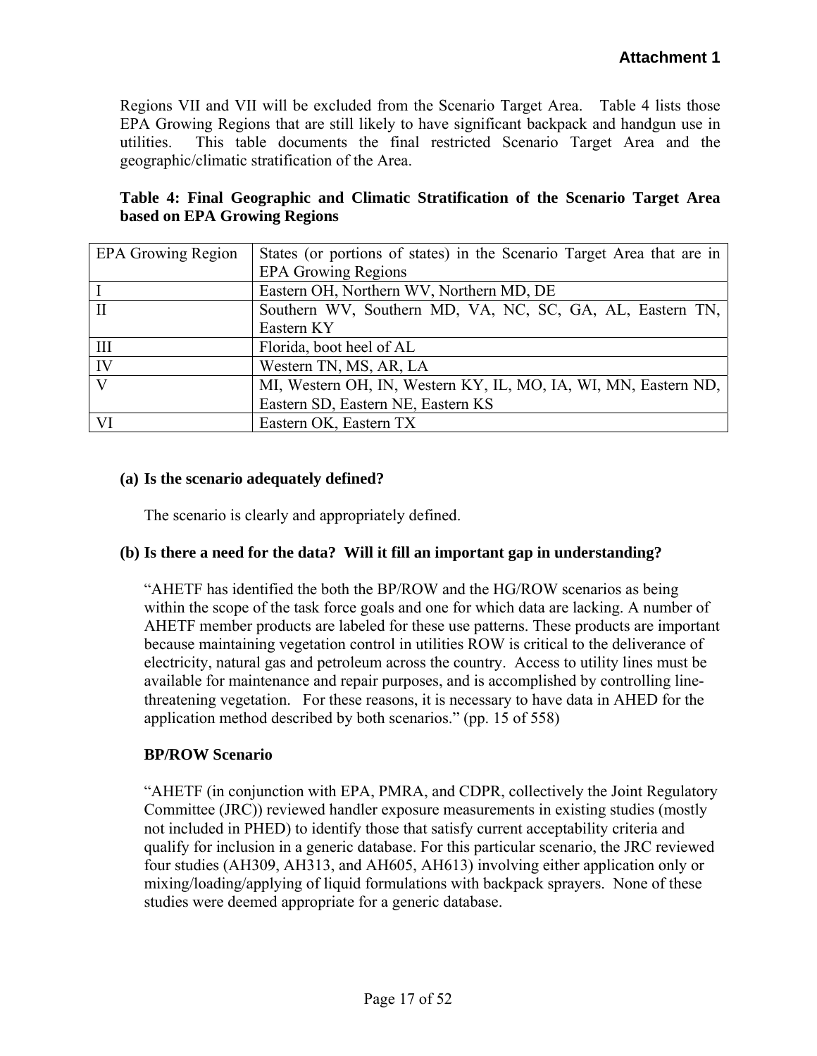Regions VII and VII will be excluded from the Scenario Target Area. Table 4 lists those EPA Growing Regions that are still likely to have significant backpack and handgun use in utilities. This table documents the final restricted Scenario Target Area and the geographic/climatic stratification of the Area.

**Table 4: Final Geographic and Climatic Stratification of the Scenario Target Area based on EPA Growing Regions**

| EPA Growing Region | States (or portions of states) in the Scenario Target Area that are in EPA Growing Regions |
|---|---|
| I | Eastern OH, Northern WV, Northern MD, DE |
| II | Southern WV, Southern MD, VA, NC, SC, GA, AL, Eastern TN, Eastern KY |
| III | Florida, boot heel of AL |
| IV | Western TN, MS, AR, LA |
| V | MI, Western OH, IN, Western KY, IL, MO, IA, WI, MN, Eastern ND, Eastern SD, Eastern NE, Eastern KS |
| VI | Eastern OK, Eastern TX |

**(a) Is the scenario adequately defined?**

The scenario is clearly and appropriately defined.

**(b) Is there a need for the data? Will it fill an important gap in understanding?**

"AHETF has identified the both the BP/ROW and the HG/ROW scenarios as being within the scope of the task force goals and one for which data are lacking. A number of AHETF member products are labeled for these use patterns. These products are important because maintaining vegetation control in utilities ROW is critical to the deliverance of electricity, natural gas and petroleum across the country. Access to utility lines must be available for maintenance and repair purposes, and is accomplished by controlling line-threatening vegetation. For these reasons, it is necessary to have data in AHED for the application method described by both scenarios." (pp. 15 of 558)

**BP/ROW Scenario**

"AHETF (in conjunction with EPA, PMRA, and CDPR, collectively the Joint Regulatory Committee (JRC)) reviewed handler exposure measurements in existing studies (mostly not included in PHED) to identify those that satisfy current acceptability criteria and qualify for inclusion in a generic database. For this particular scenario, the JRC reviewed four studies (AH309, AH313, and AH605, AH613) involving either application only or mixing/loading/applying of liquid formulations with backpack sprayers. None of these studies were deemed appropriate for a generic database.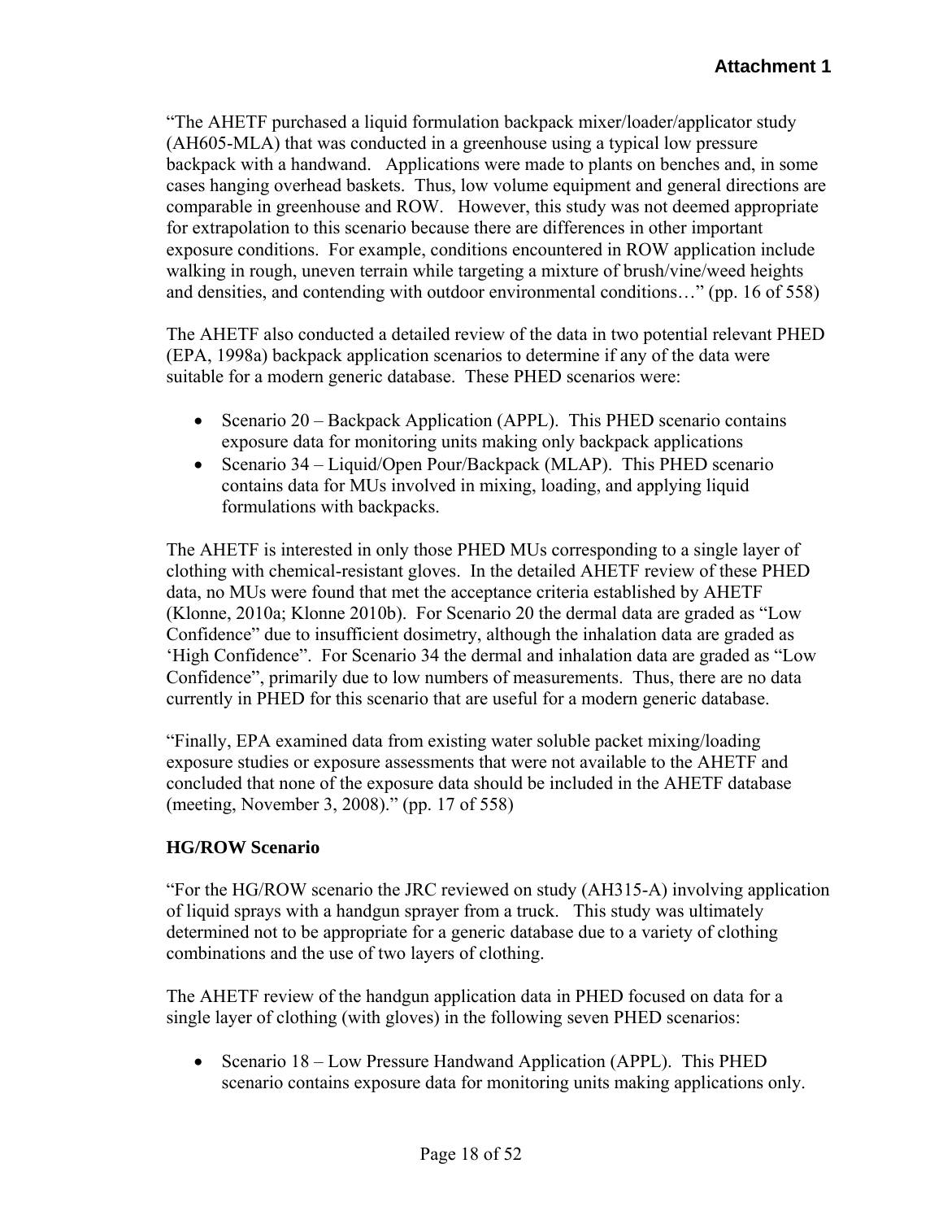"The AHETF purchased a liquid formulation backpack mixer/loader/applicator study (AH605-MLA) that was conducted in a greenhouse using a typical low pressure backpack with a handwand. Applications were made to plants on benches and, in some cases hanging overhead baskets. Thus, low volume equipment and general directions are comparable in greenhouse and ROW. However, this study was not deemed appropriate for extrapolation to this scenario because there are differences in other important exposure conditions. For example, conditions encountered in ROW application include walking in rough, uneven terrain while targeting a mixture of brush/vine/weed heights and densities, and contending with outdoor environmental conditions…" (pp. 16 of 558)

The AHETF also conducted a detailed review of the data in two potential relevant PHED (EPA, 1998a) backpack application scenarios to determine if any of the data were suitable for a modern generic database. These PHED scenarios were:

- Scenario 20 – Backpack Application (APPL). This PHED scenario contains exposure data for monitoring units making only backpack applications
- Scenario 34 – Liquid/Open Pour/Backpack (MLAP). This PHED scenario contains data for MUs involved in mixing, loading, and applying liquid formulations with backpacks.

The AHETF is interested in only those PHED MUs corresponding to a single layer of clothing with chemical-resistant gloves. In the detailed AHETF review of these PHED data, no MUs were found that met the acceptance criteria established by AHETF (Klonne, 2010a; Klonne 2010b). For Scenario 20 the dermal data are graded as "Low Confidence" due to insufficient dosimetry, although the inhalation data are graded as 'High Confidence". For Scenario 34 the dermal and inhalation data are graded as "Low Confidence", primarily due to low numbers of measurements. Thus, there are no data currently in PHED for this scenario that are useful for a modern generic database.

"Finally, EPA examined data from existing water soluble packet mixing/loading exposure studies or exposure assessments that were not available to the AHETF and concluded that none of the exposure data should be included in the AHETF database (meeting, November 3, 2008)." (pp. 17 of 558)

**HG/ROW Scenario**

"For the HG/ROW scenario the JRC reviewed on study (AH315-A) involving application of liquid sprays with a handgun sprayer from a truck. This study was ultimately determined not to be appropriate for a generic database due to a variety of clothing combinations and the use of two layers of clothing.

The AHETF review of the handgun application data in PHED focused on data for a single layer of clothing (with gloves) in the following seven PHED scenarios:

- Scenario 18 – Low Pressure Handwand Application (APPL). This PHED scenario contains exposure data for monitoring units making applications only.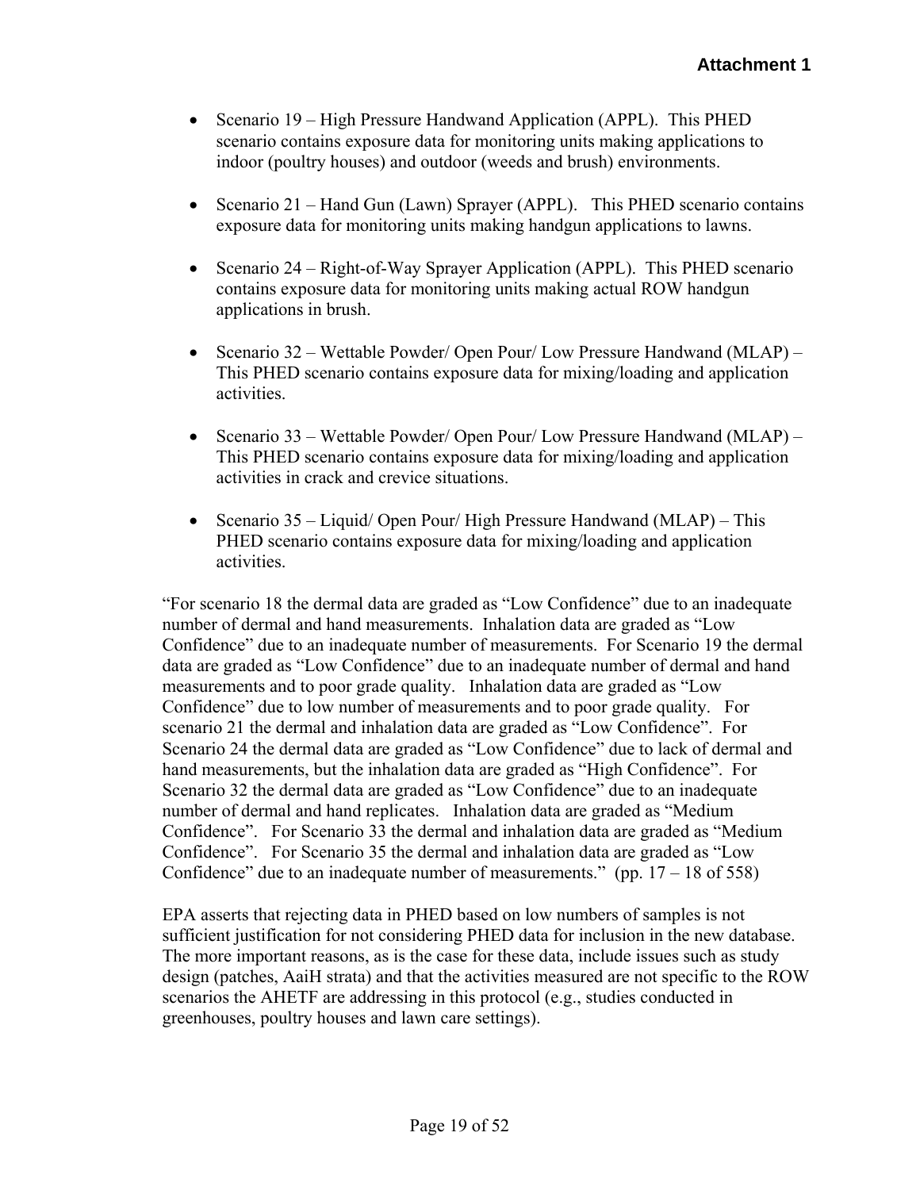- Scenario 19 – High Pressure Handwand Application (APPL). This PHED scenario contains exposure data for monitoring units making applications to indoor (poultry houses) and outdoor (weeds and brush) environments.

- Scenario 21 – Hand Gun (Lawn) Sprayer (APPL). This PHED scenario contains exposure data for monitoring units making handgun applications to lawns.

- Scenario 24 – Right-of-Way Sprayer Application (APPL). This PHED scenario contains exposure data for monitoring units making actual ROW handgun applications in brush.

- Scenario 32 – Wettable Powder/ Open Pour/ Low Pressure Handwand (MLAP) – This PHED scenario contains exposure data for mixing/loading and application activities.

- Scenario 33 – Wettable Powder/ Open Pour/ Low Pressure Handwand (MLAP) – This PHED scenario contains exposure data for mixing/loading and application activities in crack and crevice situations.

- Scenario 35 – Liquid/ Open Pour/ High Pressure Handwand (MLAP) – This PHED scenario contains exposure data for mixing/loading and application activities.

"For scenario 18 the dermal data are graded as "Low Confidence" due to an inadequate number of dermal and hand measurements. Inhalation data are graded as "Low Confidence" due to an inadequate number of measurements. For Scenario 19 the dermal data are graded as "Low Confidence" due to an inadequate number of dermal and hand measurements and to poor grade quality. Inhalation data are graded as "Low Confidence" due to low number of measurements and to poor grade quality. For scenario 21 the dermal and inhalation data are graded as "Low Confidence". For Scenario 24 the dermal data are graded as "Low Confidence" due to lack of dermal and hand measurements, but the inhalation data are graded as "High Confidence". For Scenario 32 the dermal data are graded as "Low Confidence" due to an inadequate number of dermal and hand replicates. Inhalation data are graded as "Medium Confidence". For Scenario 33 the dermal and inhalation data are graded as "Medium Confidence". For Scenario 35 the dermal and inhalation data are graded as "Low Confidence" due to an inadequate number of measurements." (pp. 17 – 18 of 558)

EPA asserts that rejecting data in PHED based on low numbers of samples is not sufficient justification for not considering PHED data for inclusion in the new database. The more important reasons, as is the case for these data, include issues such as study design (patches, AaiH strata) and that the activities measured are not specific to the ROW scenarios the AHETF are addressing in this protocol (e.g., studies conducted in greenhouses, poultry houses and lawn care settings).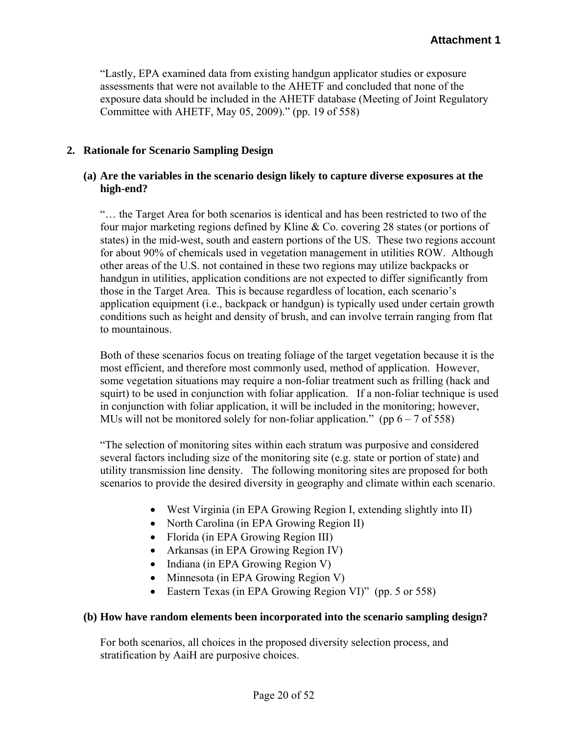"Lastly, EPA examined data from existing handgun applicator studies or exposure assessments that were not available to the AHETF and concluded that none of the exposure data should be included in the AHETF database (Meeting of Joint Regulatory Committee with AHETF, May 05, 2009)." (pp. 19 of 558)

## 2. Rationale for Scenario Sampling Design

### (a) Are the variables in the scenario design likely to capture diverse exposures at the high-end?

"… the Target Area for both scenarios is identical and has been restricted to two of the four major marketing regions defined by Kline & Co. covering 28 states (or portions of states) in the mid-west, south and eastern portions of the US. These two regions account for about 90% of chemicals used in vegetation management in utilities ROW. Although other areas of the U.S. not contained in these two regions may utilize backpacks or handgun in utilities, application conditions are not expected to differ significantly from those in the Target Area. This is because regardless of location, each scenario's application equipment (i.e., backpack or handgun) is typically used under certain growth conditions such as height and density of brush, and can involve terrain ranging from flat to mountainous.

Both of these scenarios focus on treating foliage of the target vegetation because it is the most efficient, and therefore most commonly used, method of application. However, some vegetation situations may require a non-foliar treatment such as frilling (hack and squirt) to be used in conjunction with foliar application. If a non-foliar technique is used in conjunction with foliar application, it will be included in the monitoring; however, MUs will not be monitored solely for non-foliar application." (pp 6 – 7 of 558)

"The selection of monitoring sites within each stratum was purposive and considered several factors including size of the monitoring site (e.g. state or portion of state) and utility transmission line density. The following monitoring sites are proposed for both scenarios to provide the desired diversity in geography and climate within each scenario.

- West Virginia (in EPA Growing Region I, extending slightly into II)
- North Carolina (in EPA Growing Region II)
- Florida (in EPA Growing Region III)
- Arkansas (in EPA Growing Region IV)
- Indiana (in EPA Growing Region V)
- Minnesota (in EPA Growing Region V)
- Eastern Texas (in EPA Growing Region VI)" (pp. 5 or 558)

### (b) How have random elements been incorporated into the scenario sampling design?

For both scenarios, all choices in the proposed diversity selection process, and stratification by AaiH are purposive choices.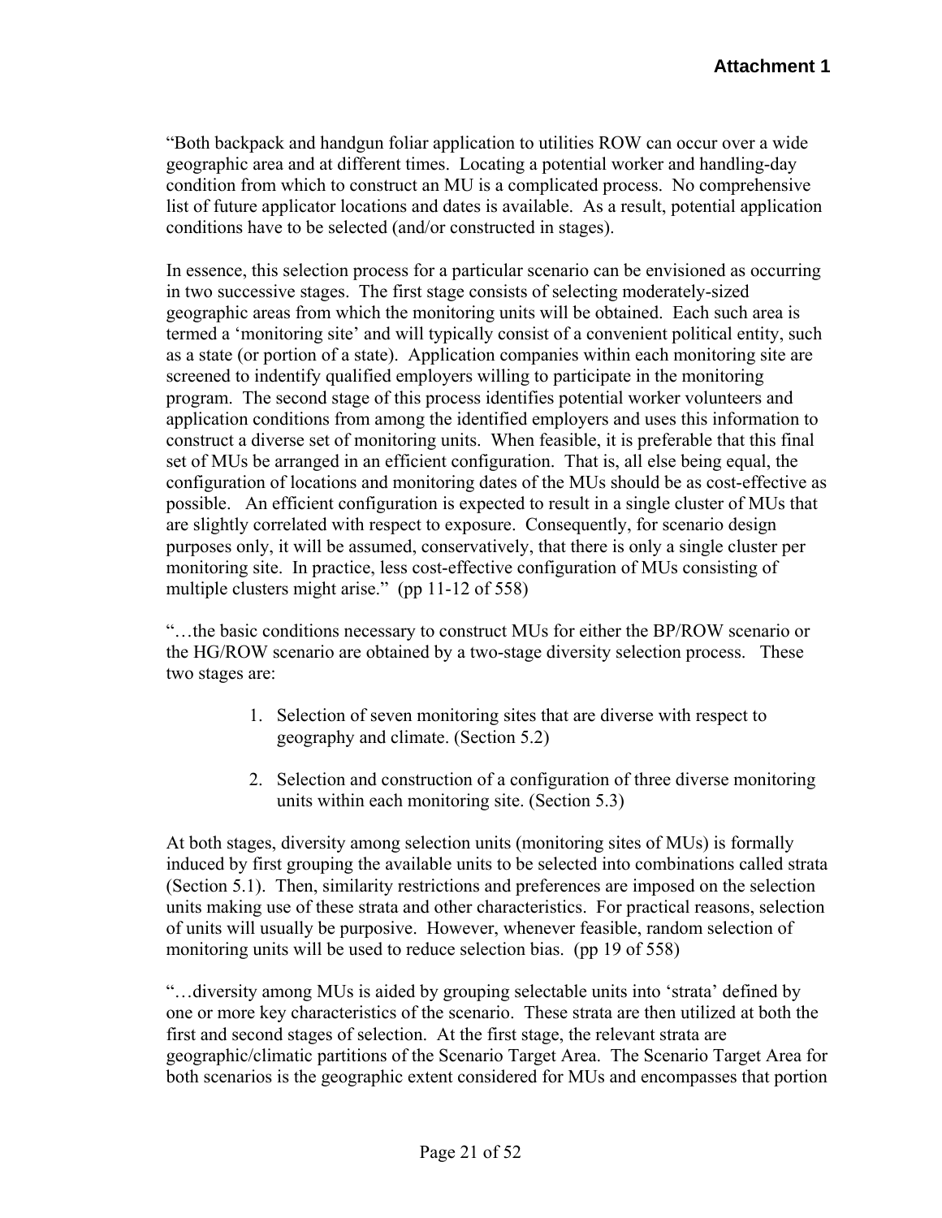**Attachment 1**

"Both backpack and handgun foliar application to utilities ROW can occur over a wide geographic area and at different times. Locating a potential worker and handling-day condition from which to construct an MU is a complicated process. No comprehensive list of future applicator locations and dates is available. As a result, potential application conditions have to be selected (and/or constructed in stages).

In essence, this selection process for a particular scenario can be envisioned as occurring in two successive stages. The first stage consists of selecting moderately-sized geographic areas from which the monitoring units will be obtained. Each such area is termed a 'monitoring site' and will typically consist of a convenient political entity, such as a state (or portion of a state). Application companies within each monitoring site are screened to indentify qualified employers willing to participate in the monitoring program. The second stage of this process identifies potential worker volunteers and application conditions from among the identified employers and uses this information to construct a diverse set of monitoring units. When feasible, it is preferable that this final set of MUs be arranged in an efficient configuration. That is, all else being equal, the configuration of locations and monitoring dates of the MUs should be as cost-effective as possible. An efficient configuration is expected to result in a single cluster of MUs that are slightly correlated with respect to exposure. Consequently, for scenario design purposes only, it will be assumed, conservatively, that there is only a single cluster per monitoring site. In practice, less cost-effective configuration of MUs consisting of multiple clusters might arise." (pp 11-12 of 558)

"…the basic conditions necessary to construct MUs for either the BP/ROW scenario or the HG/ROW scenario are obtained by a two-stage diversity selection process. These two stages are:

1. Selection of seven monitoring sites that are diverse with respect to geography and climate. (Section 5.2)
2. Selection and construction of a configuration of three diverse monitoring units within each monitoring site. (Section 5.3)

At both stages, diversity among selection units (monitoring sites of MUs) is formally induced by first grouping the available units to be selected into combinations called strata (Section 5.1). Then, similarity restrictions and preferences are imposed on the selection units making use of these strata and other characteristics. For practical reasons, selection of units will usually be purposive. However, whenever feasible, random selection of monitoring units will be used to reduce selection bias. (pp 19 of 558)

"…diversity among MUs is aided by grouping selectable units into 'strata' defined by one or more key characteristics of the scenario. These strata are then utilized at both the first and second stages of selection. At the first stage, the relevant strata are geographic/climatic partitions of the Scenario Target Area. The Scenario Target Area for both scenarios is the geographic extent considered for MUs and encompasses that portion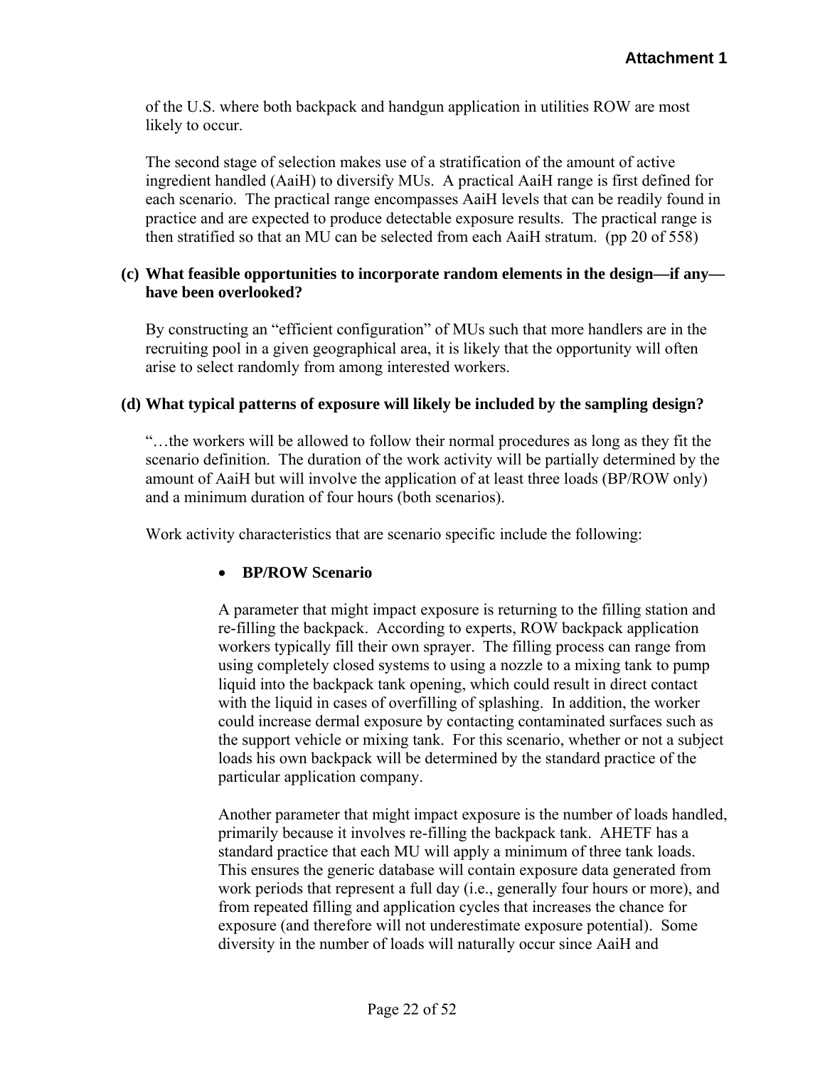of the U.S. where both backpack and handgun application in utilities ROW are most likely to occur.

The second stage of selection makes use of a stratification of the amount of active ingredient handled (AaiH) to diversify MUs. A practical AaiH range is first defined for each scenario. The practical range encompasses AaiH levels that can be readily found in practice and are expected to produce detectable exposure results. The practical range is then stratified so that an MU can be selected from each AaiH stratum. (pp 20 of 558)

**(c) What feasible opportunities to incorporate random elements in the design—if any—have been overlooked?**

By constructing an "efficient configuration" of MUs such that more handlers are in the recruiting pool in a given geographical area, it is likely that the opportunity will often arise to select randomly from among interested workers.

**(d) What typical patterns of exposure will likely be included by the sampling design?**

"…the workers will be allowed to follow their normal procedures as long as they fit the scenario definition. The duration of the work activity will be partially determined by the amount of AaiH but will involve the application of at least three loads (BP/ROW only) and a minimum duration of four hours (both scenarios).

Work activity characteristics that are scenario specific include the following:

- **BP/ROW Scenario**

  A parameter that might impact exposure is returning to the filling station and re-filling the backpack. According to experts, ROW backpack application workers typically fill their own sprayer. The filling process can range from using completely closed systems to using a nozzle to a mixing tank to pump liquid into the backpack tank opening, which could result in direct contact with the liquid in cases of overfilling of splashing. In addition, the worker could increase dermal exposure by contacting contaminated surfaces such as the support vehicle or mixing tank. For this scenario, whether or not a subject loads his own backpack will be determined by the standard practice of the particular application company.

  Another parameter that might impact exposure is the number of loads handled, primarily because it involves re-filling the backpack tank. AHETF has a standard practice that each MU will apply a minimum of three tank loads. This ensures the generic database will contain exposure data generated from work periods that represent a full day (i.e., generally four hours or more), and from repeated filling and application cycles that increases the chance for exposure (and therefore will not underestimate exposure potential). Some diversity in the number of loads will naturally occur since AaiH and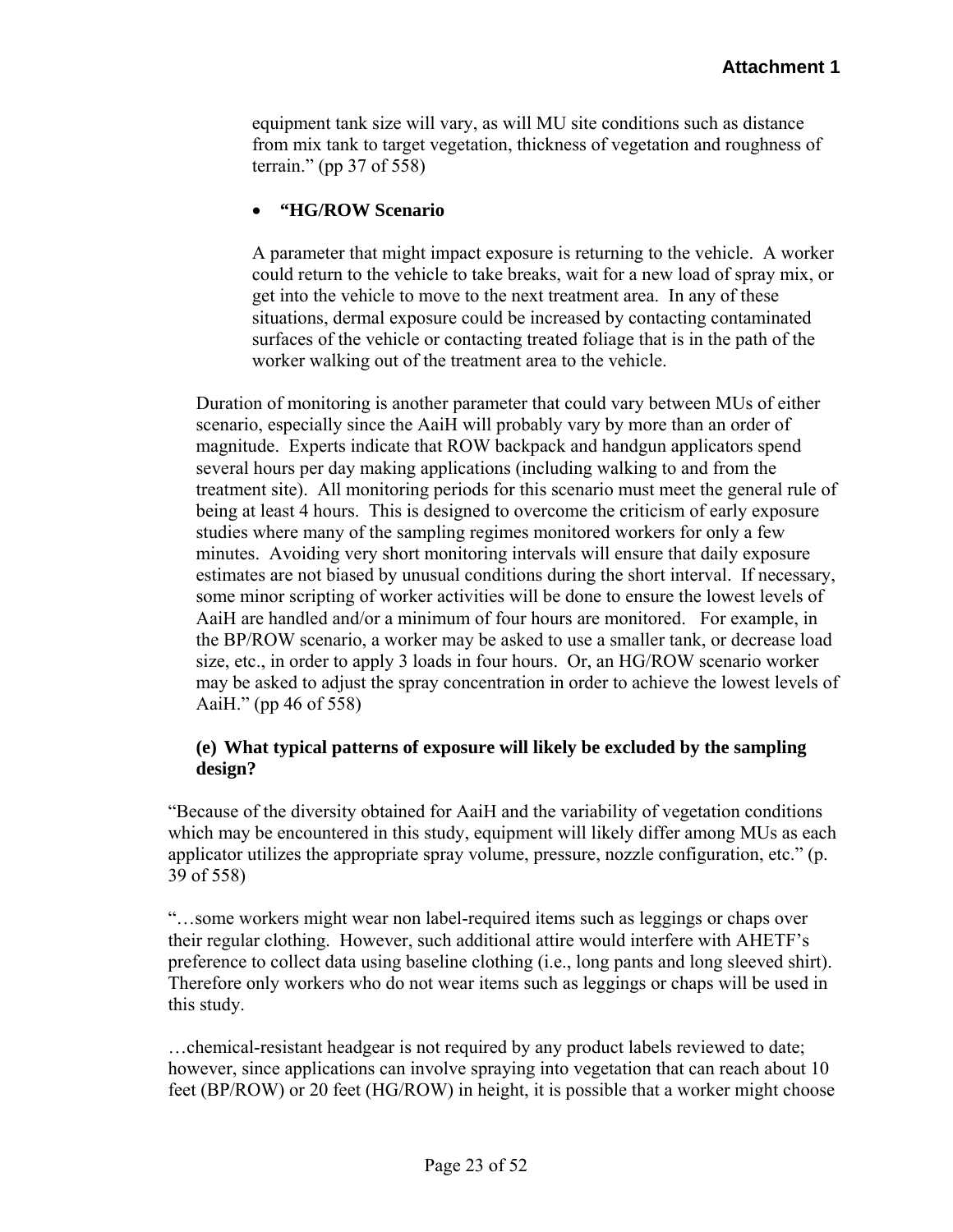equipment tank size will vary, as will MU site conditions such as distance from mix tank to target vegetation, thickness of vegetation and roughness of terrain." (pp 37 of 558)

- **"HG/ROW Scenario**

  A parameter that might impact exposure is returning to the vehicle. A worker could return to the vehicle to take breaks, wait for a new load of spray mix, or get into the vehicle to move to the next treatment area. In any of these situations, dermal exposure could be increased by contacting contaminated surfaces of the vehicle or contacting treated foliage that is in the path of the worker walking out of the treatment area to the vehicle.

Duration of monitoring is another parameter that could vary between MUs of either scenario, especially since the AaiH will probably vary by more than an order of magnitude. Experts indicate that ROW backpack and handgun applicators spend several hours per day making applications (including walking to and from the treatment site). All monitoring periods for this scenario must meet the general rule of being at least 4 hours. This is designed to overcome the criticism of early exposure studies where many of the sampling regimes monitored workers for only a few minutes. Avoiding very short monitoring intervals will ensure that daily exposure estimates are not biased by unusual conditions during the short interval. If necessary, some minor scripting of worker activities will be done to ensure the lowest levels of AaiH are handled and/or a minimum of four hours are monitored. For example, in the BP/ROW scenario, a worker may be asked to use a smaller tank, or decrease load size, etc., in order to apply 3 loads in four hours. Or, an HG/ROW scenario worker may be asked to adjust the spray concentration in order to achieve the lowest levels of AaiH." (pp 46 of 558)

**(e) What typical patterns of exposure will likely be excluded by the sampling design?**

"Because of the diversity obtained for AaiH and the variability of vegetation conditions which may be encountered in this study, equipment will likely differ among MUs as each applicator utilizes the appropriate spray volume, pressure, nozzle configuration, etc." (p. 39 of 558)

"…some workers might wear non label-required items such as leggings or chaps over their regular clothing. However, such additional attire would interfere with AHETF's preference to collect data using baseline clothing (i.e., long pants and long sleeved shirt). Therefore only workers who do not wear items such as leggings or chaps will be used in this study.

…chemical-resistant headgear is not required by any product labels reviewed to date; however, since applications can involve spraying into vegetation that can reach about 10 feet (BP/ROW) or 20 feet (HG/ROW) in height, it is possible that a worker might choose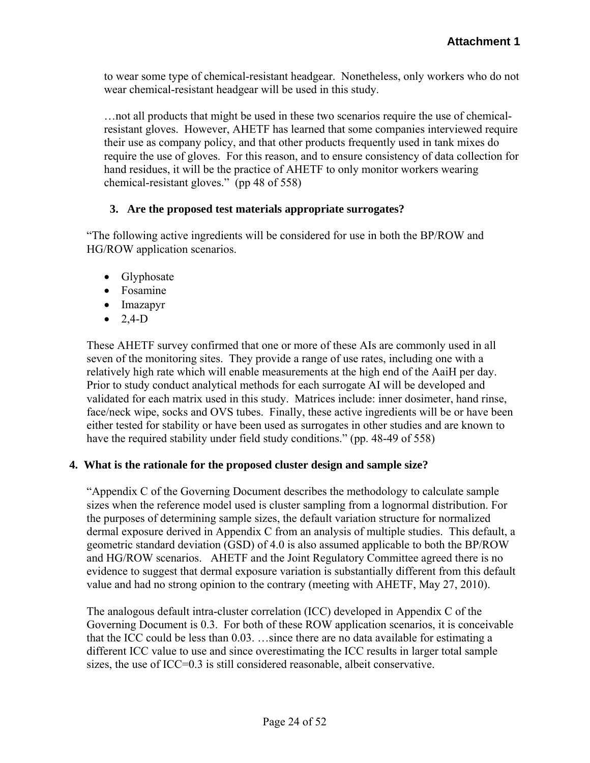to wear some type of chemical-resistant headgear. Nonetheless, only workers who do not wear chemical-resistant headgear will be used in this study.

…not all products that might be used in these two scenarios require the use of chemical-resistant gloves. However, AHETF has learned that some companies interviewed require their use as company policy, and that other products frequently used in tank mixes do require the use of gloves. For this reason, and to ensure consistency of data collection for hand residues, it will be the practice of AHETF to only monitor workers wearing chemical-resistant gloves." (pp 48 of 558)

**3. Are the proposed test materials appropriate surrogates?**

"The following active ingredients will be considered for use in both the BP/ROW and HG/ROW application scenarios.

- Glyphosate
- Fosamine
- Imazapyr
- 2,4-D

These AHETF survey confirmed that one or more of these AIs are commonly used in all seven of the monitoring sites. They provide a range of use rates, including one with a relatively high rate which will enable measurements at the high end of the AaiH per day. Prior to study conduct analytical methods for each surrogate AI will be developed and validated for each matrix used in this study. Matrices include: inner dosimeter, hand rinse, face/neck wipe, socks and OVS tubes. Finally, these active ingredients will be or have been either tested for stability or have been used as surrogates in other studies and are known to have the required stability under field study conditions." (pp. 48-49 of 558)

**4. What is the rationale for the proposed cluster design and sample size?**

"Appendix C of the Governing Document describes the methodology to calculate sample sizes when the reference model used is cluster sampling from a lognormal distribution. For the purposes of determining sample sizes, the default variation structure for normalized dermal exposure derived in Appendix C from an analysis of multiple studies. This default, a geometric standard deviation (GSD) of 4.0 is also assumed applicable to both the BP/ROW and HG/ROW scenarios. AHETF and the Joint Regulatory Committee agreed there is no evidence to suggest that dermal exposure variation is substantially different from this default value and had no strong opinion to the contrary (meeting with AHETF, May 27, 2010).

The analogous default intra-cluster correlation (ICC) developed in Appendix C of the Governing Document is 0.3. For both of these ROW application scenarios, it is conceivable that the ICC could be less than 0.03. …since there are no data available for estimating a different ICC value to use and since overestimating the ICC results in larger total sample sizes, the use of ICC=0.3 is still considered reasonable, albeit conservative.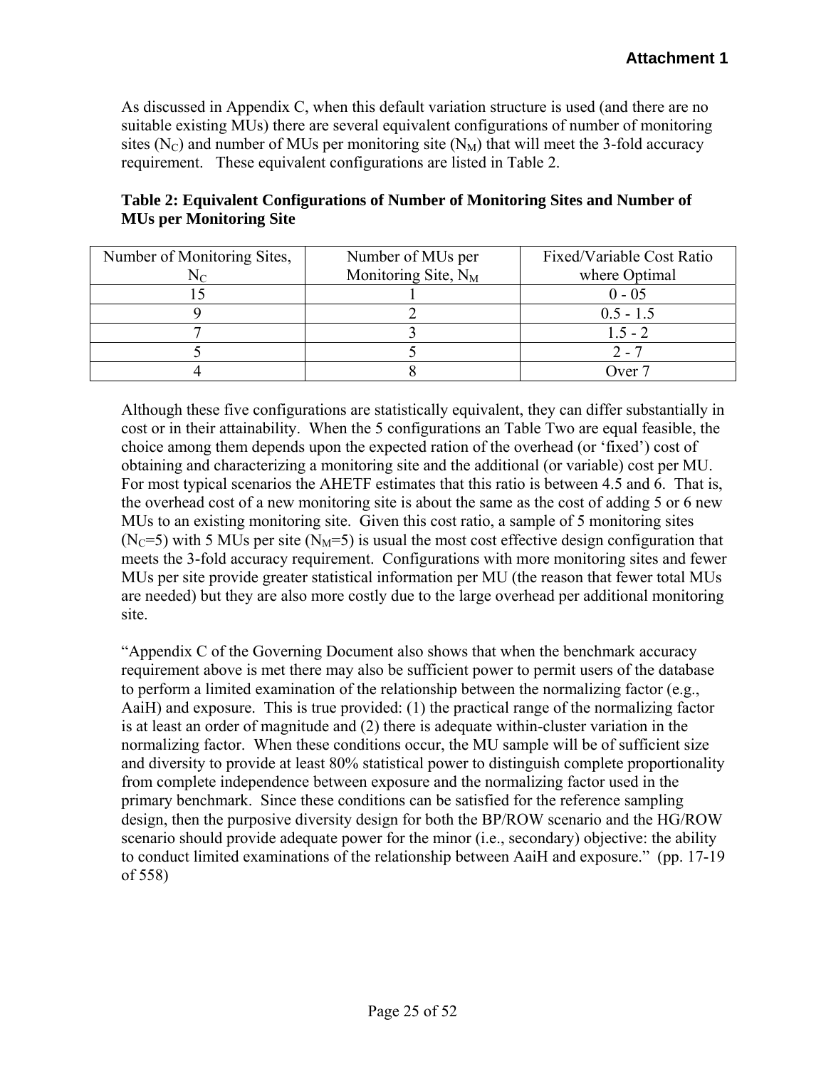**Attachment 1**

As discussed in Appendix C, when this default variation structure is used (and there are no suitable existing MUs) there are several equivalent configurations of number of monitoring sites ($N_C$) and number of MUs per monitoring site ($N_M$) that will meet the 3-fold accuracy requirement. These equivalent configurations are listed in Table 2.

**Table 2: Equivalent Configurations of Number of Monitoring Sites and Number of MUs per Monitoring Site**

| Number of Monitoring Sites, $N_C$ | Number of MUs per Monitoring Site, $N_M$ | Fixed/Variable Cost Ratio where Optimal |
|---|---|---|
| 15 | 1 | 0 - 05 |
| 9 | 2 | 0.5 - 1.5 |
| 7 | 3 | 1.5 - 2 |
| 5 | 5 | 2 - 7 |
| 4 | 8 | Over 7 |

Although these five configurations are statistically equivalent, they can differ substantially in cost or in their attainability. When the 5 configurations an Table Two are equal feasible, the choice among them depends upon the expected ration of the overhead (or 'fixed') cost of obtaining and characterizing a monitoring site and the additional (or variable) cost per MU. For most typical scenarios the AHETF estimates that this ratio is between 4.5 and 6. That is, the overhead cost of a new monitoring site is about the same as the cost of adding 5 or 6 new MUs to an existing monitoring site. Given this cost ratio, a sample of 5 monitoring sites ($N_C$=5) with 5 MUs per site ($N_M$=5) is usual the most cost effective design configuration that meets the 3-fold accuracy requirement. Configurations with more monitoring sites and fewer MUs per site provide greater statistical information per MU (the reason that fewer total MUs are needed) but they are also more costly due to the large overhead per additional monitoring site.

"Appendix C of the Governing Document also shows that when the benchmark accuracy requirement above is met there may also be sufficient power to permit users of the database to perform a limited examination of the relationship between the normalizing factor (e.g., AaiH) and exposure. This is true provided: (1) the practical range of the normalizing factor is at least an order of magnitude and (2) there is adequate within-cluster variation in the normalizing factor. When these conditions occur, the MU sample will be of sufficient size and diversity to provide at least 80% statistical power to distinguish complete proportionality from complete independence between exposure and the normalizing factor used in the primary benchmark. Since these conditions can be satisfied for the reference sampling design, then the purposive diversity design for both the BP/ROW scenario and the HG/ROW scenario should provide adequate power for the minor (i.e., secondary) objective: the ability to conduct limited examinations of the relationship between AaiH and exposure." (pp. 17-19 of 558)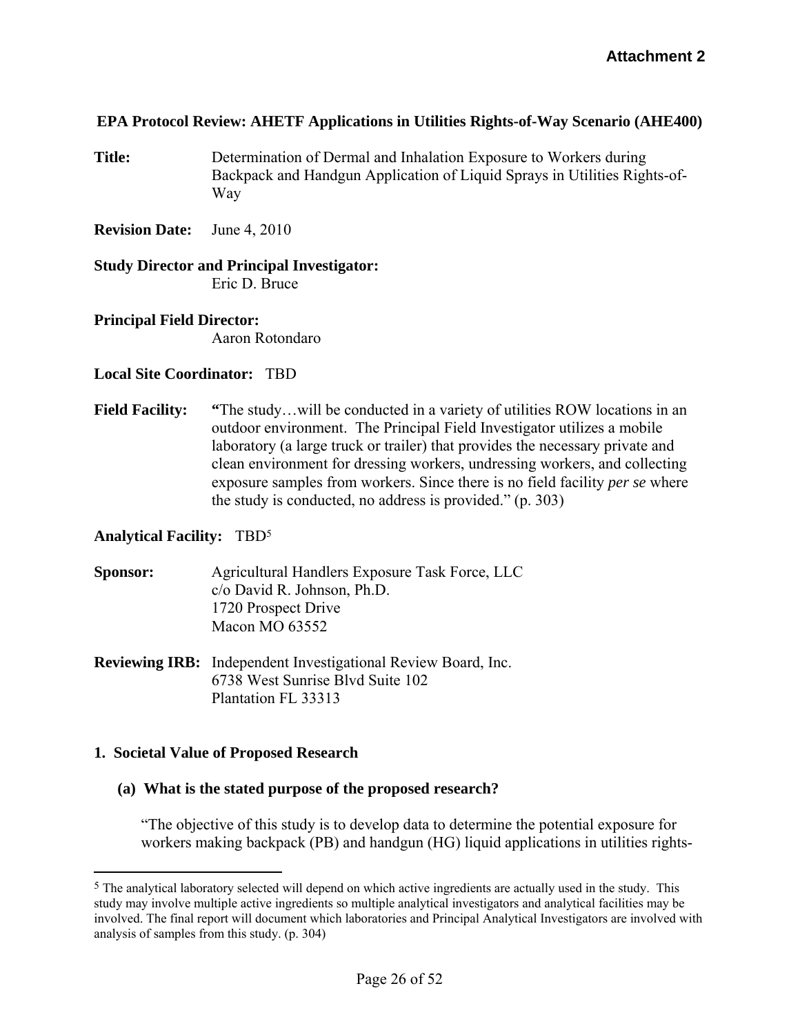**Attachment 2**

### EPA Protocol Review: AHETF Applications in Utilities Rights-of-Way Scenario (AHE400)

**Title:** Determination of Dermal and Inhalation Exposure to Workers during Backpack and Handgun Application of Liquid Sprays in Utilities Rights-of-Way

**Revision Date:** June 4, 2010

**Study Director and Principal Investigator:**
Eric D. Bruce

**Principal Field Director:**
Aaron Rotondaro

**Local Site Coordinator:** TBD

**Field Facility:** "The study…will be conducted in a variety of utilities ROW locations in an outdoor environment. The Principal Field Investigator utilizes a mobile laboratory (a large truck or trailer) that provides the necessary private and clean environment for dressing workers, undressing workers, and collecting exposure samples from workers. Since there is no field facility *per se* where the study is conducted, no address is provided." (p. 303)

**Analytical Facility:** TBD[5]

**Sponsor:** Agricultural Handlers Exposure Task Force, LLC
c/o David R. Johnson, Ph.D.
1720 Prospect Drive
Macon MO 63552

**Reviewing IRB:** Independent Investigational Review Board, Inc.
6738 West Sunrise Blvd Suite 102
Plantation FL 33313

### 1. Societal Value of Proposed Research

#### (a) What is the stated purpose of the proposed research?

"The objective of this study is to develop data to determine the potential exposure for workers making backpack (PB) and handgun (HG) liquid applications in utilities rights-

---

[5] The analytical laboratory selected will depend on which active ingredients are actually used in the study. This study may involve multiple active ingredients so multiple analytical investigators and analytical facilities may be involved. The final report will document which laboratories and Principal Analytical Investigators are involved with analysis of samples from this study. (p. 304)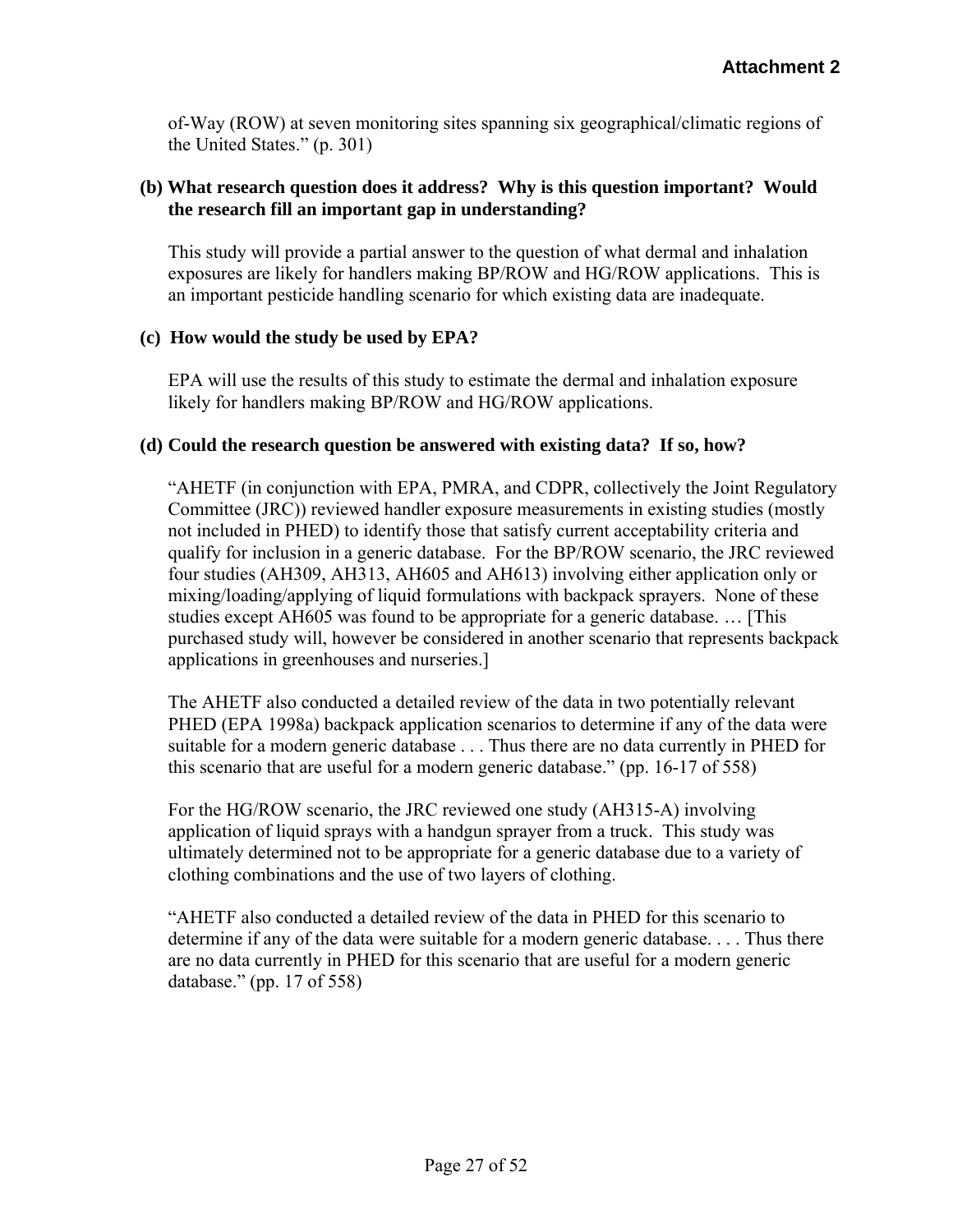of-Way (ROW) at seven monitoring sites spanning six geographical/climatic regions of the United States." (p. 301)

**(b) What research question does it address? Why is this question important? Would the research fill an important gap in understanding?**

This study will provide a partial answer to the question of what dermal and inhalation exposures are likely for handlers making BP/ROW and HG/ROW applications. This is an important pesticide handling scenario for which existing data are inadequate.

**(c) How would the study be used by EPA?**

EPA will use the results of this study to estimate the dermal and inhalation exposure likely for handlers making BP/ROW and HG/ROW applications.

**(d) Could the research question be answered with existing data? If so, how?**

"AHETF (in conjunction with EPA, PMRA, and CDPR, collectively the Joint Regulatory Committee (JRC)) reviewed handler exposure measurements in existing studies (mostly not included in PHED) to identify those that satisfy current acceptability criteria and qualify for inclusion in a generic database. For the BP/ROW scenario, the JRC reviewed four studies (AH309, AH313, AH605 and AH613) involving either application only or mixing/loading/applying of liquid formulations with backpack sprayers. None of these studies except AH605 was found to be appropriate for a generic database. … [This purchased study will, however be considered in another scenario that represents backpack applications in greenhouses and nurseries.]

The AHETF also conducted a detailed review of the data in two potentially relevant PHED (EPA 1998a) backpack application scenarios to determine if any of the data were suitable for a modern generic database . . . Thus there are no data currently in PHED for this scenario that are useful for a modern generic database." (pp. 16-17 of 558)

For the HG/ROW scenario, the JRC reviewed one study (AH315-A) involving application of liquid sprays with a handgun sprayer from a truck. This study was ultimately determined not to be appropriate for a generic database due to a variety of clothing combinations and the use of two layers of clothing.

"AHETF also conducted a detailed review of the data in PHED for this scenario to determine if any of the data were suitable for a modern generic database. . . . Thus there are no data currently in PHED for this scenario that are useful for a modern generic database." (pp. 17 of 558)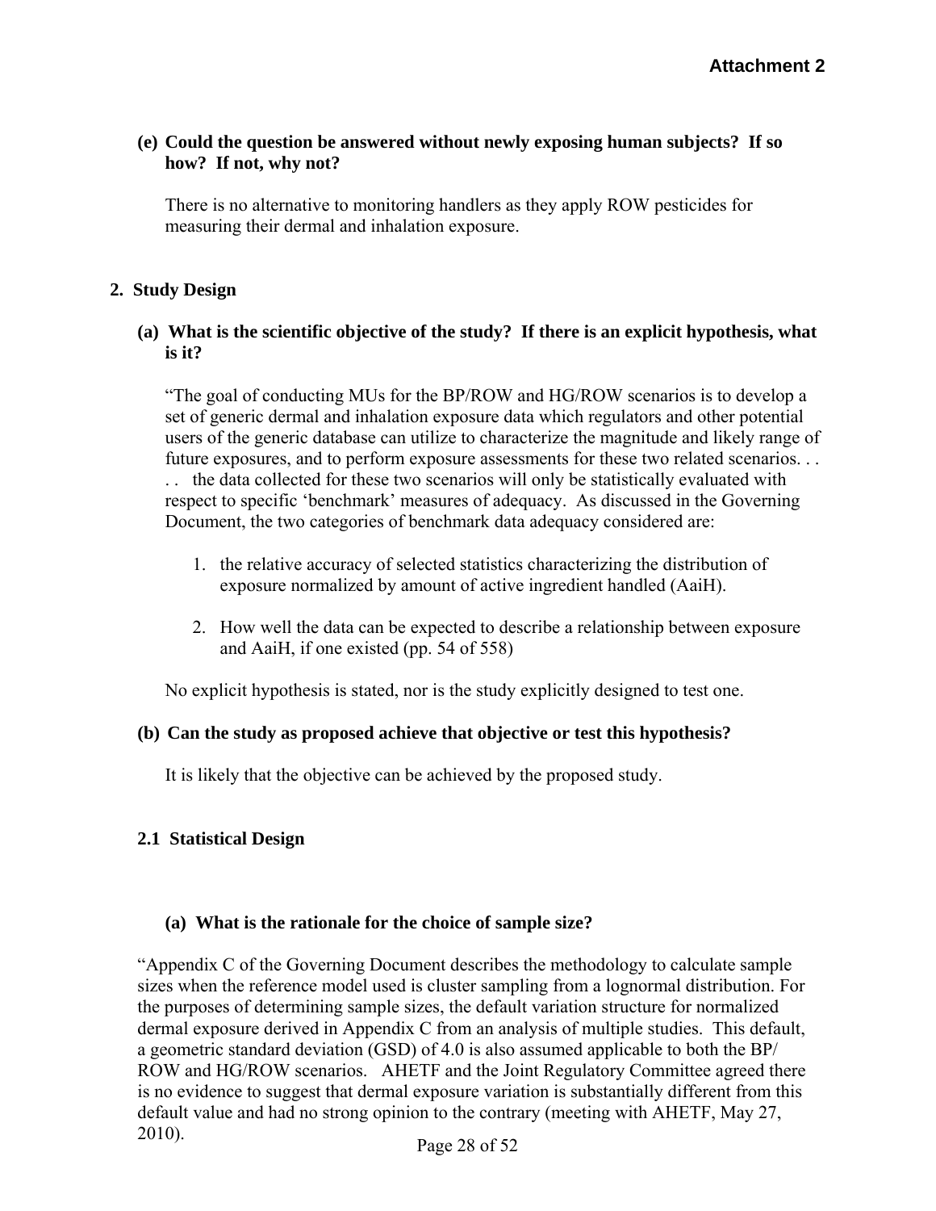**(e) Could the question be answered without newly exposing human subjects? If so how? If not, why not?**

There is no alternative to monitoring handlers as they apply ROW pesticides for measuring their dermal and inhalation exposure.

## 2. Study Design

**(a) What is the scientific objective of the study? If there is an explicit hypothesis, what is it?**

"The goal of conducting MUs for the BP/ROW and HG/ROW scenarios is to develop a set of generic dermal and inhalation exposure data which regulators and other potential users of the generic database can utilize to characterize the magnitude and likely range of future exposures, and to perform exposure assessments for these two related scenarios. . . . . the data collected for these two scenarios will only be statistically evaluated with respect to specific 'benchmark' measures of adequacy. As discussed in the Governing Document, the two categories of benchmark data adequacy considered are:

1. the relative accuracy of selected statistics characterizing the distribution of exposure normalized by amount of active ingredient handled (AaiH).

2. How well the data can be expected to describe a relationship between exposure and AaiH, if one existed (pp. 54 of 558)

No explicit hypothesis is stated, nor is the study explicitly designed to test one.

**(b) Can the study as proposed achieve that objective or test this hypothesis?**

It is likely that the objective can be achieved by the proposed study.

### 2.1 Statistical Design

**(a) What is the rationale for the choice of sample size?**

"Appendix C of the Governing Document describes the methodology to calculate sample sizes when the reference model used is cluster sampling from a lognormal distribution. For the purposes of determining sample sizes, the default variation structure for normalized dermal exposure derived in Appendix C from an analysis of multiple studies. This default, a geometric standard deviation (GSD) of 4.0 is also assumed applicable to both the BP/ROW and HG/ROW scenarios. AHETF and the Joint Regulatory Committee agreed there is no evidence to suggest that dermal exposure variation is substantially different from this default value and had no strong opinion to the contrary (meeting with AHETF, May 27, 2010).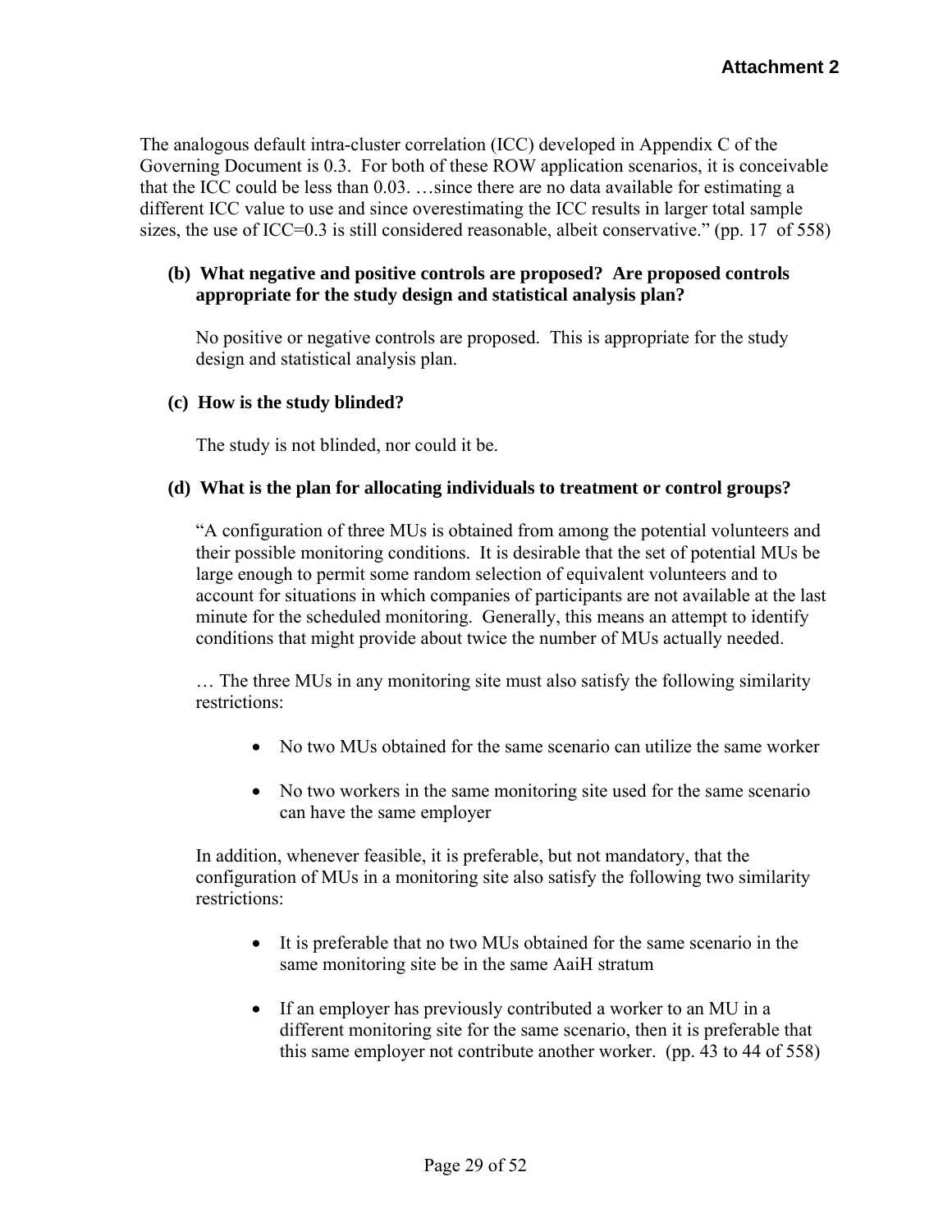The analogous default intra-cluster correlation (ICC) developed in Appendix C of the Governing Document is 0.3. For both of these ROW application scenarios, it is conceivable that the ICC could be less than 0.03. …since there are no data available for estimating a different ICC value to use and since overestimating the ICC results in larger total sample sizes, the use of ICC=0.3 is still considered reasonable, albeit conservative." (pp. 17 of 558)

**(b) What negative and positive controls are proposed? Are proposed controls appropriate for the study design and statistical analysis plan?**

No positive or negative controls are proposed. This is appropriate for the study design and statistical analysis plan.

**(c) How is the study blinded?**

The study is not blinded, nor could it be.

**(d) What is the plan for allocating individuals to treatment or control groups?**

"A configuration of three MUs is obtained from among the potential volunteers and their possible monitoring conditions. It is desirable that the set of potential MUs be large enough to permit some random selection of equivalent volunteers and to account for situations in which companies of participants are not available at the last minute for the scheduled monitoring. Generally, this means an attempt to identify conditions that might provide about twice the number of MUs actually needed.

… The three MUs in any monitoring site must also satisfy the following similarity restrictions:

- No two MUs obtained for the same scenario can utilize the same worker
- No two workers in the same monitoring site used for the same scenario can have the same employer

In addition, whenever feasible, it is preferable, but not mandatory, that the configuration of MUs in a monitoring site also satisfy the following two similarity restrictions:

- It is preferable that no two MUs obtained for the same scenario in the same monitoring site be in the same AaiH stratum
- If an employer has previously contributed a worker to an MU in a different monitoring site for the same scenario, then it is preferable that this same employer not contribute another worker. (pp. 43 to 44 of 558)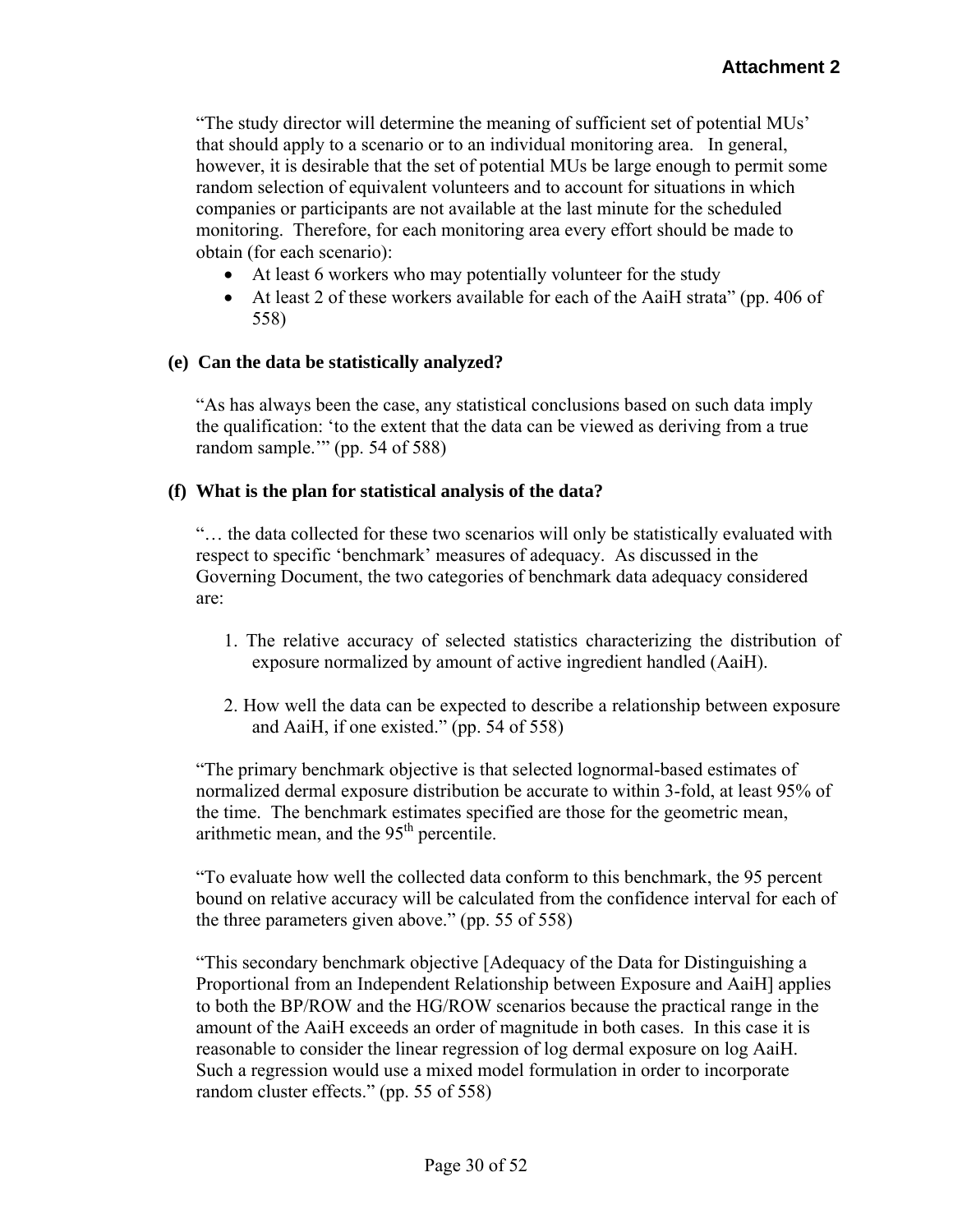"The study director will determine the meaning of sufficient set of potential MUs' that should apply to a scenario or to an individual monitoring area. In general, however, it is desirable that the set of potential MUs be large enough to permit some random selection of equivalent volunteers and to account for situations in which companies or participants are not available at the last minute for the scheduled monitoring. Therefore, for each monitoring area every effort should be made to obtain (for each scenario):

- At least 6 workers who may potentially volunteer for the study
- At least 2 of these workers available for each of the AaiH strata" (pp. 406 of 558)

**(e) Can the data be statistically analyzed?**

"As has always been the case, any statistical conclusions based on such data imply the qualification: 'to the extent that the data can be viewed as deriving from a true random sample.'" (pp. 54 of 588)

**(f) What is the plan for statistical analysis of the data?**

"… the data collected for these two scenarios will only be statistically evaluated with respect to specific 'benchmark' measures of adequacy. As discussed in the Governing Document, the two categories of benchmark data adequacy considered are:

1. The relative accuracy of selected statistics characterizing the distribution of exposure normalized by amount of active ingredient handled (AaiH).

2. How well the data can be expected to describe a relationship between exposure and AaiH, if one existed." (pp. 54 of 558)

"The primary benchmark objective is that selected lognormal-based estimates of normalized dermal exposure distribution be accurate to within 3-fold, at least 95% of the time. The benchmark estimates specified are those for the geometric mean, arithmetic mean, and the 95$^{th}$ percentile.

"To evaluate how well the collected data conform to this benchmark, the 95 percent bound on relative accuracy will be calculated from the confidence interval for each of the three parameters given above." (pp. 55 of 558)

"This secondary benchmark objective [Adequacy of the Data for Distinguishing a Proportional from an Independent Relationship between Exposure and AaiH] applies to both the BP/ROW and the HG/ROW scenarios because the practical range in the amount of the AaiH exceeds an order of magnitude in both cases. In this case it is reasonable to consider the linear regression of log dermal exposure on log AaiH. Such a regression would use a mixed model formulation in order to incorporate random cluster effects." (pp. 55 of 558)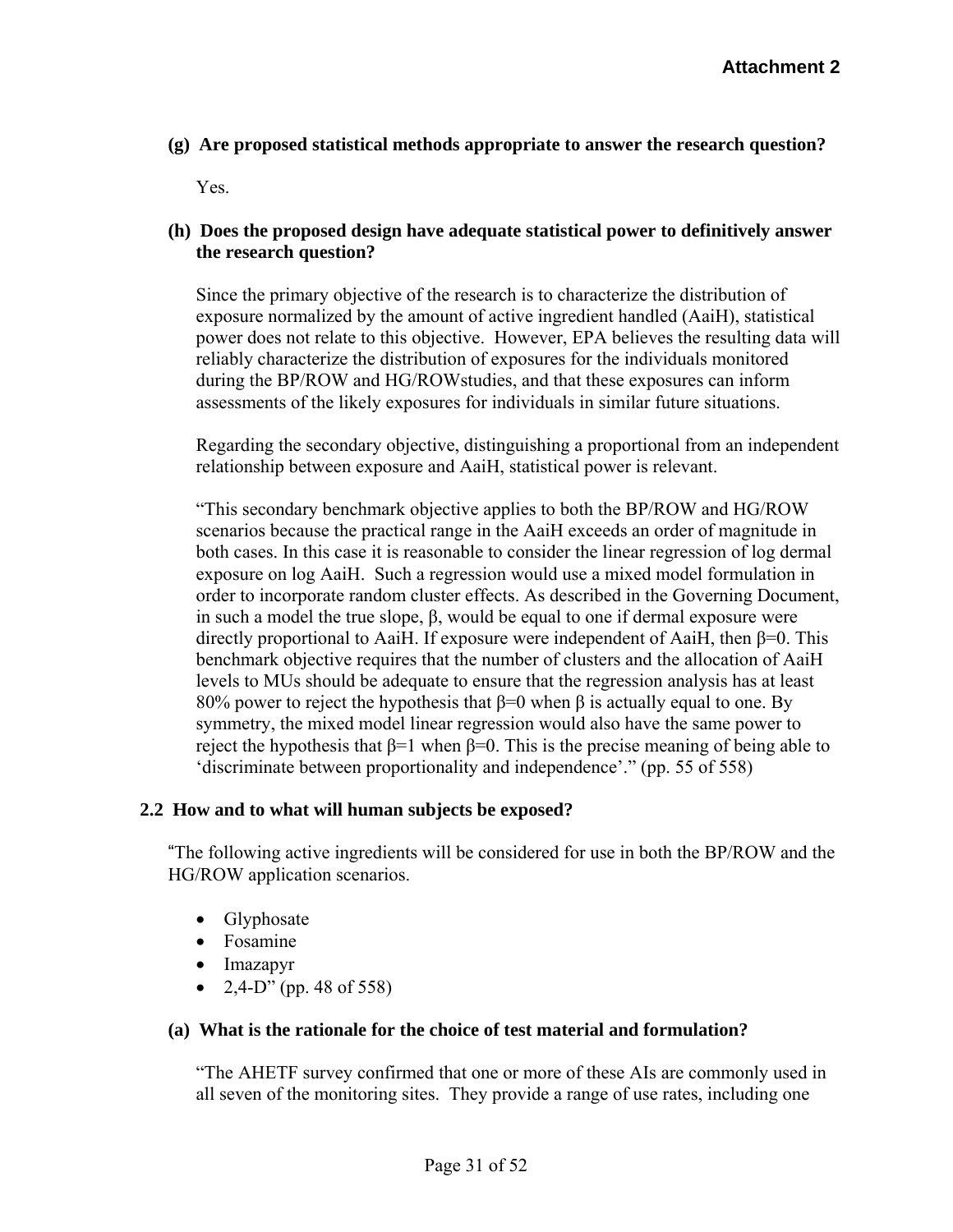**(g) Are proposed statistical methods appropriate to answer the research question?**

Yes.

**(h) Does the proposed design have adequate statistical power to definitively answer the research question?**

Since the primary objective of the research is to characterize the distribution of exposure normalized by the amount of active ingredient handled (AaiH), statistical power does not relate to this objective. However, EPA believes the resulting data will reliably characterize the distribution of exposures for the individuals monitored during the BP/ROW and HG/ROWstudies, and that these exposures can inform assessments of the likely exposures for individuals in similar future situations.

Regarding the secondary objective, distinguishing a proportional from an independent relationship between exposure and AaiH, statistical power is relevant.

"This secondary benchmark objective applies to both the BP/ROW and HG/ROW scenarios because the practical range in the AaiH exceeds an order of magnitude in both cases. In this case it is reasonable to consider the linear regression of log dermal exposure on log AaiH. Such a regression would use a mixed model formulation in order to incorporate random cluster effects. As described in the Governing Document, in such a model the true slope, $\beta$, would be equal to one if dermal exposure were directly proportional to AaiH. If exposure were independent of AaiH, then $\beta=0$. This benchmark objective requires that the number of clusters and the allocation of AaiH levels to MUs should be adequate to ensure that the regression analysis has at least 80% power to reject the hypothesis that $\beta=0$ when $\beta$ is actually equal to one. By symmetry, the mixed model linear regression would also have the same power to reject the hypothesis that $\beta=1$ when $\beta=0$. This is the precise meaning of being able to 'discriminate between proportionality and independence'." (pp. 55 of 558)

## 2.2 How and to what will human subjects be exposed?

"The following active ingredients will be considered for use in both the BP/ROW and the HG/ROW application scenarios.

- Glyphosate
- Fosamine
- Imazapyr
- 2,4-D" (pp. 48 of 558)

**(a) What is the rationale for the choice of test material and formulation?**

"The AHETF survey confirmed that one or more of these AIs are commonly used in all seven of the monitoring sites. They provide a range of use rates, including one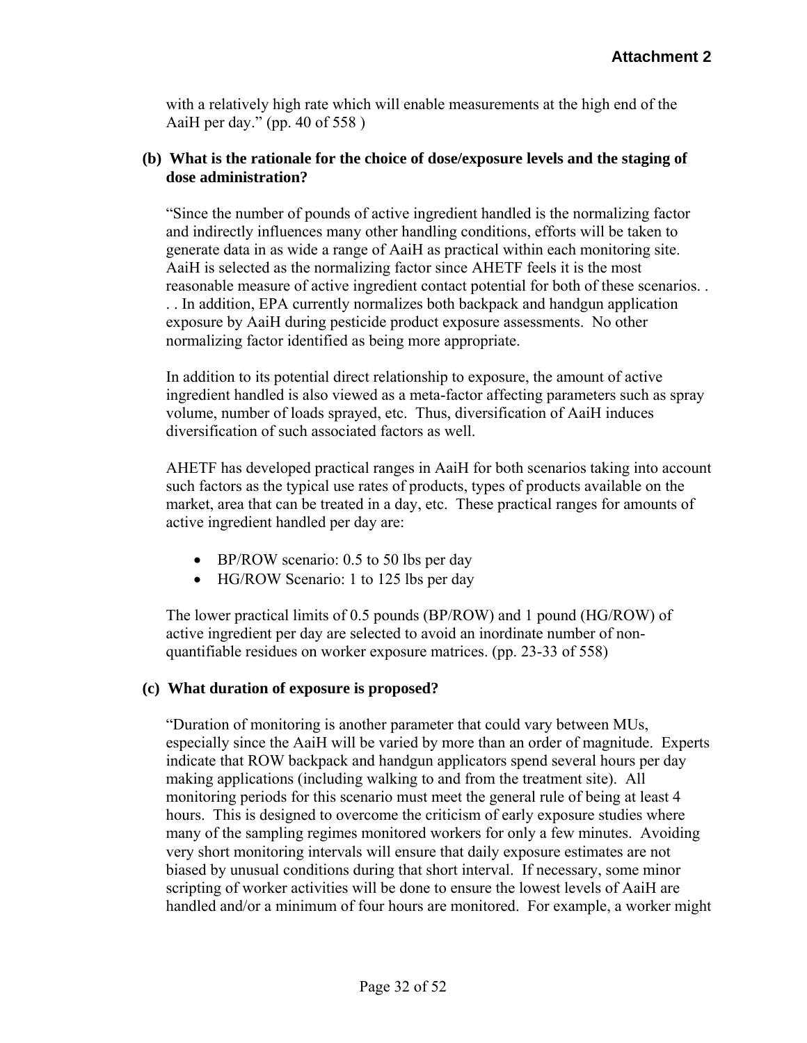with a relatively high rate which will enable measurements at the high end of the AaiH per day." (pp. 40 of 558 )

**(b) What is the rationale for the choice of dose/exposure levels and the staging of dose administration?**

"Since the number of pounds of active ingredient handled is the normalizing factor and indirectly influences many other handling conditions, efforts will be taken to generate data in as wide a range of AaiH as practical within each monitoring site. AaiH is selected as the normalizing factor since AHETF feels it is the most reasonable measure of active ingredient contact potential for both of these scenarios. . . . In addition, EPA currently normalizes both backpack and handgun application exposure by AaiH during pesticide product exposure assessments. No other normalizing factor identified as being more appropriate.

In addition to its potential direct relationship to exposure, the amount of active ingredient handled is also viewed as a meta-factor affecting parameters such as spray volume, number of loads sprayed, etc. Thus, diversification of AaiH induces diversification of such associated factors as well.

AHETF has developed practical ranges in AaiH for both scenarios taking into account such factors as the typical use rates of products, types of products available on the market, area that can be treated in a day, etc. These practical ranges for amounts of active ingredient handled per day are:

- BP/ROW scenario: 0.5 to 50 lbs per day
- HG/ROW Scenario: 1 to 125 lbs per day

The lower practical limits of 0.5 pounds (BP/ROW) and 1 pound (HG/ROW) of active ingredient per day are selected to avoid an inordinate number of non-quantifiable residues on worker exposure matrices. (pp. 23-33 of 558)

**(c) What duration of exposure is proposed?**

"Duration of monitoring is another parameter that could vary between MUs, especially since the AaiH will be varied by more than an order of magnitude. Experts indicate that ROW backpack and handgun applicators spend several hours per day making applications (including walking to and from the treatment site). All monitoring periods for this scenario must meet the general rule of being at least 4 hours. This is designed to overcome the criticism of early exposure studies where many of the sampling regimes monitored workers for only a few minutes. Avoiding very short monitoring intervals will ensure that daily exposure estimates are not biased by unusual conditions during that short interval. If necessary, some minor scripting of worker activities will be done to ensure the lowest levels of AaiH are handled and/or a minimum of four hours are monitored. For example, a worker might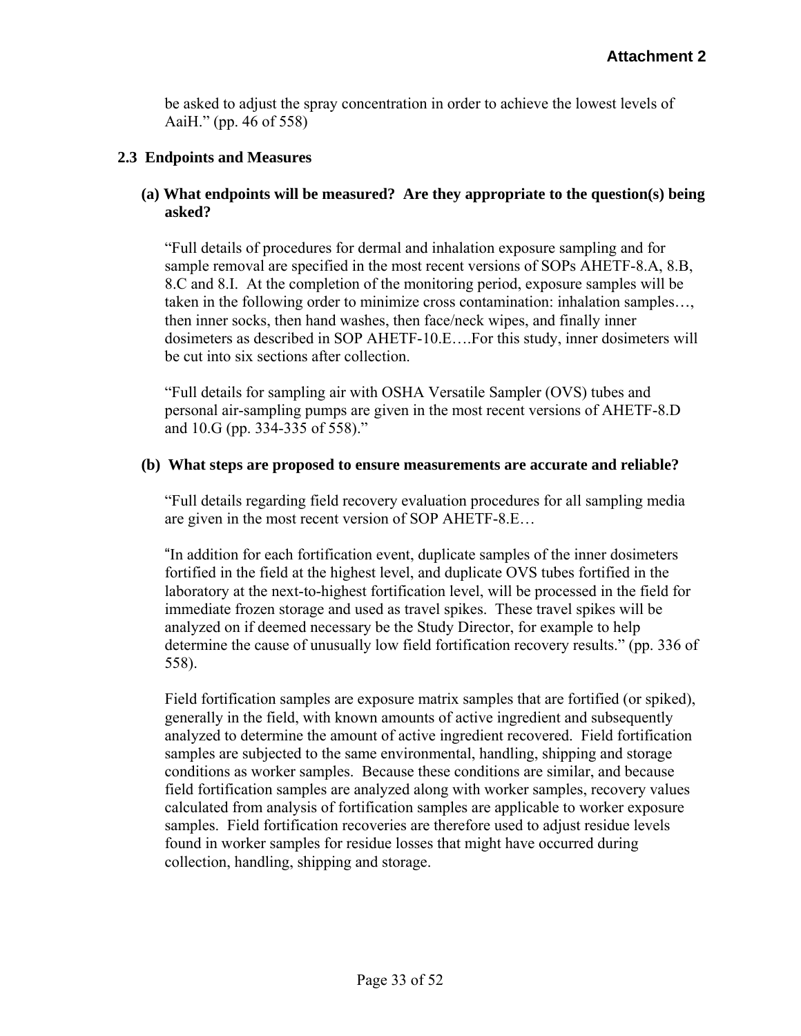be asked to adjust the spray concentration in order to achieve the lowest levels of AaiH." (pp. 46 of 558)

## 2.3 Endpoints and Measures

### (a) What endpoints will be measured? Are they appropriate to the question(s) being asked?

"Full details of procedures for dermal and inhalation exposure sampling and for sample removal are specified in the most recent versions of SOPs AHETF-8.A, 8.B, 8.C and 8.I. At the completion of the monitoring period, exposure samples will be taken in the following order to minimize cross contamination: inhalation samples…, then inner socks, then hand washes, then face/neck wipes, and finally inner dosimeters as described in SOP AHETF-10.E….For this study, inner dosimeters will be cut into six sections after collection.

"Full details for sampling air with OSHA Versatile Sampler (OVS) tubes and personal air-sampling pumps are given in the most recent versions of AHETF-8.D and 10.G (pp. 334-335 of 558)."

### (b) What steps are proposed to ensure measurements are accurate and reliable?

"Full details regarding field recovery evaluation procedures for all sampling media are given in the most recent version of SOP AHETF-8.E…

"In addition for each fortification event, duplicate samples of the inner dosimeters fortified in the field at the highest level, and duplicate OVS tubes fortified in the laboratory at the next-to-highest fortification level, will be processed in the field for immediate frozen storage and used as travel spikes. These travel spikes will be analyzed on if deemed necessary be the Study Director, for example to help determine the cause of unusually low field fortification recovery results." (pp. 336 of 558).

Field fortification samples are exposure matrix samples that are fortified (or spiked), generally in the field, with known amounts of active ingredient and subsequently analyzed to determine the amount of active ingredient recovered. Field fortification samples are subjected to the same environmental, handling, shipping and storage conditions as worker samples. Because these conditions are similar, and because field fortification samples are analyzed along with worker samples, recovery values calculated from analysis of fortification samples are applicable to worker exposure samples. Field fortification recoveries are therefore used to adjust residue levels found in worker samples for residue losses that might have occurred during collection, handling, shipping and storage.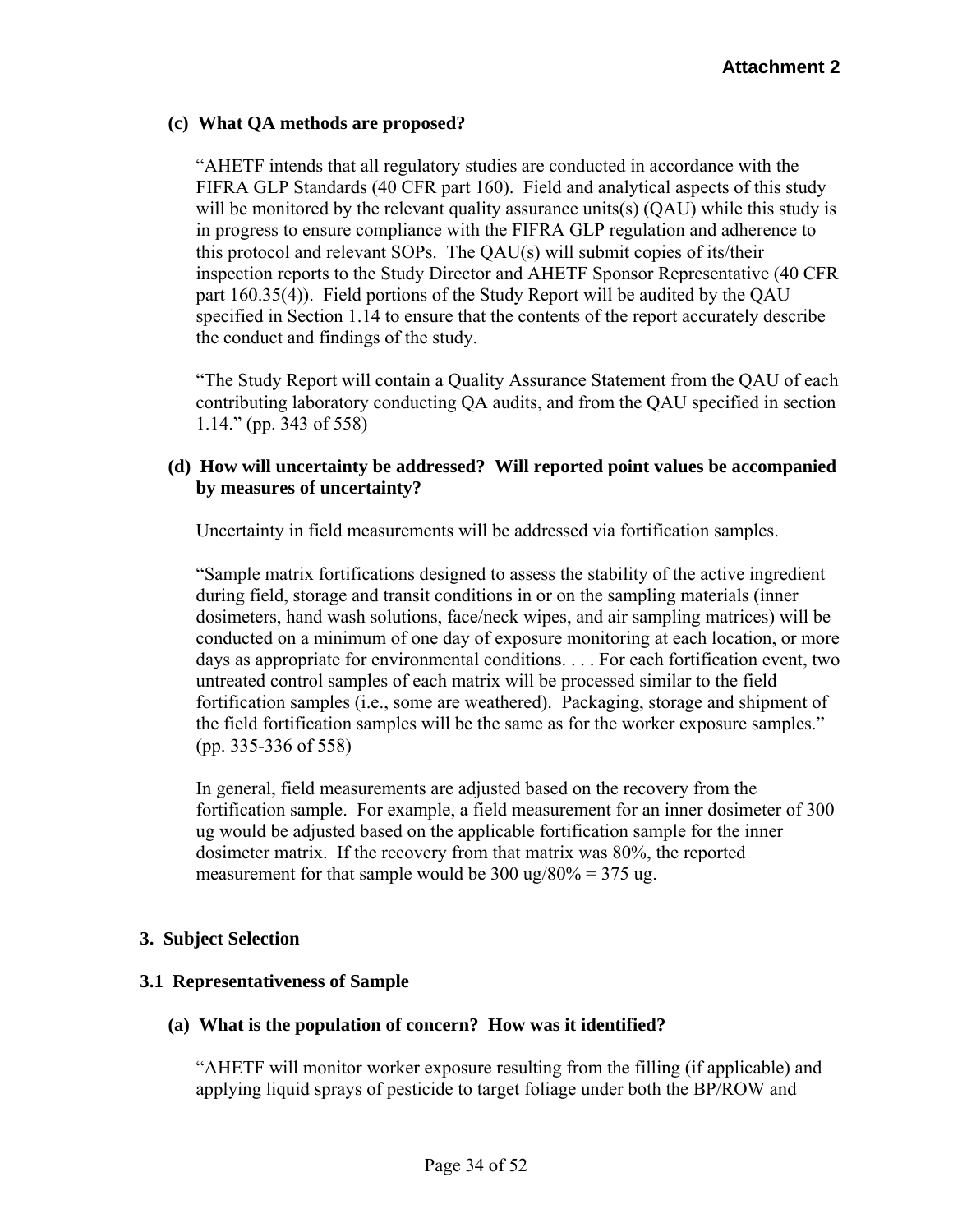**(c) What QA methods are proposed?**

"AHETF intends that all regulatory studies are conducted in accordance with the FIFRA GLP Standards (40 CFR part 160). Field and analytical aspects of this study will be monitored by the relevant quality assurance units(s) (QAU) while this study is in progress to ensure compliance with the FIFRA GLP regulation and adherence to this protocol and relevant SOPs. The QAU(s) will submit copies of its/their inspection reports to the Study Director and AHETF Sponsor Representative (40 CFR part 160.35(4)). Field portions of the Study Report will be audited by the QAU specified in Section 1.14 to ensure that the contents of the report accurately describe the conduct and findings of the study.

"The Study Report will contain a Quality Assurance Statement from the QAU of each contributing laboratory conducting QA audits, and from the QAU specified in section 1.14." (pp. 343 of 558)

**(d) How will uncertainty be addressed? Will reported point values be accompanied by measures of uncertainty?**

Uncertainty in field measurements will be addressed via fortification samples.

"Sample matrix fortifications designed to assess the stability of the active ingredient during field, storage and transit conditions in or on the sampling materials (inner dosimeters, hand wash solutions, face/neck wipes, and air sampling matrices) will be conducted on a minimum of one day of exposure monitoring at each location, or more days as appropriate for environmental conditions. . . . For each fortification event, two untreated control samples of each matrix will be processed similar to the field fortification samples (i.e., some are weathered). Packaging, storage and shipment of the field fortification samples will be the same as for the worker exposure samples." (pp. 335-336 of 558)

In general, field measurements are adjusted based on the recovery from the fortification sample. For example, a field measurement for an inner dosimeter of 300 ug would be adjusted based on the applicable fortification sample for the inner dosimeter matrix. If the recovery from that matrix was 80%, the reported measurement for that sample would be 300 ug/80% = 375 ug.

## 3. Subject Selection

### 3.1 Representativeness of Sample

**(a) What is the population of concern? How was it identified?**

"AHETF will monitor worker exposure resulting from the filling (if applicable) and applying liquid sprays of pesticide to target foliage under both the BP/ROW and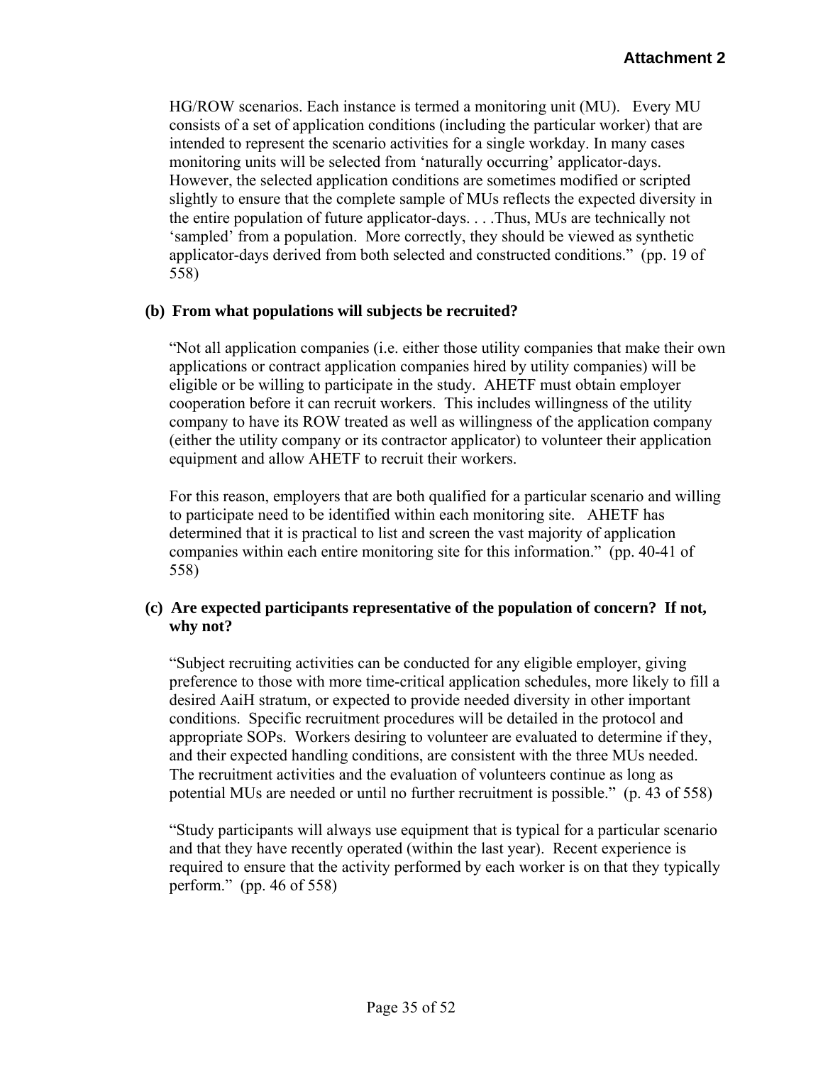HG/ROW scenarios. Each instance is termed a monitoring unit (MU). Every MU consists of a set of application conditions (including the particular worker) that are intended to represent the scenario activities for a single workday. In many cases monitoring units will be selected from 'naturally occurring' applicator-days. However, the selected application conditions are sometimes modified or scripted slightly to ensure that the complete sample of MUs reflects the expected diversity in the entire population of future applicator-days. . . .Thus, MUs are technically not 'sampled' from a population. More correctly, they should be viewed as synthetic applicator-days derived from both selected and constructed conditions." (pp. 19 of 558)

**(b) From what populations will subjects be recruited?**

"Not all application companies (i.e. either those utility companies that make their own applications or contract application companies hired by utility companies) will be eligible or be willing to participate in the study. AHETF must obtain employer cooperation before it can recruit workers. This includes willingness of the utility company to have its ROW treated as well as willingness of the application company (either the utility company or its contractor applicator) to volunteer their application equipment and allow AHETF to recruit their workers.

For this reason, employers that are both qualified for a particular scenario and willing to participate need to be identified within each monitoring site. AHETF has determined that it is practical to list and screen the vast majority of application companies within each entire monitoring site for this information." (pp. 40-41 of 558)

**(c) Are expected participants representative of the population of concern? If not, why not?**

"Subject recruiting activities can be conducted for any eligible employer, giving preference to those with more time-critical application schedules, more likely to fill a desired AaiH stratum, or expected to provide needed diversity in other important conditions. Specific recruitment procedures will be detailed in the protocol and appropriate SOPs. Workers desiring to volunteer are evaluated to determine if they, and their expected handling conditions, are consistent with the three MUs needed. The recruitment activities and the evaluation of volunteers continue as long as potential MUs are needed or until no further recruitment is possible." (p. 43 of 558)

"Study participants will always use equipment that is typical for a particular scenario and that they have recently operated (within the last year). Recent experience is required to ensure that the activity performed by each worker is on that they typically perform." (pp. 46 of 558)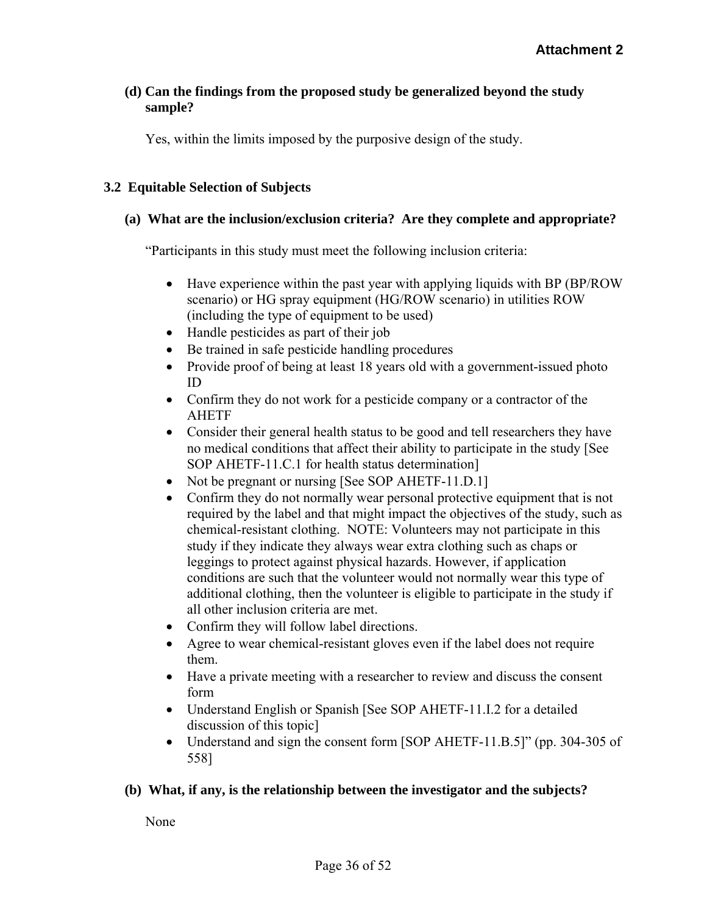**(d) Can the findings from the proposed study be generalized beyond the study sample?**

Yes, within the limits imposed by the purposive design of the study.

## 3.2 Equitable Selection of Subjects

**(a) What are the inclusion/exclusion criteria? Are they complete and appropriate?**

"Participants in this study must meet the following inclusion criteria:

- Have experience within the past year with applying liquids with BP (BP/ROW scenario) or HG spray equipment (HG/ROW scenario) in utilities ROW (including the type of equipment to be used)
- Handle pesticides as part of their job
- Be trained in safe pesticide handling procedures
- Provide proof of being at least 18 years old with a government-issued photo ID
- Confirm they do not work for a pesticide company or a contractor of the AHETF
- Consider their general health status to be good and tell researchers they have no medical conditions that affect their ability to participate in the study [See SOP AHETF-11.C.1 for health status determination]
- Not be pregnant or nursing [See SOP AHETF-11.D.1]
- Confirm they do not normally wear personal protective equipment that is not required by the label and that might impact the objectives of the study, such as chemical-resistant clothing. NOTE: Volunteers may not participate in this study if they indicate they always wear extra clothing such as chaps or leggings to protect against physical hazards. However, if application conditions are such that the volunteer would not normally wear this type of additional clothing, then the volunteer is eligible to participate in the study if all other inclusion criteria are met.
- Confirm they will follow label directions.
- Agree to wear chemical-resistant gloves even if the label does not require them.
- Have a private meeting with a researcher to review and discuss the consent form
- Understand English or Spanish [See SOP AHETF-11.I.2 for a detailed discussion of this topic]
- Understand and sign the consent form [SOP AHETF-11.B.5]" (pp. 304-305 of 558]

**(b) What, if any, is the relationship between the investigator and the subjects?**

None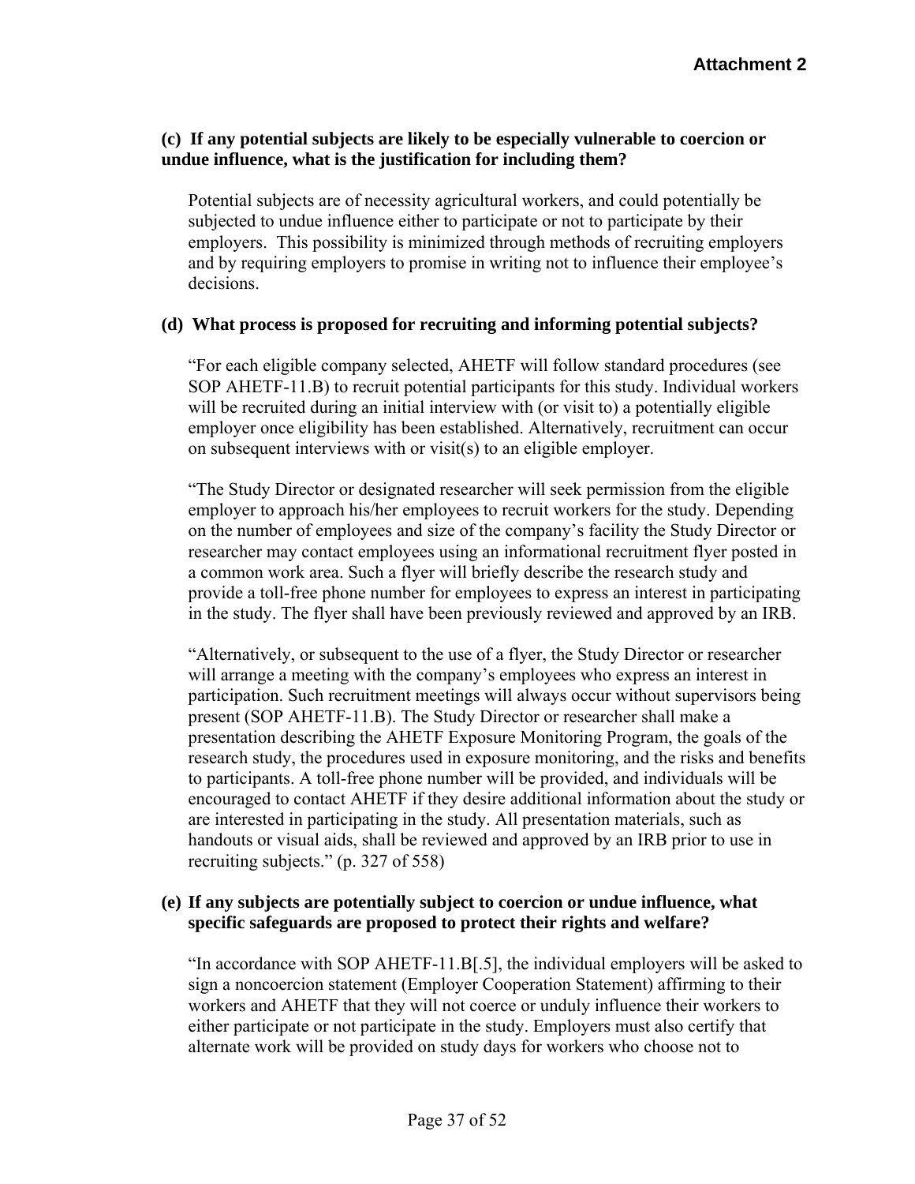**Attachment 2**

**(c) If any potential subjects are likely to be especially vulnerable to coercion or undue influence, what is the justification for including them?**

Potential subjects are of necessity agricultural workers, and could potentially be subjected to undue influence either to participate or not to participate by their employers. This possibility is minimized through methods of recruiting employers and by requiring employers to promise in writing not to influence their employee's decisions.

**(d) What process is proposed for recruiting and informing potential subjects?**

"For each eligible company selected, AHETF will follow standard procedures (see SOP AHETF-11.B) to recruit potential participants for this study. Individual workers will be recruited during an initial interview with (or visit to) a potentially eligible employer once eligibility has been established. Alternatively, recruitment can occur on subsequent interviews with or visit(s) to an eligible employer.

"The Study Director or designated researcher will seek permission from the eligible employer to approach his/her employees to recruit workers for the study. Depending on the number of employees and size of the company's facility the Study Director or researcher may contact employees using an informational recruitment flyer posted in a common work area. Such a flyer will briefly describe the research study and provide a toll-free phone number for employees to express an interest in participating in the study. The flyer shall have been previously reviewed and approved by an IRB.

"Alternatively, or subsequent to the use of a flyer, the Study Director or researcher will arrange a meeting with the company's employees who express an interest in participation. Such recruitment meetings will always occur without supervisors being present (SOP AHETF-11.B). The Study Director or researcher shall make a presentation describing the AHETF Exposure Monitoring Program, the goals of the research study, the procedures used in exposure monitoring, and the risks and benefits to participants. A toll-free phone number will be provided, and individuals will be encouraged to contact AHETF if they desire additional information about the study or are interested in participating in the study. All presentation materials, such as handouts or visual aids, shall be reviewed and approved by an IRB prior to use in recruiting subjects." (p. 327 of 558)

**(e) If any subjects are potentially subject to coercion or undue influence, what specific safeguards are proposed to protect their rights and welfare?**

"In accordance with SOP AHETF-11.B[.5], the individual employers will be asked to sign a noncoercion statement (Employer Cooperation Statement) affirming to their workers and AHETF that they will not coerce or unduly influence their workers to either participate or not participate in the study. Employers must also certify that alternate work will be provided on study days for workers who choose not to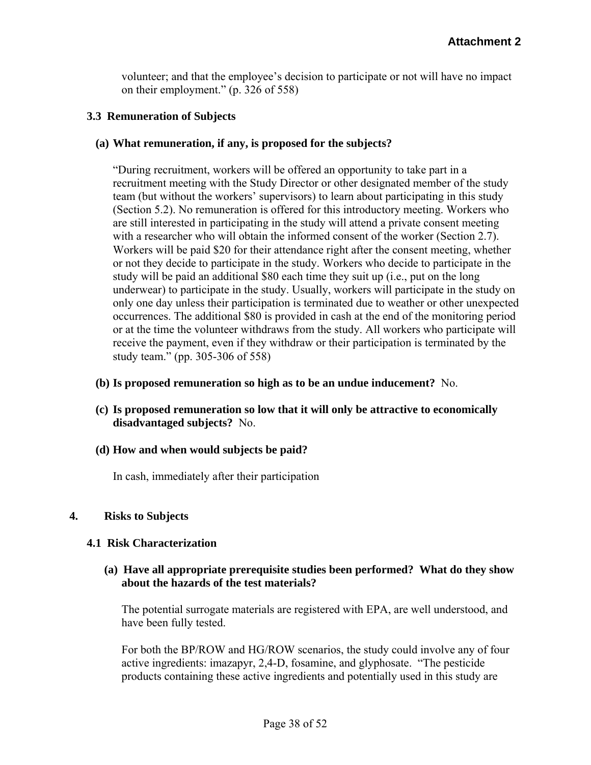volunteer; and that the employee's decision to participate or not will have no impact on their employment." (p. 326 of 558)

### 3.3 Remuneration of Subjects

**(a) What remuneration, if any, is proposed for the subjects?**

"During recruitment, workers will be offered an opportunity to take part in a recruitment meeting with the Study Director or other designated member of the study team (but without the workers' supervisors) to learn about participating in this study (Section 5.2). No remuneration is offered for this introductory meeting. Workers who are still interested in participating in the study will attend a private consent meeting with a researcher who will obtain the informed consent of the worker (Section 2.7). Workers will be paid $20 for their attendance right after the consent meeting, whether or not they decide to participate in the study. Workers who decide to participate in the study will be paid an additional $80 each time they suit up (i.e., put on the long underwear) to participate in the study. Usually, workers will participate in the study on only one day unless their participation is terminated due to weather or other unexpected occurrences. The additional $80 is provided in cash at the end of the monitoring period or at the time the volunteer withdraws from the study. All workers who participate will receive the payment, even if they withdraw or their participation is terminated by the study team." (pp. 305-306 of 558)

**(b) Is proposed remuneration so high as to be an undue inducement?** No.

**(c) Is proposed remuneration so low that it will only be attractive to economically disadvantaged subjects?** No.

**(d) How and when would subjects be paid?**

In cash, immediately after their participation

## 4. Risks to Subjects

### 4.1 Risk Characterization

**(a) Have all appropriate prerequisite studies been performed? What do they show about the hazards of the test materials?**

The potential surrogate materials are registered with EPA, are well understood, and have been fully tested.

For both the BP/ROW and HG/ROW scenarios, the study could involve any of four active ingredients: imazapyr, 2,4-D, fosamine, and glyphosate. "The pesticide products containing these active ingredients and potentially used in this study are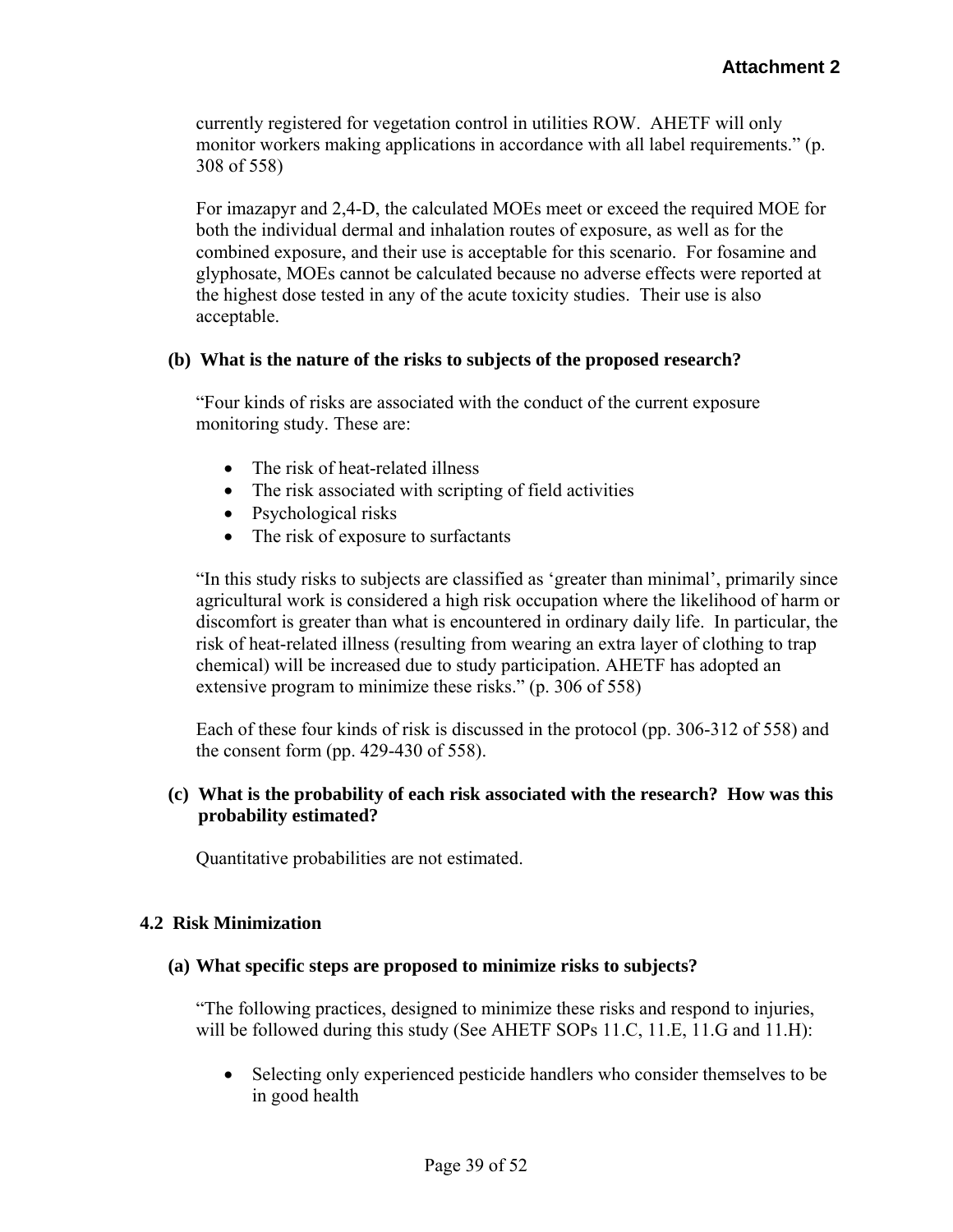currently registered for vegetation control in utilities ROW. AHETF will only monitor workers making applications in accordance with all label requirements." (p. 308 of 558)

For imazapyr and 2,4-D, the calculated MOEs meet or exceed the required MOE for both the individual dermal and inhalation routes of exposure, as well as for the combined exposure, and their use is acceptable for this scenario. For fosamine and glyphosate, MOEs cannot be calculated because no adverse effects were reported at the highest dose tested in any of the acute toxicity studies. Their use is also acceptable.

**(b) What is the nature of the risks to subjects of the proposed research?**

"Four kinds of risks are associated with the conduct of the current exposure monitoring study. These are:

- The risk of heat-related illness
- The risk associated with scripting of field activities
- Psychological risks
- The risk of exposure to surfactants

"In this study risks to subjects are classified as 'greater than minimal', primarily since agricultural work is considered a high risk occupation where the likelihood of harm or discomfort is greater than what is encountered in ordinary daily life. In particular, the risk of heat-related illness (resulting from wearing an extra layer of clothing to trap chemical) will be increased due to study participation. AHETF has adopted an extensive program to minimize these risks." (p. 306 of 558)

Each of these four kinds of risk is discussed in the protocol (pp. 306-312 of 558) and the consent form (pp. 429-430 of 558).

**(c) What is the probability of each risk associated with the research? How was this probability estimated?**

Quantitative probabilities are not estimated.

### 4.2 Risk Minimization

**(a) What specific steps are proposed to minimize risks to subjects?**

"The following practices, designed to minimize these risks and respond to injuries, will be followed during this study (See AHETF SOPs 11.C, 11.E, 11.G and 11.H):

- Selecting only experienced pesticide handlers who consider themselves to be in good health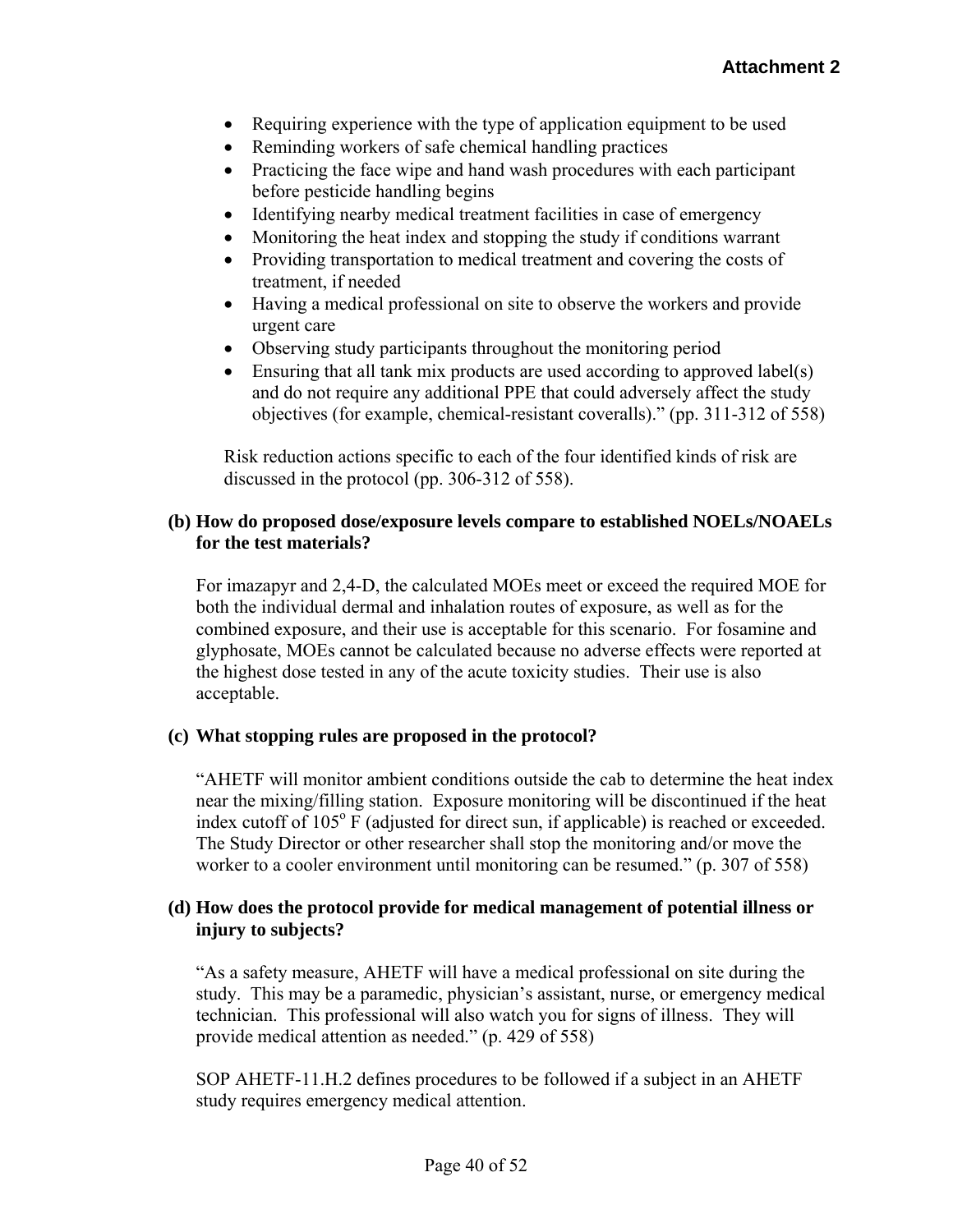- Requiring experience with the type of application equipment to be used
- Reminding workers of safe chemical handling practices
- Practicing the face wipe and hand wash procedures with each participant before pesticide handling begins
- Identifying nearby medical treatment facilities in case of emergency
- Monitoring the heat index and stopping the study if conditions warrant
- Providing transportation to medical treatment and covering the costs of treatment, if needed
- Having a medical professional on site to observe the workers and provide urgent care
- Observing study participants throughout the monitoring period
- Ensuring that all tank mix products are used according to approved label(s) and do not require any additional PPE that could adversely affect the study objectives (for example, chemical-resistant coveralls)." (pp. 311-312 of 558)

Risk reduction actions specific to each of the four identified kinds of risk are discussed in the protocol (pp. 306-312 of 558).

**(b) How do proposed dose/exposure levels compare to established NOELs/NOAELs for the test materials?**

For imazapyr and 2,4-D, the calculated MOEs meet or exceed the required MOE for both the individual dermal and inhalation routes of exposure, as well as for the combined exposure, and their use is acceptable for this scenario. For fosamine and glyphosate, MOEs cannot be calculated because no adverse effects were reported at the highest dose tested in any of the acute toxicity studies. Their use is also acceptable.

**(c) What stopping rules are proposed in the protocol?**

"AHETF will monitor ambient conditions outside the cab to determine the heat index near the mixing/filling station. Exposure monitoring will be discontinued if the heat index cutoff of 105$^{o}$ F (adjusted for direct sun, if applicable) is reached or exceeded. The Study Director or other researcher shall stop the monitoring and/or move the worker to a cooler environment until monitoring can be resumed." (p. 307 of 558)

**(d) How does the protocol provide for medical management of potential illness or injury to subjects?**

"As a safety measure, AHETF will have a medical professional on site during the study. This may be a paramedic, physician's assistant, nurse, or emergency medical technician. This professional will also watch you for signs of illness. They will provide medical attention as needed." (p. 429 of 558)

SOP AHETF-11.H.2 defines procedures to be followed if a subject in an AHETF study requires emergency medical attention.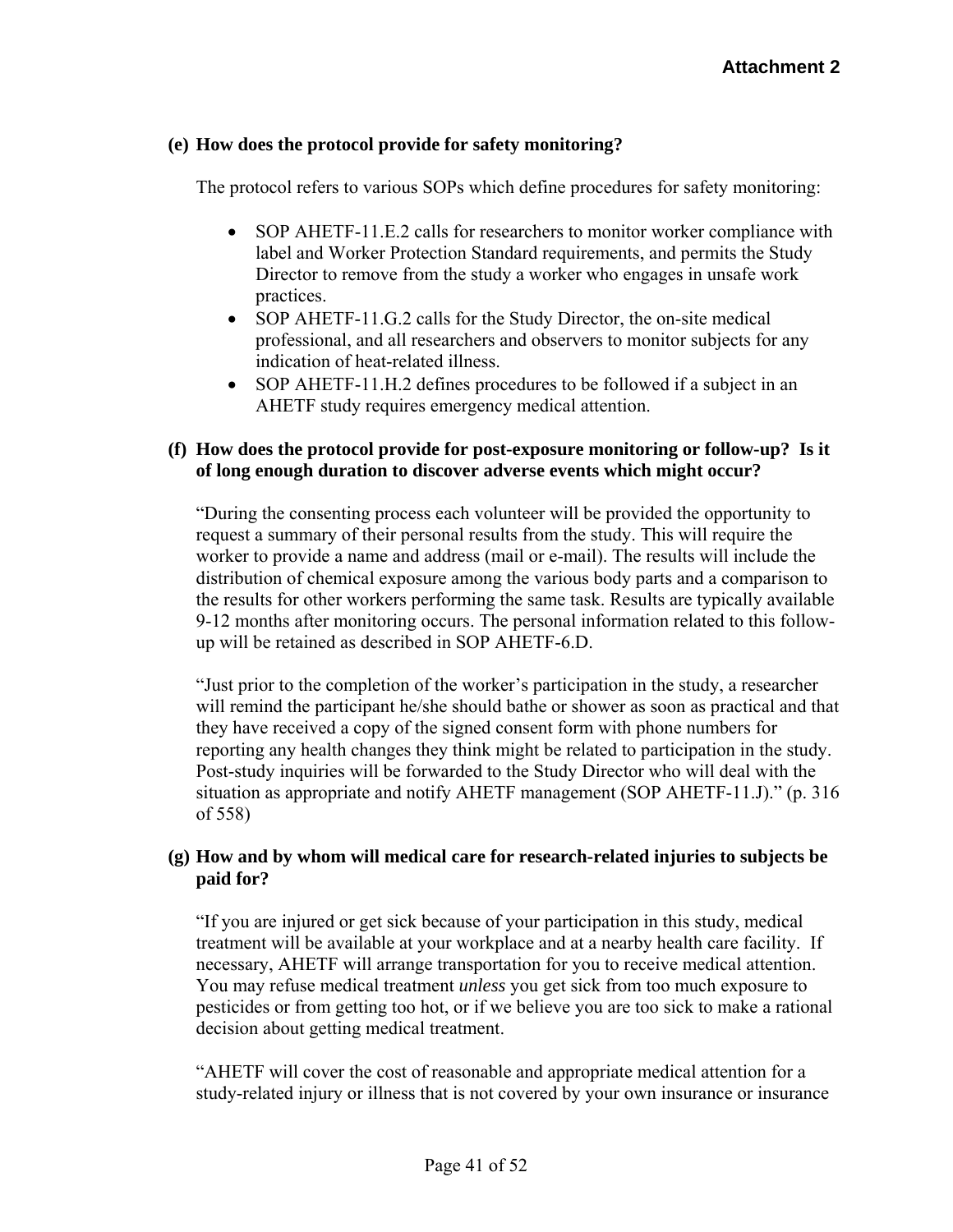**Attachment 2**

**(e) How does the protocol provide for safety monitoring?**

The protocol refers to various SOPs which define procedures for safety monitoring:

- SOP AHETF-11.E.2 calls for researchers to monitor worker compliance with label and Worker Protection Standard requirements, and permits the Study Director to remove from the study a worker who engages in unsafe work practices.
- SOP AHETF-11.G.2 calls for the Study Director, the on-site medical professional, and all researchers and observers to monitor subjects for any indication of heat-related illness.
- SOP AHETF-11.H.2 defines procedures to be followed if a subject in an AHETF study requires emergency medical attention.

**(f) How does the protocol provide for post-exposure monitoring or follow-up? Is it of long enough duration to discover adverse events which might occur?**

"During the consenting process each volunteer will be provided the opportunity to request a summary of their personal results from the study. This will require the worker to provide a name and address (mail or e-mail). The results will include the distribution of chemical exposure among the various body parts and a comparison to the results for other workers performing the same task. Results are typically available 9-12 months after monitoring occurs. The personal information related to this follow-up will be retained as described in SOP AHETF-6.D.

"Just prior to the completion of the worker's participation in the study, a researcher will remind the participant he/she should bathe or shower as soon as practical and that they have received a copy of the signed consent form with phone numbers for reporting any health changes they think might be related to participation in the study. Post-study inquiries will be forwarded to the Study Director who will deal with the situation as appropriate and notify AHETF management (SOP AHETF-11.J)." (p. 316 of 558)

**(g) How and by whom will medical care for research-related injuries to subjects be paid for?**

"If you are injured or get sick because of your participation in this study, medical treatment will be available at your workplace and at a nearby health care facility. If necessary, AHETF will arrange transportation for you to receive medical attention. You may refuse medical treatment *unless* you get sick from too much exposure to pesticides or from getting too hot, or if we believe you are too sick to make a rational decision about getting medical treatment.

"AHETF will cover the cost of reasonable and appropriate medical attention for a study-related injury or illness that is not covered by your own insurance or insurance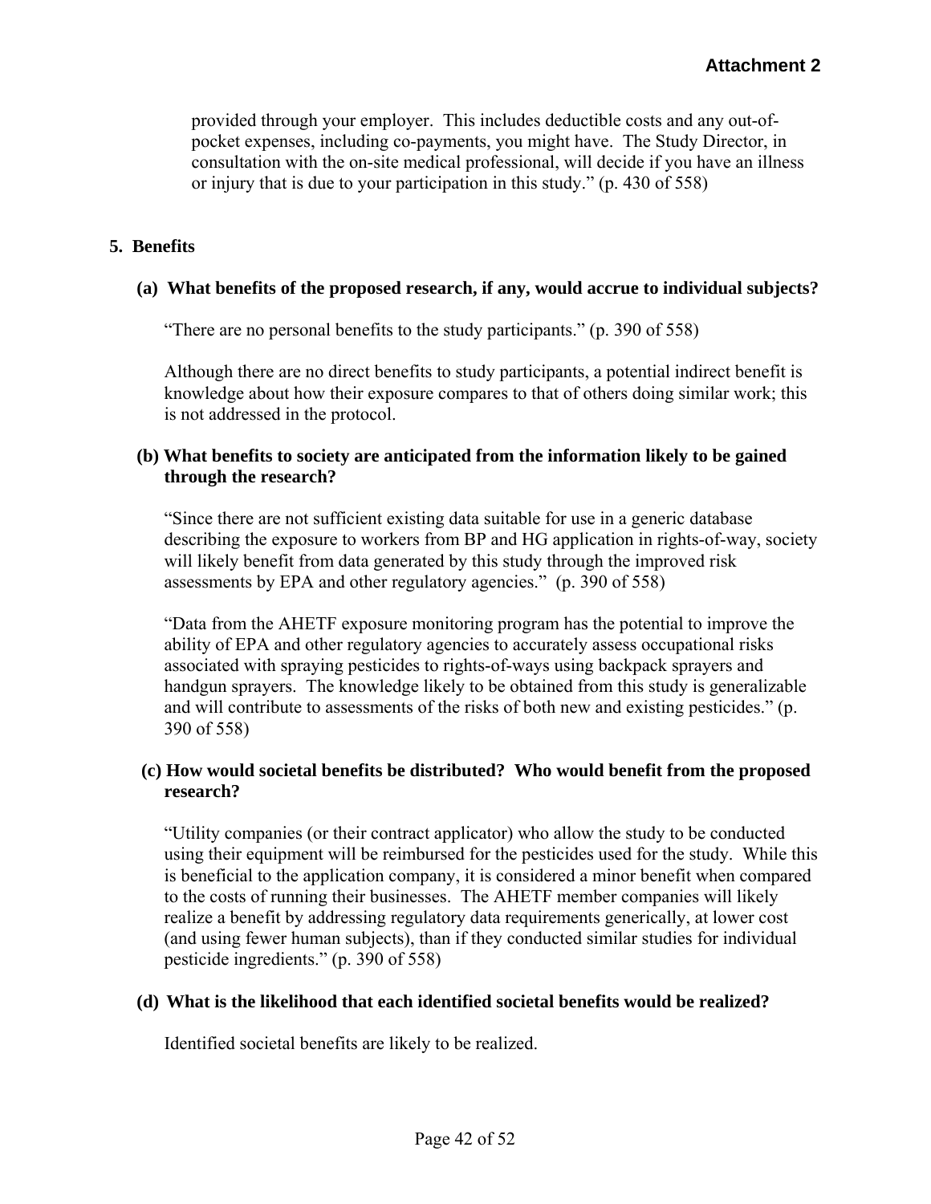provided through your employer. This includes deductible costs and any out-of-pocket expenses, including co-payments, you might have. The Study Director, in consultation with the on-site medical professional, will decide if you have an illness or injury that is due to your participation in this study." (p. 430 of 558)

## 5. Benefits

### (a) What benefits of the proposed research, if any, would accrue to individual subjects?

"There are no personal benefits to the study participants." (p. 390 of 558)

Although there are no direct benefits to study participants, a potential indirect benefit is knowledge about how their exposure compares to that of others doing similar work; this is not addressed in the protocol.

### (b) What benefits to society are anticipated from the information likely to be gained through the research?

"Since there are not sufficient existing data suitable for use in a generic database describing the exposure to workers from BP and HG application in rights-of-way, society will likely benefit from data generated by this study through the improved risk assessments by EPA and other regulatory agencies." (p. 390 of 558)

"Data from the AHETF exposure monitoring program has the potential to improve the ability of EPA and other regulatory agencies to accurately assess occupational risks associated with spraying pesticides to rights-of-ways using backpack sprayers and handgun sprayers. The knowledge likely to be obtained from this study is generalizable and will contribute to assessments of the risks of both new and existing pesticides." (p. 390 of 558)

### (c) How would societal benefits be distributed? Who would benefit from the proposed research?

"Utility companies (or their contract applicator) who allow the study to be conducted using their equipment will be reimbursed for the pesticides used for the study. While this is beneficial to the application company, it is considered a minor benefit when compared to the costs of running their businesses. The AHETF member companies will likely realize a benefit by addressing regulatory data requirements generically, at lower cost (and using fewer human subjects), than if they conducted similar studies for individual pesticide ingredients." (p. 390 of 558)

### (d) What is the likelihood that each identified societal benefits would be realized?

Identified societal benefits are likely to be realized.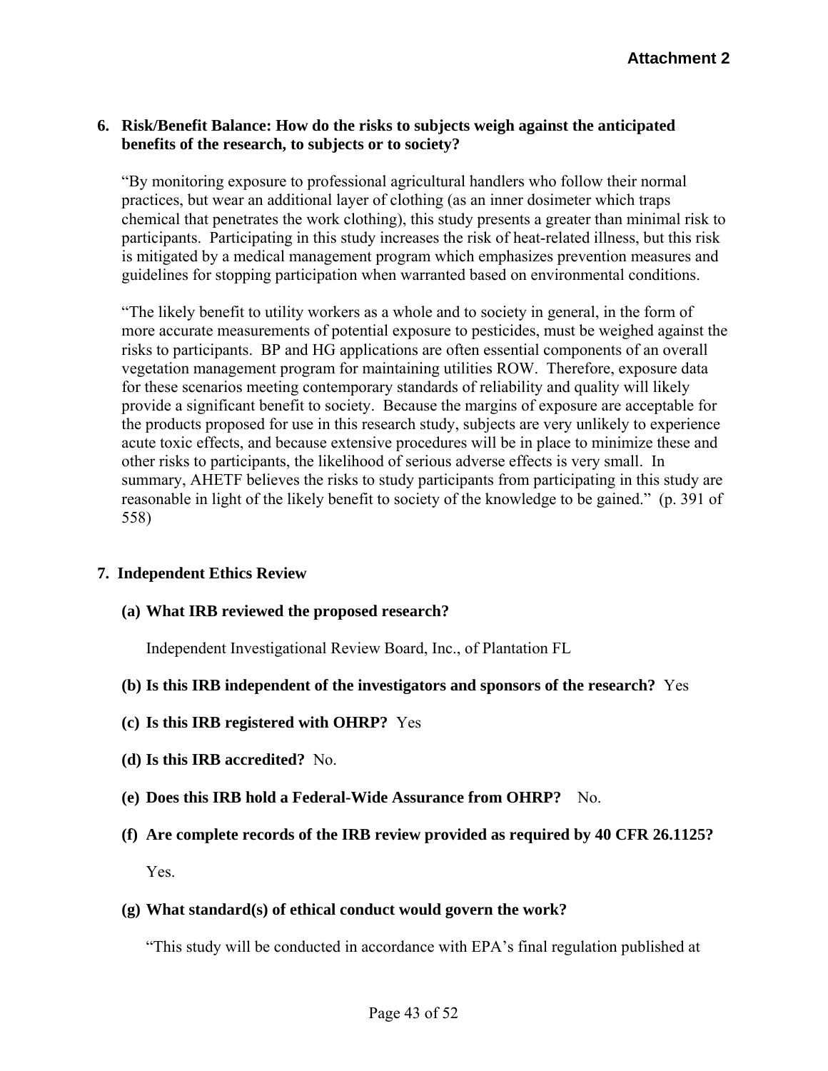**6. Risk/Benefit Balance: How do the risks to subjects weigh against the anticipated benefits of the research, to subjects or to society?**

"By monitoring exposure to professional agricultural handlers who follow their normal practices, but wear an additional layer of clothing (as an inner dosimeter which traps chemical that penetrates the work clothing), this study presents a greater than minimal risk to participants. Participating in this study increases the risk of heat-related illness, but this risk is mitigated by a medical management program which emphasizes prevention measures and guidelines for stopping participation when warranted based on environmental conditions.

"The likely benefit to utility workers as a whole and to society in general, in the form of more accurate measurements of potential exposure to pesticides, must be weighed against the risks to participants. BP and HG applications are often essential components of an overall vegetation management program for maintaining utilities ROW. Therefore, exposure data for these scenarios meeting contemporary standards of reliability and quality will likely provide a significant benefit to society. Because the margins of exposure are acceptable for the products proposed for use in this research study, subjects are very unlikely to experience acute toxic effects, and because extensive procedures will be in place to minimize these and other risks to participants, the likelihood of serious adverse effects is very small. In summary, AHETF believes the risks to study participants from participating in this study are reasonable in light of the likely benefit to society of the knowledge to be gained." (p. 391 of 558)

**7. Independent Ethics Review**

**(a) What IRB reviewed the proposed research?**

Independent Investigational Review Board, Inc., of Plantation FL

**(b) Is this IRB independent of the investigators and sponsors of the research?** Yes

**(c) Is this IRB registered with OHRP?** Yes

**(d) Is this IRB accredited?** No.

**(e) Does this IRB hold a Federal-Wide Assurance from OHRP?** No.

**(f) Are complete records of the IRB review provided as required by 40 CFR 26.1125?**

Yes.

**(g) What standard(s) of ethical conduct would govern the work?**

"This study will be conducted in accordance with EPA's final regulation published at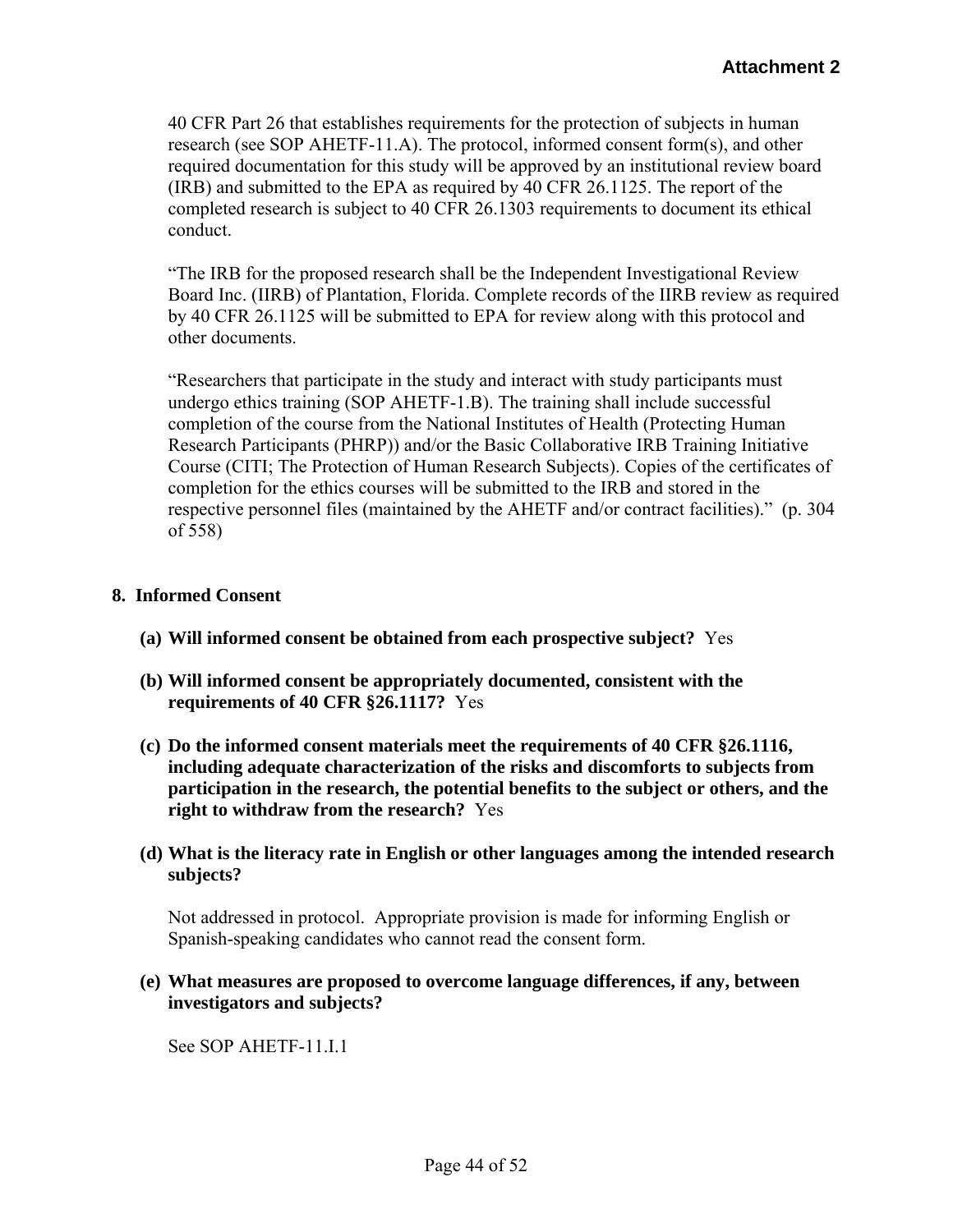40 CFR Part 26 that establishes requirements for the protection of subjects in human research (see SOP AHETF-11.A). The protocol, informed consent form(s), and other required documentation for this study will be approved by an institutional review board (IRB) and submitted to the EPA as required by 40 CFR 26.1125. The report of the completed research is subject to 40 CFR 26.1303 requirements to document its ethical conduct.

"The IRB for the proposed research shall be the Independent Investigational Review Board Inc. (IIRB) of Plantation, Florida. Complete records of the IIRB review as required by 40 CFR 26.1125 will be submitted to EPA for review along with this protocol and other documents.

"Researchers that participate in the study and interact with study participants must undergo ethics training (SOP AHETF-1.B). The training shall include successful completion of the course from the National Institutes of Health (Protecting Human Research Participants (PHRP)) and/or the Basic Collaborative IRB Training Initiative Course (CITI; The Protection of Human Research Subjects). Copies of the certificates of completion for the ethics courses will be submitted to the IRB and stored in the respective personnel files (maintained by the AHETF and/or contract facilities)." (p. 304 of 558)

## 8. Informed Consent

**(a) Will informed consent be obtained from each prospective subject?** Yes

**(b) Will informed consent be appropriately documented, consistent with the requirements of 40 CFR §26.1117?** Yes

**(c) Do the informed consent materials meet the requirements of 40 CFR §26.1116, including adequate characterization of the risks and discomforts to subjects from participation in the research, the potential benefits to the subject or others, and the right to withdraw from the research?** Yes

**(d) What is the literacy rate in English or other languages among the intended research subjects?**

Not addressed in protocol. Appropriate provision is made for informing English or Spanish-speaking candidates who cannot read the consent form.

**(e) What measures are proposed to overcome language differences, if any, between investigators and subjects?**

See SOP AHETF-11.I.1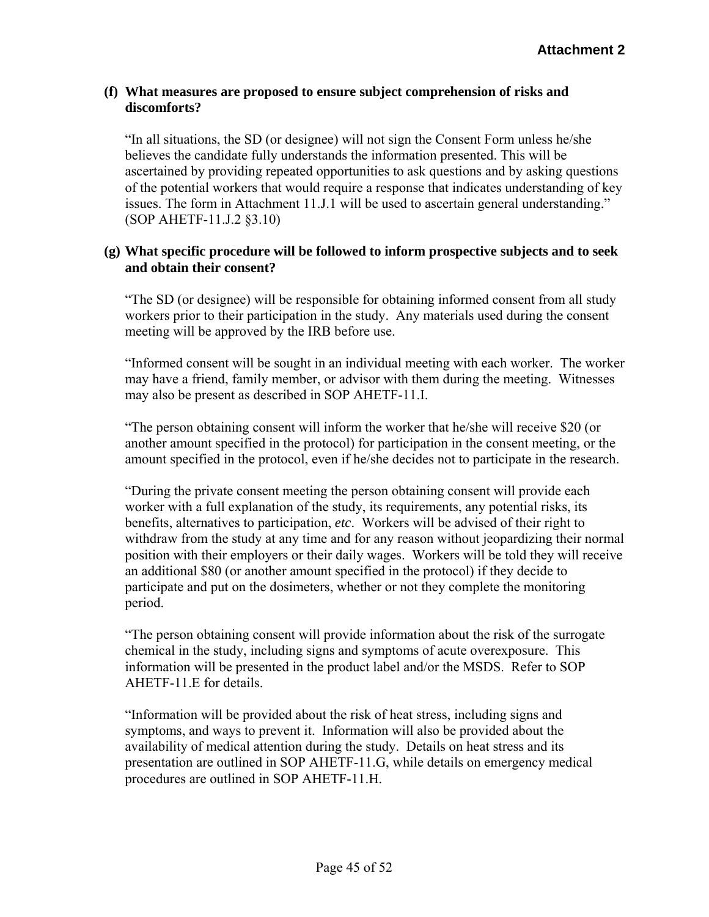**Attachment 2**

**(f) What measures are proposed to ensure subject comprehension of risks and discomforts?**

"In all situations, the SD (or designee) will not sign the Consent Form unless he/she believes the candidate fully understands the information presented. This will be ascertained by providing repeated opportunities to ask questions and by asking questions of the potential workers that would require a response that indicates understanding of key issues. The form in Attachment 11.J.1 will be used to ascertain general understanding." (SOP AHETF-11.J.2 §3.10)

**(g) What specific procedure will be followed to inform prospective subjects and to seek and obtain their consent?**

"The SD (or designee) will be responsible for obtaining informed consent from all study workers prior to their participation in the study. Any materials used during the consent meeting will be approved by the IRB before use.

"Informed consent will be sought in an individual meeting with each worker. The worker may have a friend, family member, or advisor with them during the meeting. Witnesses may also be present as described in SOP AHETF-11.I.

"The person obtaining consent will inform the worker that he/she will receive $20 (or another amount specified in the protocol) for participation in the consent meeting, or the amount specified in the protocol, even if he/she decides not to participate in the research.

"During the private consent meeting the person obtaining consent will provide each worker with a full explanation of the study, its requirements, any potential risks, its benefits, alternatives to participation, *etc*. Workers will be advised of their right to withdraw from the study at any time and for any reason without jeopardizing their normal position with their employers or their daily wages. Workers will be told they will receive an additional $80 (or another amount specified in the protocol) if they decide to participate and put on the dosimeters, whether or not they complete the monitoring period.

"The person obtaining consent will provide information about the risk of the surrogate chemical in the study, including signs and symptoms of acute overexposure. This information will be presented in the product label and/or the MSDS. Refer to SOP AHETF-11.E for details.

"Information will be provided about the risk of heat stress, including signs and symptoms, and ways to prevent it. Information will also be provided about the availability of medical attention during the study. Details on heat stress and its presentation are outlined in SOP AHETF-11.G, while details on emergency medical procedures are outlined in SOP AHETF-11.H.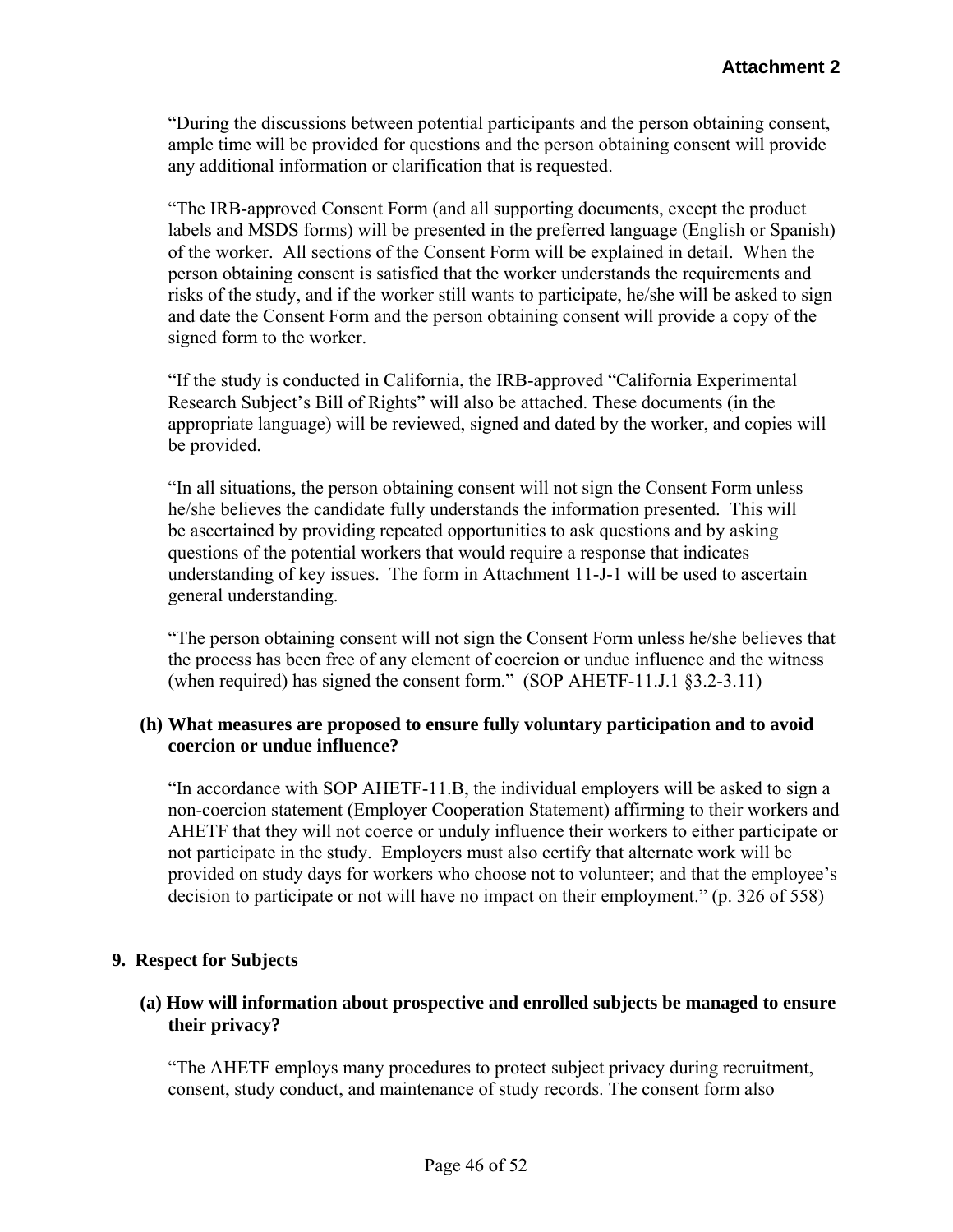"During the discussions between potential participants and the person obtaining consent, ample time will be provided for questions and the person obtaining consent will provide any additional information or clarification that is requested.

"The IRB-approved Consent Form (and all supporting documents, except the product labels and MSDS forms) will be presented in the preferred language (English or Spanish) of the worker. All sections of the Consent Form will be explained in detail. When the person obtaining consent is satisfied that the worker understands the requirements and risks of the study, and if the worker still wants to participate, he/she will be asked to sign and date the Consent Form and the person obtaining consent will provide a copy of the signed form to the worker.

"If the study is conducted in California, the IRB-approved "California Experimental Research Subject's Bill of Rights" will also be attached. These documents (in the appropriate language) will be reviewed, signed and dated by the worker, and copies will be provided.

"In all situations, the person obtaining consent will not sign the Consent Form unless he/she believes the candidate fully understands the information presented. This will be ascertained by providing repeated opportunities to ask questions and by asking questions of the potential workers that would require a response that indicates understanding of key issues. The form in Attachment 11-J-1 will be used to ascertain general understanding.

"The person obtaining consent will not sign the Consent Form unless he/she believes that the process has been free of any element of coercion or undue influence and the witness (when required) has signed the consent form." (SOP AHETF-11.J.1 §3.2-3.11)

**(h) What measures are proposed to ensure fully voluntary participation and to avoid coercion or undue influence?**

"In accordance with SOP AHETF-11.B, the individual employers will be asked to sign a non-coercion statement (Employer Cooperation Statement) affirming to their workers and AHETF that they will not coerce or unduly influence their workers to either participate or not participate in the study. Employers must also certify that alternate work will be provided on study days for workers who choose not to volunteer; and that the employee's decision to participate or not will have no impact on their employment." (p. 326 of 558)

## 9. Respect for Subjects

**(a) How will information about prospective and enrolled subjects be managed to ensure their privacy?**

"The AHETF employs many procedures to protect subject privacy during recruitment, consent, study conduct, and maintenance of study records. The consent form also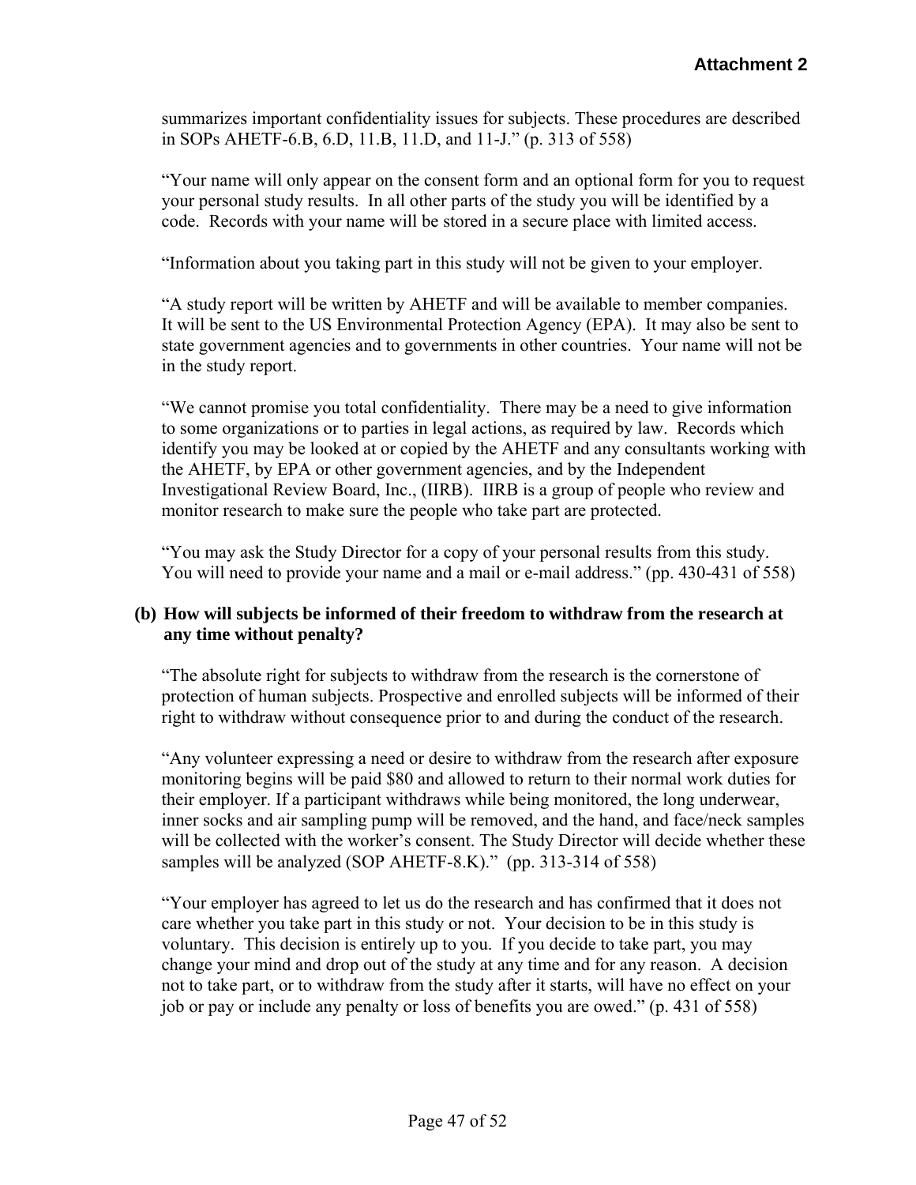summarizes important confidentiality issues for subjects. These procedures are described in SOPs AHETF-6.B, 6.D, 11.B, 11.D, and 11-J." (p. 313 of 558)

"Your name will only appear on the consent form and an optional form for you to request your personal study results. In all other parts of the study you will be identified by a code. Records with your name will be stored in a secure place with limited access.

"Information about you taking part in this study will not be given to your employer.

"A study report will be written by AHETF and will be available to member companies. It will be sent to the US Environmental Protection Agency (EPA). It may also be sent to state government agencies and to governments in other countries. Your name will not be in the study report.

"We cannot promise you total confidentiality. There may be a need to give information to some organizations or to parties in legal actions, as required by law. Records which identify you may be looked at or copied by the AHETF and any consultants working with the AHETF, by EPA or other government agencies, and by the Independent Investigational Review Board, Inc., (IIRB). IIRB is a group of people who review and monitor research to make sure the people who take part are protected.

"You may ask the Study Director for a copy of your personal results from this study. You will need to provide your name and a mail or e-mail address." (pp. 430-431 of 558)

**(b) How will subjects be informed of their freedom to withdraw from the research at any time without penalty?**

"The absolute right for subjects to withdraw from the research is the cornerstone of protection of human subjects. Prospective and enrolled subjects will be informed of their right to withdraw without consequence prior to and during the conduct of the research.

"Any volunteer expressing a need or desire to withdraw from the research after exposure monitoring begins will be paid $80 and allowed to return to their normal work duties for their employer. If a participant withdraws while being monitored, the long underwear, inner socks and air sampling pump will be removed, and the hand, and face/neck samples will be collected with the worker's consent. The Study Director will decide whether these samples will be analyzed (SOP AHETF-8.K)." (pp. 313-314 of 558)

"Your employer has agreed to let us do the research and has confirmed that it does not care whether you take part in this study or not. Your decision to be in this study is voluntary. This decision is entirely up to you. If you decide to take part, you may change your mind and drop out of the study at any time and for any reason. A decision not to take part, or to withdraw from the study after it starts, will have no effect on your job or pay or include any penalty or loss of benefits you are owed." (p. 431 of 558)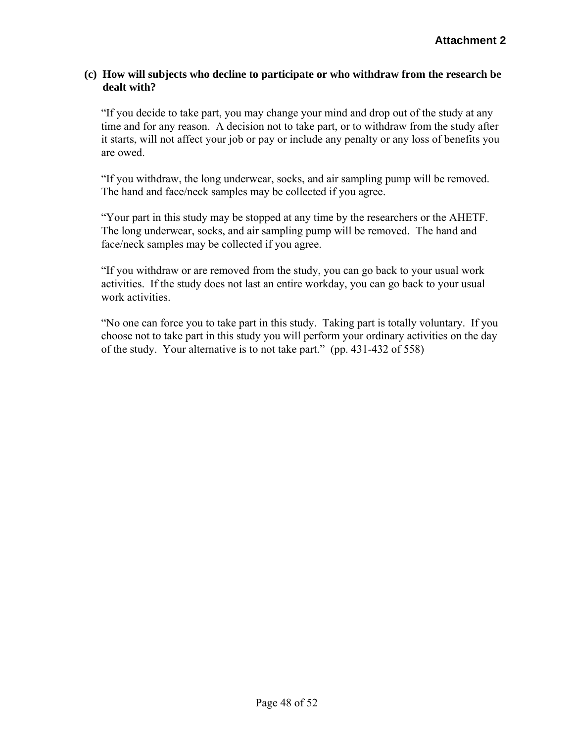**Attachment 2**

**(c) How will subjects who decline to participate or who withdraw from the research be dealt with?**

"If you decide to take part, you may change your mind and drop out of the study at any time and for any reason. A decision not to take part, or to withdraw from the study after it starts, will not affect your job or pay or include any penalty or any loss of benefits you are owed.

"If you withdraw, the long underwear, socks, and air sampling pump will be removed. The hand and face/neck samples may be collected if you agree.

"Your part in this study may be stopped at any time by the researchers or the AHETF. The long underwear, socks, and air sampling pump will be removed. The hand and face/neck samples may be collected if you agree.

"If you withdraw or are removed from the study, you can go back to your usual work activities. If the study does not last an entire workday, you can go back to your usual work activities.

"No one can force you to take part in this study. Taking part is totally voluntary. If you choose not to take part in this study you will perform your ordinary activities on the day of the study. Your alternative is to not take part." (pp. 431-432 of 558)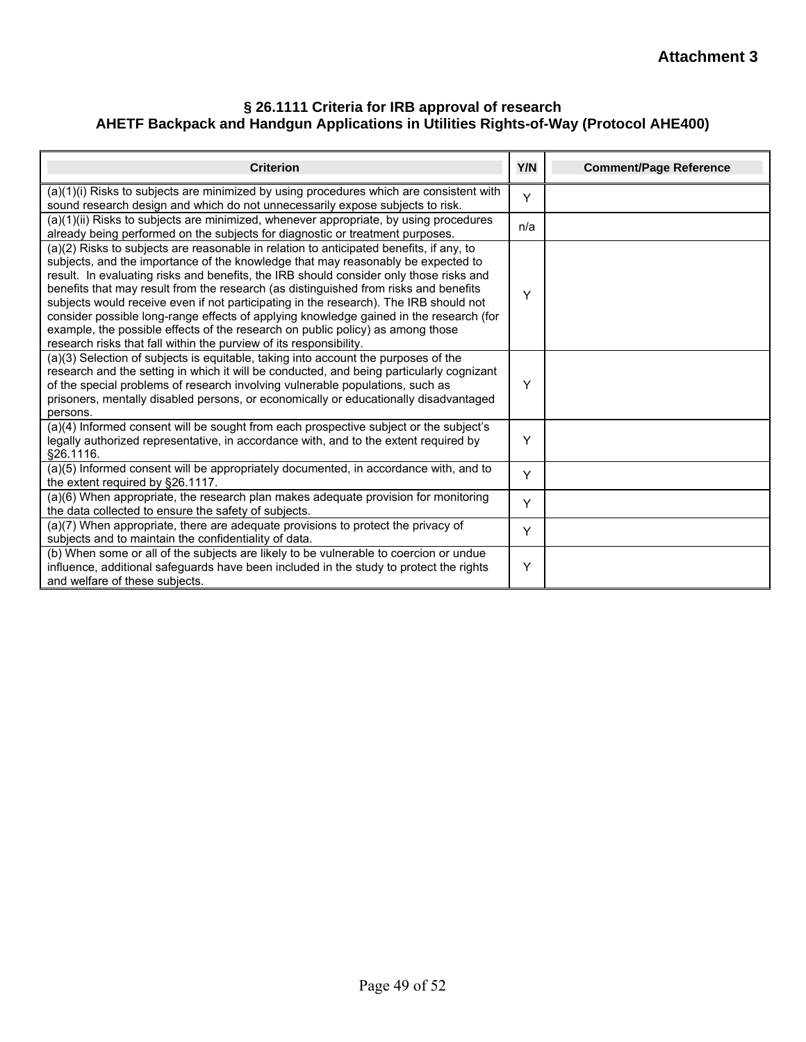**Attachment 3**

## § 26.1111 Criteria for IRB approval of research
## AHETF Backpack and Handgun Applications in Utilities Rights-of-Way (Protocol AHE400)

| Criterion | Y/N | Comment/Page Reference |
|---|---|---|
| (a)(1)(i) Risks to subjects are minimized by using procedures which are consistent with sound research design and which do not unnecessarily expose subjects to risk. | Y | |
| (a)(1)(ii) Risks to subjects are minimized, whenever appropriate, by using procedures already being performed on the subjects for diagnostic or treatment purposes. | n/a | |
| (a)(2) Risks to subjects are reasonable in relation to anticipated benefits, if any, to subjects, and the importance of the knowledge that may reasonably be expected to result. In evaluating risks and benefits, the IRB should consider only those risks and benefits that may result from the research (as distinguished from risks and benefits subjects would receive even if not participating in the research). The IRB should not consider possible long-range effects of applying knowledge gained in the research (for example, the possible effects of the research on public policy) as among those research risks that fall within the purview of its responsibility. | Y | |
| (a)(3) Selection of subjects is equitable, taking into account the purposes of the research and the setting in which it will be conducted, and being particularly cognizant of the special problems of research involving vulnerable populations, such as prisoners, mentally disabled persons, or economically or educationally disadvantaged persons. | Y | |
| (a)(4) Informed consent will be sought from each prospective subject or the subject's legally authorized representative, in accordance with, and to the extent required by §26.1116. | Y | |
| (a)(5) Informed consent will be appropriately documented, in accordance with, and to the extent required by §26.1117. | Y | |
| (a)(6) When appropriate, the research plan makes adequate provision for monitoring the data collected to ensure the safety of subjects. | Y | |
| (a)(7) When appropriate, there are adequate provisions to protect the privacy of subjects and to maintain the confidentiality of data. | Y | |
| (b) When some or all of the subjects are likely to be vulnerable to coercion or undue influence, additional safeguards have been included in the study to protect the rights and welfare of these subjects. | Y | |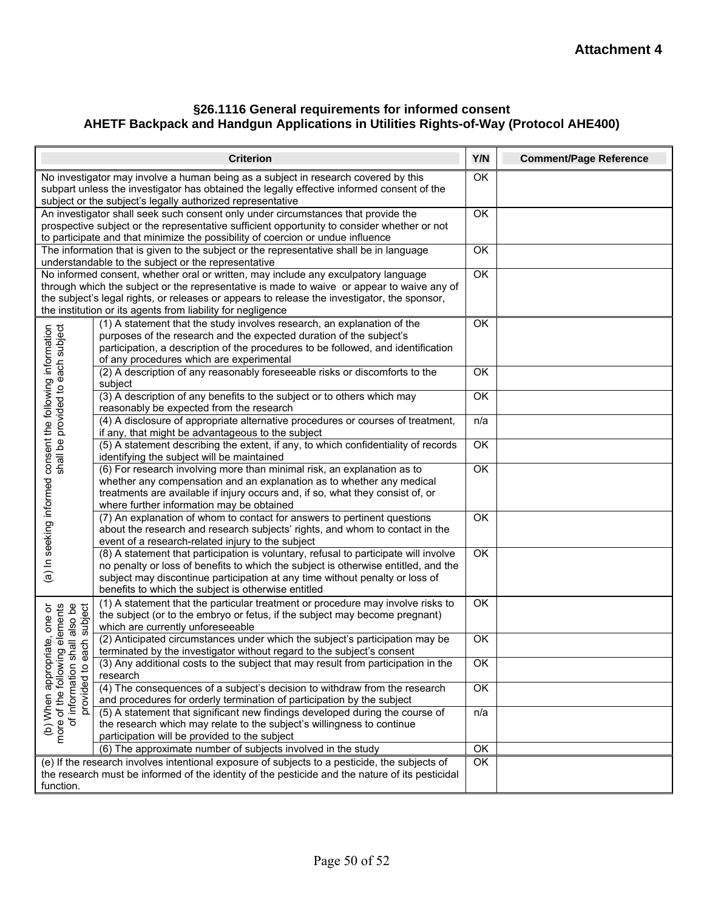**Attachment 4**

## §26.1116 General requirements for informed consent
## AHETF Backpack and Handgun Applications in Utilities Rights-of-Way (Protocol AHE400)

| Criterion | | Y/N | Comment/Page Reference |
|---|---|---|---|
| No investigator may involve a human being as a subject in research covered by this subpart unless the investigator has obtained the legally effective informed consent of the subject or the subject's legally authorized representative | | OK | |
| An investigator shall seek such consent only under circumstances that provide the prospective subject or the representative sufficient opportunity to consider whether or not to participate and that minimize the possibility of coercion or undue influence | | OK | |
| The information that is given to the subject or the representative shall be in language understandable to the subject or the representative | | OK | |
| No informed consent, whether oral or written, may include any exculpatory language through which the subject or the representative is made to waive or appear to waive any of the subject's legal rights, or releases or appears to release the investigator, the sponsor, the institution or its agents from liability for negligence | | OK | |
| (a) In seeking informed consent the following information shall be provided to each subject | (1) A statement that the study involves research, an explanation of the purposes of the research and the expected duration of the subject's participation, a description of the procedures to be followed, and identification of any procedures which are experimental | OK | |
| | (2) A description of any reasonably foreseeable risks or discomforts to the subject | OK | |
| | (3) A description of any benefits to the subject or to others which may reasonably be expected from the research | OK | |
| | (4) A disclosure of appropriate alternative procedures or courses of treatment, if any, that might be advantageous to the subject | n/a | |
| | (5) A statement describing the extent, if any, to which confidentiality of records identifying the subject will be maintained | OK | |
| | (6) For research involving more than minimal risk, an explanation as to whether any compensation and an explanation as to whether any medical treatments are available if injury occurs and, if so, what they consist of, or where further information may be obtained | OK | |
| | (7) An explanation of whom to contact for answers to pertinent questions about the research and research subjects' rights, and whom to contact in the event of a research-related injury to the subject | OK | |
| | (8) A statement that participation is voluntary, refusal to participate will involve no penalty or loss of benefits to which the subject is otherwise entitled, and the subject may discontinue participation at any time without penalty or loss of benefits to which the subject is otherwise entitled | OK | |
| (b) When appropriate, one or more of the following elements of information shall also be provided to each subject | (1) A statement that the particular treatment or procedure may involve risks to the subject (or to the embryo or fetus, if the subject may become pregnant) which are currently unforeseeable | OK | |
| | (2) Anticipated circumstances under which the subject's participation may be terminated by the investigator without regard to the subject's consent | OK | |
| | (3) Any additional costs to the subject that may result from participation in the research | OK | |
| | (4) The consequences of a subject's decision to withdraw from the research and procedures for orderly termination of participation by the subject | OK | |
| | (5) A statement that significant new findings developed during the course of the research which may relate to the subject's willingness to continue participation will be provided to the subject | n/a | |
| | (6) The approximate number of subjects involved in the study | OK | |
| (e) If the research involves intentional exposure of subjects to a pesticide, the subjects of the research must be informed of the identity of the pesticide and the nature of its pesticidal function. | | OK | |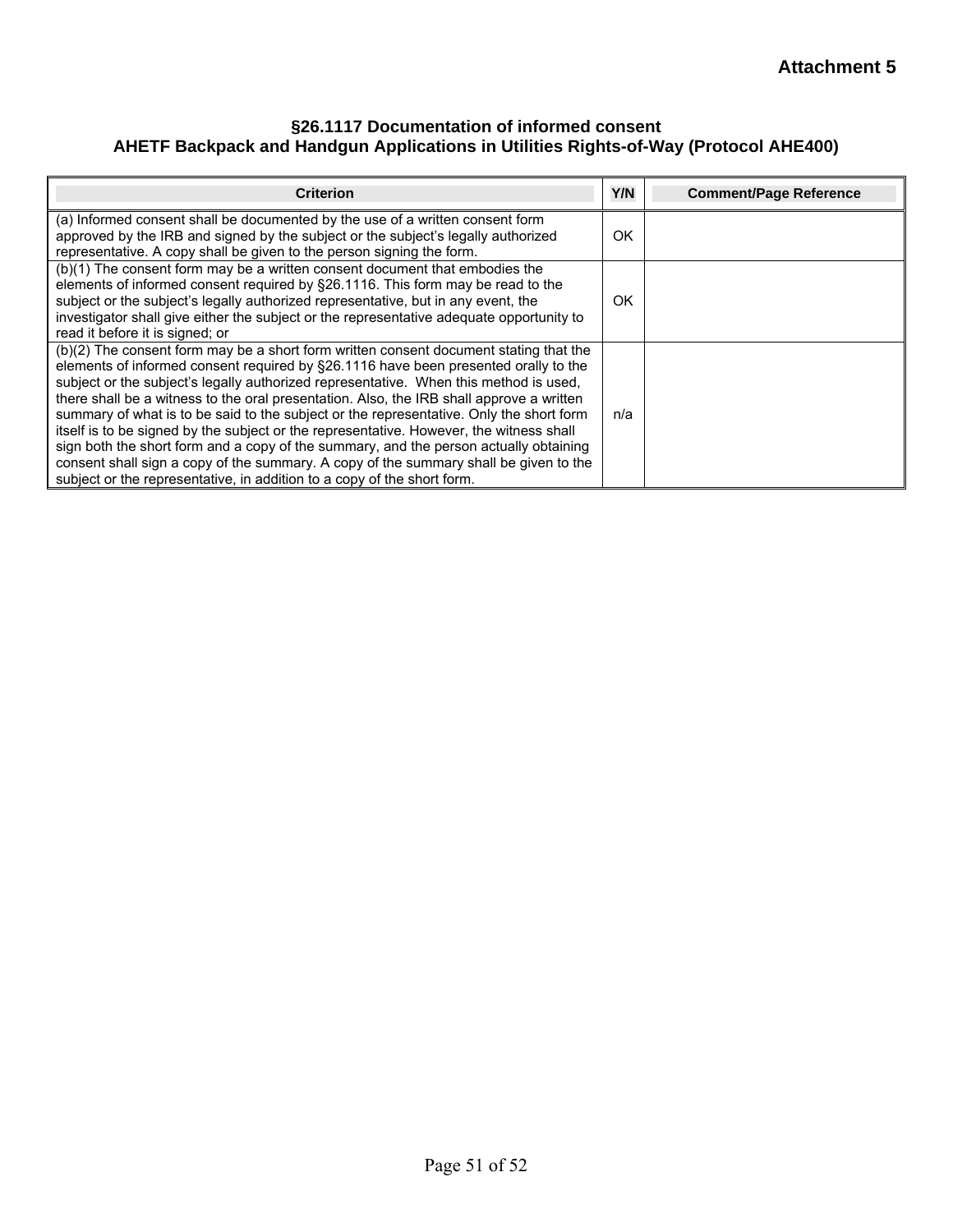**Attachment 5**

## §26.1117 Documentation of informed consent
## AHETF Backpack and Handgun Applications in Utilities Rights-of-Way (Protocol AHE400)

| Criterion | Y/N | Comment/Page Reference |
|---|---|---|
| (a) Informed consent shall be documented by the use of a written consent form approved by the IRB and signed by the subject or the subject's legally authorized representative. A copy shall be given to the person signing the form. | OK | |
| (b)(1) The consent form may be a written consent document that embodies the elements of informed consent required by §26.1116. This form may be read to the subject or the subject's legally authorized representative, but in any event, the investigator shall give either the subject or the representative adequate opportunity to read it before it is signed; or | OK | |
| (b)(2) The consent form may be a short form written consent document stating that the elements of informed consent required by §26.1116 have been presented orally to the subject or the subject's legally authorized representative. When this method is used, there shall be a witness to the oral presentation. Also, the IRB shall approve a written summary of what is to be said to the subject or the representative. Only the short form itself is to be signed by the subject or the representative. However, the witness shall sign both the short form and a copy of the summary, and the person actually obtaining consent shall sign a copy of the summary. A copy of the summary shall be given to the subject or the representative, in addition to a copy of the short form. | n/a | |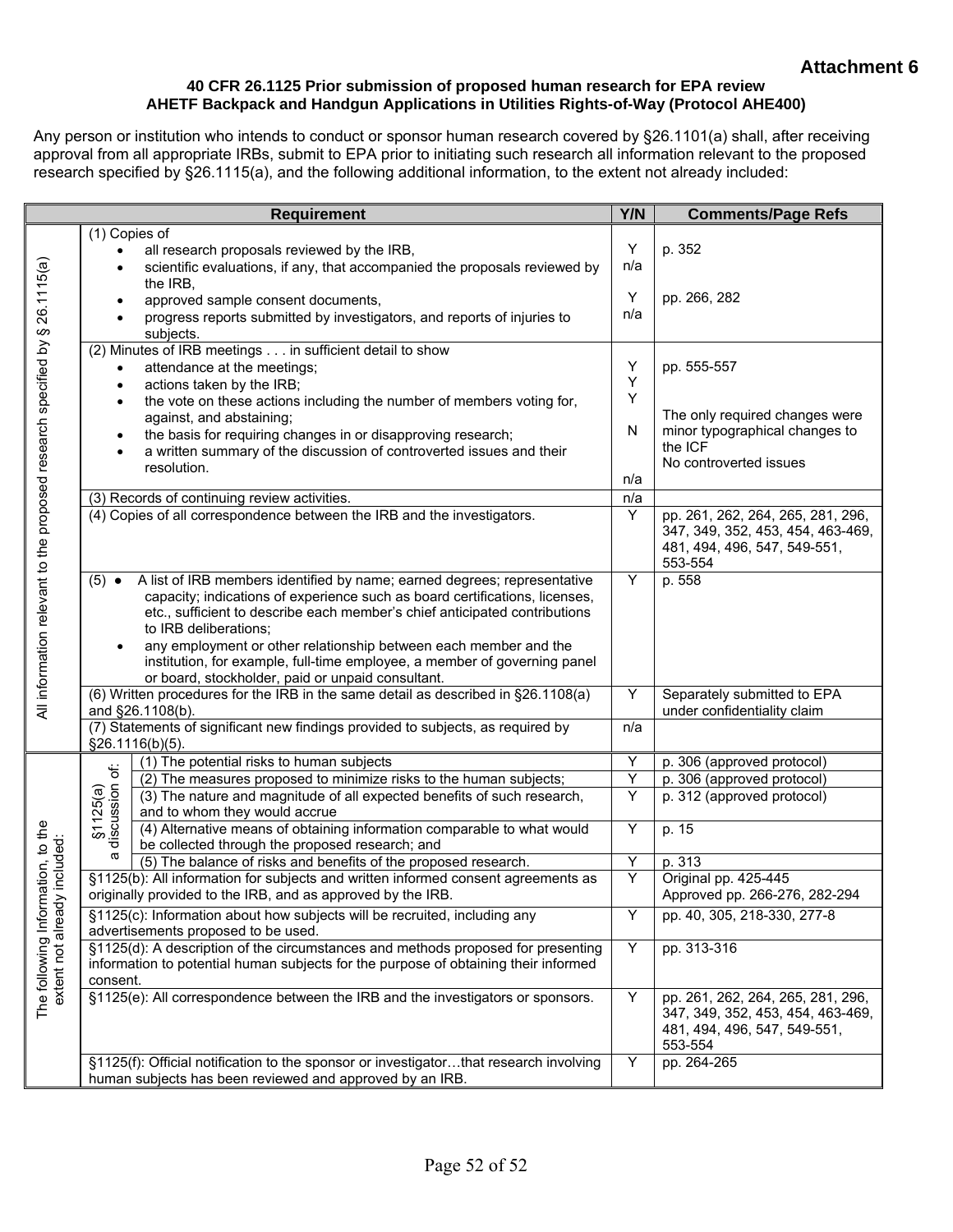**Attachment 6**

### 40 CFR 26.1125 Prior submission of proposed human research for EPA review
### AHETF Backpack and Handgun Applications in Utilities Rights-of-Way (Protocol AHE400)

Any person or institution who intends to conduct or sponsor human research covered by §26.1101(a) shall, after receiving approval from all appropriate IRBs, submit to EPA prior to initiating such research all information relevant to the proposed research specified by §26.1115(a), and the following additional information, to the extent not already included:

| | Requirement | Y/N | Comments/Page Refs |
|---|---|---|---|
| All information relevant to the proposed research specified by § 26.1115(a) | (1) Copies of<br>• all research proposals reviewed by the IRB,<br>• scientific evaluations, if any, that accompanied the proposals reviewed by the IRB,<br>• approved sample consent documents,<br>• progress reports submitted by investigators, and reports of injuries to subjects. | <br>Y<br>n/a<br>Y<br>n/a | <br>p. 352<br><br>pp. 266, 282 |
| | (2) Minutes of IRB meetings . . . in sufficient detail to show<br>• attendance at the meetings;<br>• actions taken by the IRB;<br>• the vote on these actions including the number of members voting for, against, and abstaining;<br>• the basis for requiring changes in or disapproving research;<br>• a written summary of the discussion of controverted issues and their resolution. | <br>Y<br>Y<br>Y<br>N<br>n/a | pp. 555-557<br><br>The only required changes were minor typographical changes to the ICF<br>No controverted issues |
| | (3) Records of continuing review activities. | n/a | |
| | (4) Copies of all correspondence between the IRB and the investigators. | Y | pp. 261, 262, 264, 265, 281, 296, 347, 349, 352, 453, 454, 463-469, 481, 494, 496, 547, 549-551, 553-554 |
| | (5) • A list of IRB members identified by name; earned degrees; representative capacity; indications of experience such as board certifications, licenses, etc., sufficient to describe each member's chief anticipated contributions to IRB deliberations;<br>• any employment or other relationship between each member and the institution, for example, full-time employee, a member of governing panel or board, stockholder, paid or unpaid consultant. | Y | p. 558 |
| | (6) Written procedures for the IRB in the same detail as described in §26.1108(a) and §26.1108(b). | Y | Separately submitted to EPA under confidentiality claim |
| | (7) Statements of significant new findings provided to subjects, as required by §26.1116(b)(5). | n/a | |
| The following Information, to the extent not already included: | §1125(a) a discussion of: (1) The potential risks to human subjects | Y | p. 306 (approved protocol) |
| | §1125(a) a discussion of: (2) The measures proposed to minimize risks to the human subjects; | Y | p. 306 (approved protocol) |
| | §1125(a) a discussion of: (3) The nature and magnitude of all expected benefits of such research, and to whom they would accrue | Y | p. 312 (approved protocol) |
| | §1125(a) a discussion of: (4) Alternative means of obtaining information comparable to what would be collected through the proposed research; and | Y | p. 15 |
| | §1125(a) a discussion of: (5) The balance of risks and benefits of the proposed research. | Y | p. 313 |
| | §1125(b): All information for subjects and written informed consent agreements as originally provided to the IRB, and as approved by the IRB. | Y | Original pp. 425-445<br>Approved pp. 266-276, 282-294 |
| | §1125(c): Information about how subjects will be recruited, including any advertisements proposed to be used. | Y | pp. 40, 305, 218-330, 277-8 |
| | §1125(d): A description of the circumstances and methods proposed for presenting information to potential human subjects for the purpose of obtaining their informed consent. | Y | pp. 313-316 |
| | §1125(e): All correspondence between the IRB and the investigators or sponsors. | Y | pp. 261, 262, 264, 265, 281, 296, 347, 349, 352, 453, 454, 463-469, 481, 494, 496, 547, 549-551, 553-554 |
| | §1125(f): Official notification to the sponsor or investigator…that research involving human subjects has been reviewed and approved by an IRB. | Y | pp. 264-265 |